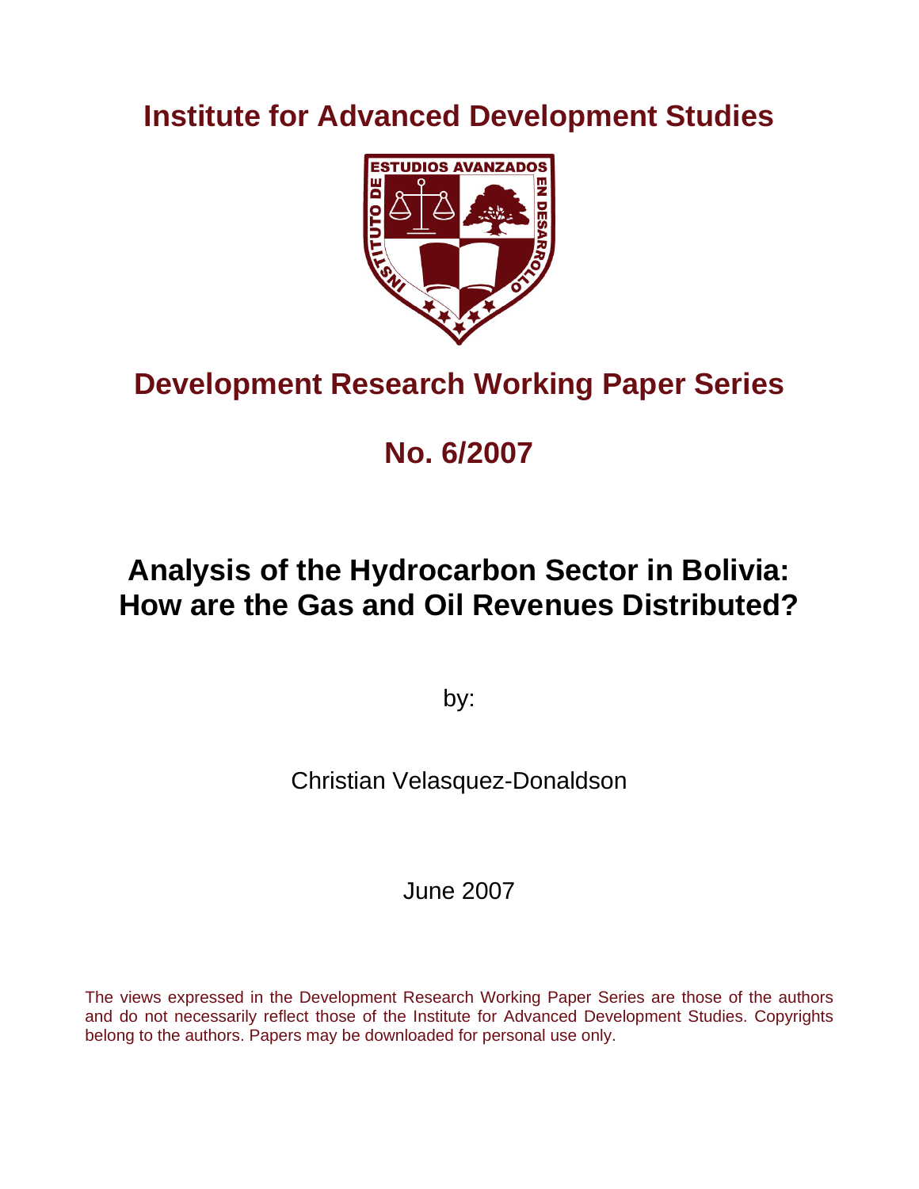# Institute for Advanced Development Studies

## Development Research Working Paper Series

## No. 6/2007

# Analysis of the Hydrocarbon Sector in Bolivia: How are the Gas and Oil Revenues Distributed?

by:

Christian Velasquez-Donaldson

June 2007

The views expressed in the Development Research Working Paper Series are those of the authors and do not necessarily reflect those of the Institute for Advanced Development Studies. Copyrights belong to the authors. Papers may be downloaded for personal use only.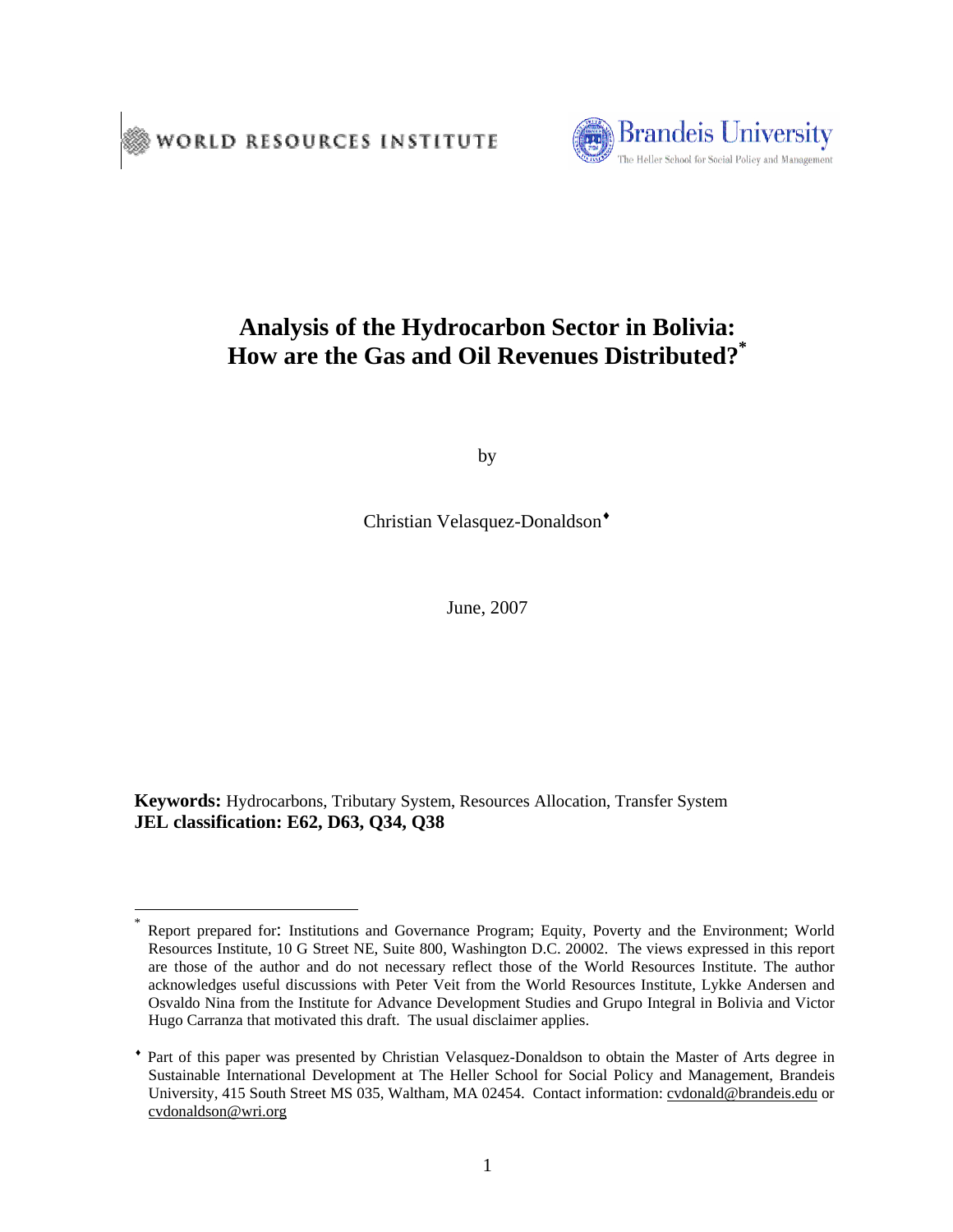WORLD RESOURCES INSTITUTE

Brandeis University
The Heller School for Social Policy and Management

# Analysis of the Hydrocarbon Sector in Bolivia: How are the Gas and Oil Revenues Distributed?*

by

Christian Velasquez-Donaldson♦

June, 2007

**Keywords:** Hydrocarbons, Tributary System, Resources Allocation, Transfer System
**JEL classification: E62, D63, Q34, Q38**

---

\* Report prepared for: Institutions and Governance Program; Equity, Poverty and the Environment; World Resources Institute, 10 G Street NE, Suite 800, Washington D.C. 20002. The views expressed in this report are those of the author and do not necessary reflect those of the World Resources Institute. The author acknowledges useful discussions with Peter Veit from the World Resources Institute, Lykke Andersen and Osvaldo Nina from the Institute for Advance Development Studies and Grupo Integral in Bolivia and Victor Hugo Carranza that motivated this draft. The usual disclaimer applies.

♦ Part of this paper was presented by Christian Velasquez-Donaldson to obtain the Master of Arts degree in Sustainable International Development at The Heller School for Social Policy and Management, Brandeis University, 415 South Street MS 035, Waltham, MA 02454. Contact information: cvdonald@brandeis.edu or cvdonaldson@wri.org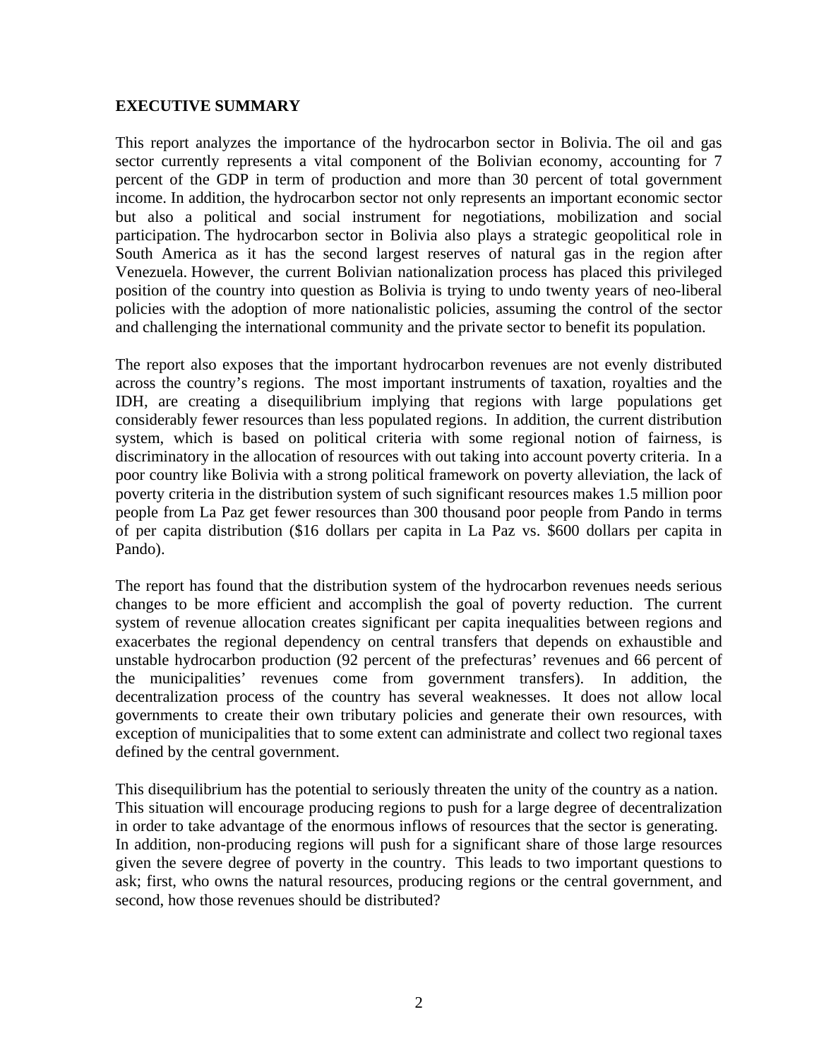## EXECUTIVE SUMMARY

This report analyzes the importance of the hydrocarbon sector in Bolivia. The oil and gas sector currently represents a vital component of the Bolivian economy, accounting for 7 percent of the GDP in term of production and more than 30 percent of total government income. In addition, the hydrocarbon sector not only represents an important economic sector but also a political and social instrument for negotiations, mobilization and social participation. The hydrocarbon sector in Bolivia also plays a strategic geopolitical role in South America as it has the second largest reserves of natural gas in the region after Venezuela. However, the current Bolivian nationalization process has placed this privileged position of the country into question as Bolivia is trying to undo twenty years of neo-liberal policies with the adoption of more nationalistic policies, assuming the control of the sector and challenging the international community and the private sector to benefit its population.

The report also exposes that the important hydrocarbon revenues are not evenly distributed across the country's regions. The most important instruments of taxation, royalties and the IDH, are creating a disequilibrium implying that regions with large populations get considerably fewer resources than less populated regions. In addition, the current distribution system, which is based on political criteria with some regional notion of fairness, is discriminatory in the allocation of resources with out taking into account poverty criteria. In a poor country like Bolivia with a strong political framework on poverty alleviation, the lack of poverty criteria in the distribution system of such significant resources makes 1.5 million poor people from La Paz get fewer resources than 300 thousand poor people from Pando in terms of per capita distribution ($16 dollars per capita in La Paz vs. $600 dollars per capita in Pando).

The report has found that the distribution system of the hydrocarbon revenues needs serious changes to be more efficient and accomplish the goal of poverty reduction. The current system of revenue allocation creates significant per capita inequalities between regions and exacerbates the regional dependency on central transfers that depends on exhaustible and unstable hydrocarbon production (92 percent of the prefecturas' revenues and 66 percent of the municipalities' revenues come from government transfers). In addition, the decentralization process of the country has several weaknesses. It does not allow local governments to create their own tributary policies and generate their own resources, with exception of municipalities that to some extent can administrate and collect two regional taxes defined by the central government.

This disequilibrium has the potential to seriously threaten the unity of the country as a nation. This situation will encourage producing regions to push for a large degree of decentralization in order to take advantage of the enormous inflows of resources that the sector is generating. In addition, non-producing regions will push for a significant share of those large resources given the severe degree of poverty in the country. This leads to two important questions to ask; first, who owns the natural resources, producing regions or the central government, and second, how those revenues should be distributed?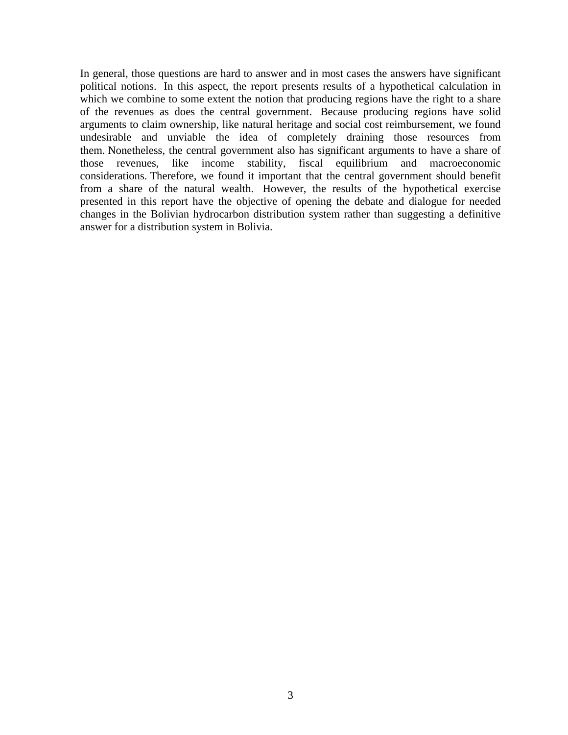In general, those questions are hard to answer and in most cases the answers have significant political notions. In this aspect, the report presents results of a hypothetical calculation in which we combine to some extent the notion that producing regions have the right to a share of the revenues as does the central government. Because producing regions have solid arguments to claim ownership, like natural heritage and social cost reimbursement, we found undesirable and unviable the idea of completely draining those resources from them. Nonetheless, the central government also has significant arguments to have a share of those revenues, like income stability, fiscal equilibrium and macroeconomic considerations. Therefore, we found it important that the central government should benefit from a share of the natural wealth. However, the results of the hypothetical exercise presented in this report have the objective of opening the debate and dialogue for needed changes in the Bolivian hydrocarbon distribution system rather than suggesting a definitive answer for a distribution system in Bolivia.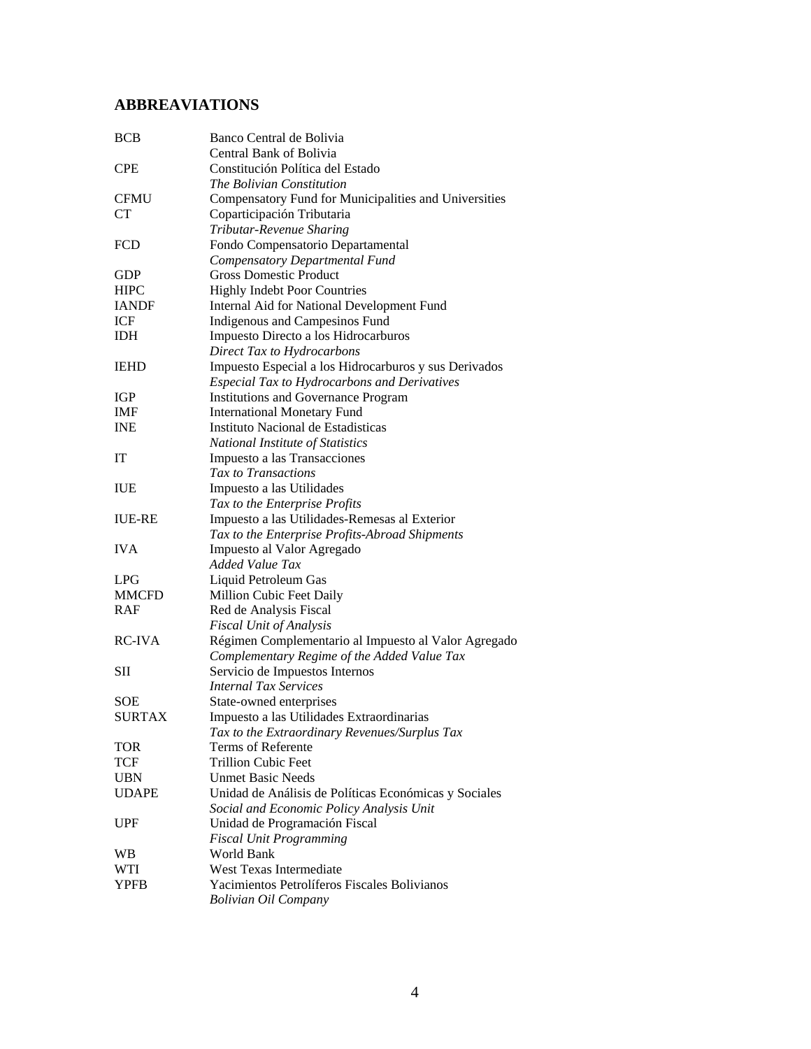## ABBREAVIATIONS

| | |
|---|---|
| BCB | Banco Central de Bolivia<br>Central Bank of Bolivia |
| CPE | Constitución Política del Estado<br>*The Bolivian Constitution* |
| CFMU | Compensatory Fund for Municipalities and Universities |
| CT | Coparticipación Tributaria<br>*Tributar-Revenue Sharing* |
| FCD | Fondo Compensatorio Departamental<br>*Compensatory Departmental Fund* |
| GDP | Gross Domestic Product |
| HIPC | Highly Indebt Poor Countries |
| IANDF | Internal Aid for National Development Fund |
| ICF | Indigenous and Campesinos Fund |
| IDH | Impuesto Directo a los Hidrocarburos<br>*Direct Tax to Hydrocarbons* |
| IEHD | Impuesto Especial a los Hidrocarburos y sus Derivados<br>*Especial Tax to Hydrocarbons and Derivatives* |
| IGP | Institutions and Governance Program |
| IMF | International Monetary Fund |
| INE | Instituto Nacional de Estadisticas<br>*National Institute of Statistics* |
| IT | Impuesto a las Transacciones<br>*Tax to Transactions* |
| IUE | Impuesto a las Utilidades<br>*Tax to the Enterprise Profits* |
| IUE-RE | Impuesto a las Utilidades-Remesas al Exterior<br>*Tax to the Enterprise Profits-Abroad Shipments* |
| IVA | Impuesto al Valor Agregado<br>*Added Value Tax* |
| LPG | Liquid Petroleum Gas |
| MMCFD | Million Cubic Feet Daily |
| RAF | Red de Analysis Fiscal<br>*Fiscal Unit of Analysis* |
| RC-IVA | Régimen Complementario al Impuesto al Valor Agregado<br>*Complementary Regime of the Added Value Tax* |
| SII | Servicio de Impuestos Internos<br>*Internal Tax Services* |
| SOE | State-owned enterprises |
| SURTAX | Impuesto a las Utilidades Extraordinarias<br>*Tax to the Extraordinary Revenues/Surplus Tax* |
| TOR | Terms of Referente |
| TCF | Trillion Cubic Feet |
| UBN | Unmet Basic Needs |
| UDAPE | Unidad de Análisis de Políticas Económicas y Sociales<br>*Social and Economic Policy Analysis Unit* |
| UPF | Unidad de Programación Fiscal<br>*Fiscal Unit Programming* |
| WB | World Bank |
| WTI | West Texas Intermediate |
| YPFB | Yacimientos Petrolíferos Fiscales Bolivianos<br>*Bolivian Oil Company* |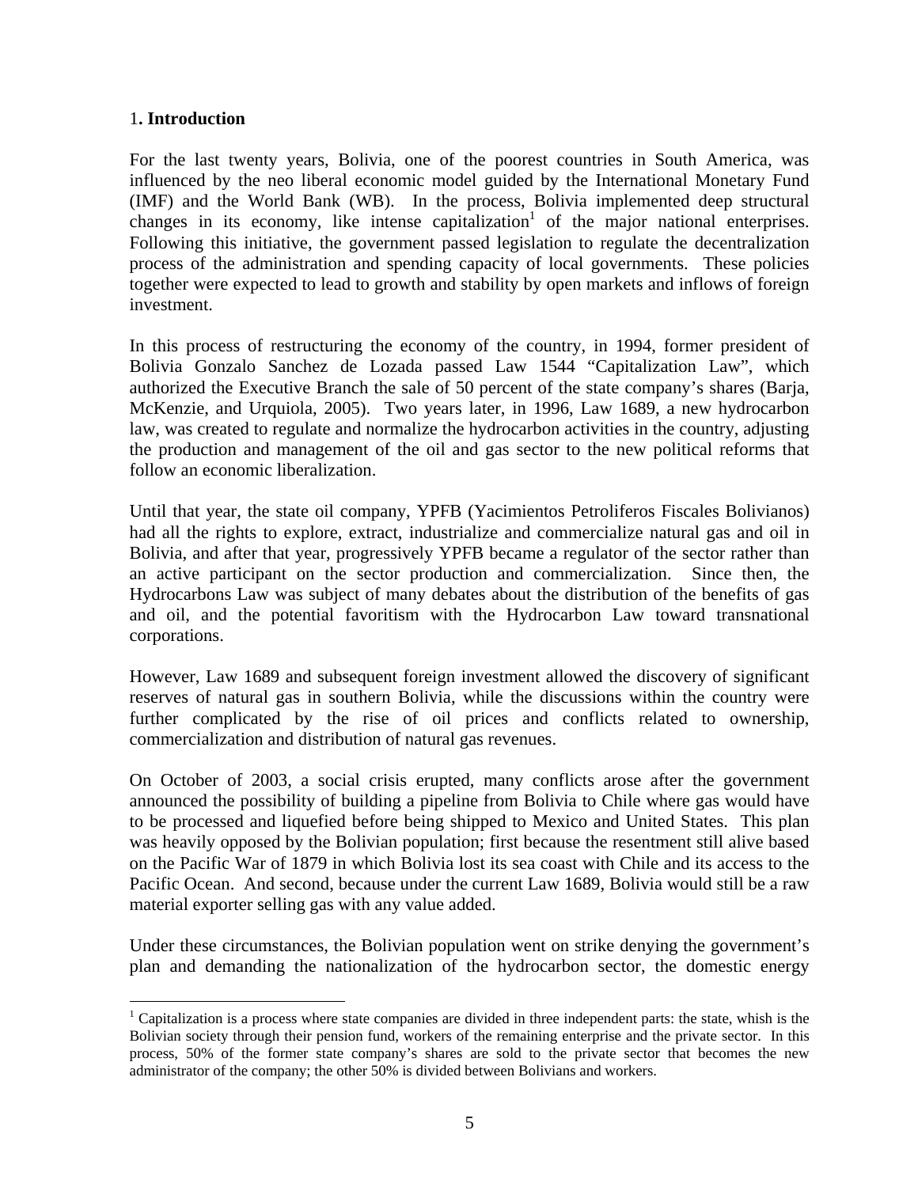## 1. Introduction

For the last twenty years, Bolivia, one of the poorest countries in South America, was influenced by the neo liberal economic model guided by the International Monetary Fund (IMF) and the World Bank (WB). In the process, Bolivia implemented deep structural changes in its economy, like intense capitalization[1] of the major national enterprises. Following this initiative, the government passed legislation to regulate the decentralization process of the administration and spending capacity of local governments. These policies together were expected to lead to growth and stability by open markets and inflows of foreign investment.

In this process of restructuring the economy of the country, in 1994, former president of Bolivia Gonzalo Sanchez de Lozada passed Law 1544 "Capitalization Law", which authorized the Executive Branch the sale of 50 percent of the state company's shares (Barja, McKenzie, and Urquiola, 2005). Two years later, in 1996, Law 1689, a new hydrocarbon law, was created to regulate and normalize the hydrocarbon activities in the country, adjusting the production and management of the oil and gas sector to the new political reforms that follow an economic liberalization.

Until that year, the state oil company, YPFB (Yacimientos Petroliferos Fiscales Bolivianos) had all the rights to explore, extract, industrialize and commercialize natural gas and oil in Bolivia, and after that year, progressively YPFB became a regulator of the sector rather than an active participant on the sector production and commercialization. Since then, the Hydrocarbons Law was subject of many debates about the distribution of the benefits of gas and oil, and the potential favoritism with the Hydrocarbon Law toward transnational corporations.

However, Law 1689 and subsequent foreign investment allowed the discovery of significant reserves of natural gas in southern Bolivia, while the discussions within the country were further complicated by the rise of oil prices and conflicts related to ownership, commercialization and distribution of natural gas revenues.

On October of 2003, a social crisis erupted, many conflicts arose after the government announced the possibility of building a pipeline from Bolivia to Chile where gas would have to be processed and liquefied before being shipped to Mexico and United States. This plan was heavily opposed by the Bolivian population; first because the resentment still alive based on the Pacific War of 1879 in which Bolivia lost its sea coast with Chile and its access to the Pacific Ocean. And second, because under the current Law 1689, Bolivia would still be a raw material exporter selling gas with any value added.

Under these circumstances, the Bolivian population went on strike denying the government's plan and demanding the nationalization of the hydrocarbon sector, the domestic energy

[1] Capitalization is a process where state companies are divided in three independent parts: the state, whish is the Bolivian society through their pension fund, workers of the remaining enterprise and the private sector. In this process, 50% of the former state company's shares are sold to the private sector that becomes the new administrator of the company; the other 50% is divided between Bolivians and workers.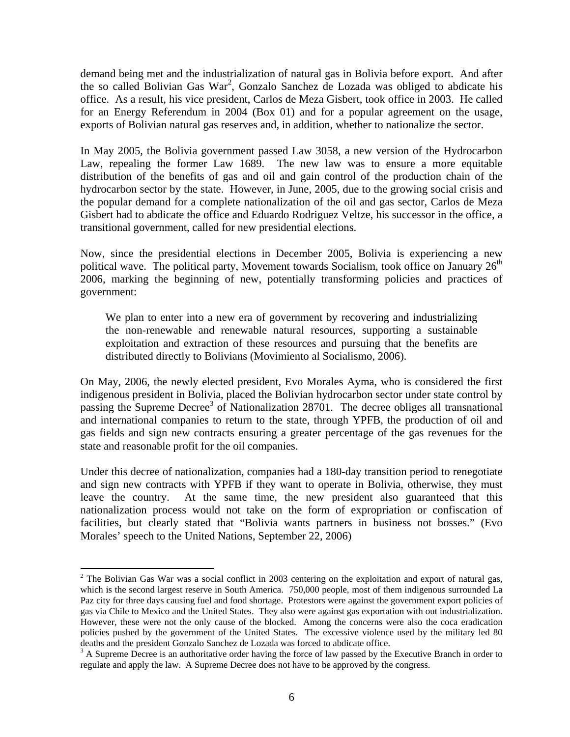demand being met and the industrialization of natural gas in Bolivia before export. And after the so called Bolivian Gas War[2], Gonzalo Sanchez de Lozada was obliged to abdicate his office. As a result, his vice president, Carlos de Meza Gisbert, took office in 2003. He called for an Energy Referendum in 2004 (Box 01) and for a popular agreement on the usage, exports of Bolivian natural gas reserves and, in addition, whether to nationalize the sector.

In May 2005, the Bolivia government passed Law 3058, a new version of the Hydrocarbon Law, repealing the former Law 1689. The new law was to ensure a more equitable distribution of the benefits of gas and oil and gain control of the production chain of the hydrocarbon sector by the state. However, in June, 2005, due to the growing social crisis and the popular demand for a complete nationalization of the oil and gas sector, Carlos de Meza Gisbert had to abdicate the office and Eduardo Rodriguez Veltze, his successor in the office, a transitional government, called for new presidential elections.

Now, since the presidential elections in December 2005, Bolivia is experiencing a new political wave. The political party, Movement towards Socialism, took office on January 26th 2006, marking the beginning of new, potentially transforming policies and practices of government:

> We plan to enter into a new era of government by recovering and industrializing the non-renewable and renewable natural resources, supporting a sustainable exploitation and extraction of these resources and pursuing that the benefits are distributed directly to Bolivians (Movimiento al Socialismo, 2006).

On May, 2006, the newly elected president, Evo Morales Ayma, who is considered the first indigenous president in Bolivia, placed the Bolivian hydrocarbon sector under state control by passing the Supreme Decree[3] of Nationalization 28701. The decree obliges all transnational and international companies to return to the state, through YPFB, the production of oil and gas fields and sign new contracts ensuring a greater percentage of the gas revenues for the state and reasonable profit for the oil companies.

Under this decree of nationalization, companies had a 180-day transition period to renegotiate and sign new contracts with YPFB if they want to operate in Bolivia, otherwise, they must leave the country. At the same time, the new president also guaranteed that this nationalization process would not take on the form of expropriation or confiscation of facilities, but clearly stated that "Bolivia wants partners in business not bosses." (Evo Morales' speech to the United Nations, September 22, 2006)

---

[2] The Bolivian Gas War was a social conflict in 2003 centering on the exploitation and export of natural gas, which is the second largest reserve in South America. 750,000 people, most of them indigenous surrounded La Paz city for three days causing fuel and food shortage. Protestors were against the government export policies of gas via Chile to Mexico and the United States. They also were against gas exportation with out industrialization. However, these were not the only cause of the blocked. Among the concerns were also the coca eradication policies pushed by the government of the United States. The excessive violence used by the military led 80 deaths and the president Gonzalo Sanchez de Lozada was forced to abdicate office.

[3] A Supreme Decree is an authoritative order having the force of law passed by the Executive Branch in order to regulate and apply the law. A Supreme Decree does not have to be approved by the congress.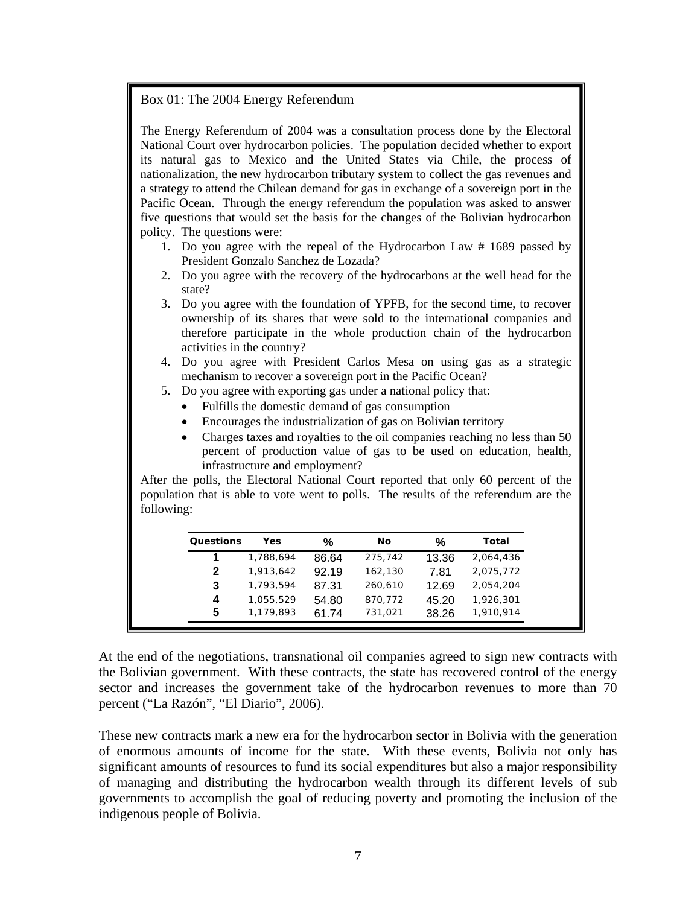Box 01: The 2004 Energy Referendum

The Energy Referendum of 2004 was a consultation process done by the Electoral National Court over hydrocarbon policies. The population decided whether to export its natural gas to Mexico and the United States via Chile, the process of nationalization, the new hydrocarbon tributary system to collect the gas revenues and a strategy to attend the Chilean demand for gas in exchange of a sovereign port in the Pacific Ocean. Through the energy referendum the population was asked to answer five questions that would set the basis for the changes of the Bolivian hydrocarbon policy. The questions were:

1. Do you agree with the repeal of the Hydrocarbon Law # 1689 passed by President Gonzalo Sanchez de Lozada?
2. Do you agree with the recovery of the hydrocarbons at the well head for the state?
3. Do you agree with the foundation of YPFB, for the second time, to recover ownership of its shares that were sold to the international companies and therefore participate in the whole production chain of the hydrocarbon activities in the country?
4. Do you agree with President Carlos Mesa on using gas as a strategic mechanism to recover a sovereign port in the Pacific Ocean?
5. Do you agree with exporting gas under a national policy that:
   - Fulfills the domestic demand of gas consumption
   - Encourages the industrialization of gas on Bolivian territory
   - Charges taxes and royalties to the oil companies reaching no less than 50 percent of production value of gas to be used on education, health, infrastructure and employment?

After the polls, the Electoral National Court reported that only 60 percent of the population that is able to vote went to polls. The results of the referendum are the following:

| Questions | Yes | % | No | % | Total |
|---|---|---|---|---|---|
| 1 | 1,788,694 | 86.64 | 275,742 | 13.36 | 2,064,436 |
| 2 | 1,913,642 | 92.19 | 162,130 | 7.81 | 2,075,772 |
| 3 | 1,793,594 | 87.31 | 260,610 | 12.69 | 2,054,204 |
| 4 | 1,055,529 | 54.80 | 870,772 | 45.20 | 1,926,301 |
| 5 | 1,179,893 | 61.74 | 731,021 | 38.26 | 1,910,914 |

At the end of the negotiations, transnational oil companies agreed to sign new contracts with the Bolivian government. With these contracts, the state has recovered control of the energy sector and increases the government take of the hydrocarbon revenues to more than 70 percent ("La Razón", "El Diario", 2006).

These new contracts mark a new era for the hydrocarbon sector in Bolivia with the generation of enormous amounts of income for the state. With these events, Bolivia not only has significant amounts of resources to fund its social expenditures but also a major responsibility of managing and distributing the hydrocarbon wealth through its different levels of sub governments to accomplish the goal of reducing poverty and promoting the inclusion of the indigenous people of Bolivia.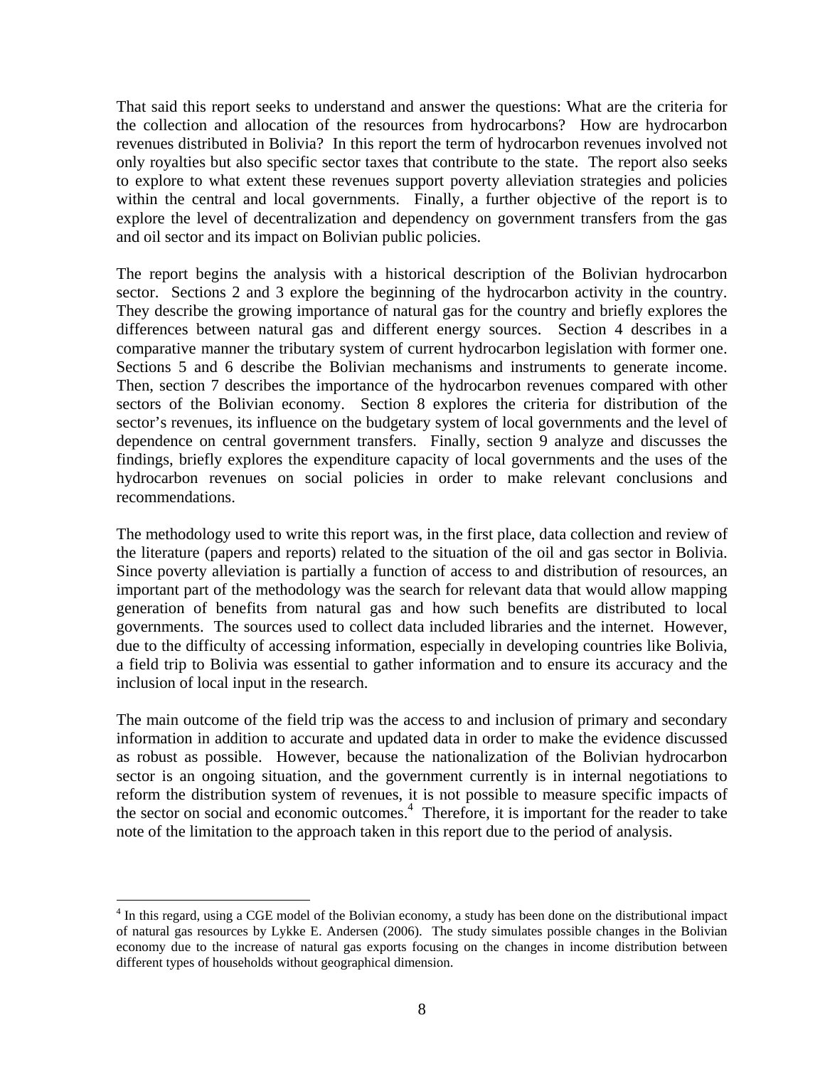That said this report seeks to understand and answer the questions: What are the criteria for the collection and allocation of the resources from hydrocarbons? How are hydrocarbon revenues distributed in Bolivia? In this report the term of hydrocarbon revenues involved not only royalties but also specific sector taxes that contribute to the state. The report also seeks to explore to what extent these revenues support poverty alleviation strategies and policies within the central and local governments. Finally, a further objective of the report is to explore the level of decentralization and dependency on government transfers from the gas and oil sector and its impact on Bolivian public policies.

The report begins the analysis with a historical description of the Bolivian hydrocarbon sector. Sections 2 and 3 explore the beginning of the hydrocarbon activity in the country. They describe the growing importance of natural gas for the country and briefly explores the differences between natural gas and different energy sources. Section 4 describes in a comparative manner the tributary system of current hydrocarbon legislation with former one. Sections 5 and 6 describe the Bolivian mechanisms and instruments to generate income. Then, section 7 describes the importance of the hydrocarbon revenues compared with other sectors of the Bolivian economy. Section 8 explores the criteria for distribution of the sector's revenues, its influence on the budgetary system of local governments and the level of dependence on central government transfers. Finally, section 9 analyze and discusses the findings, briefly explores the expenditure capacity of local governments and the uses of the hydrocarbon revenues on social policies in order to make relevant conclusions and recommendations.

The methodology used to write this report was, in the first place, data collection and review of the literature (papers and reports) related to the situation of the oil and gas sector in Bolivia. Since poverty alleviation is partially a function of access to and distribution of resources, an important part of the methodology was the search for relevant data that would allow mapping generation of benefits from natural gas and how such benefits are distributed to local governments. The sources used to collect data included libraries and the internet. However, due to the difficulty of accessing information, especially in developing countries like Bolivia, a field trip to Bolivia was essential to gather information and to ensure its accuracy and the inclusion of local input in the research.

The main outcome of the field trip was the access to and inclusion of primary and secondary information in addition to accurate and updated data in order to make the evidence discussed as robust as possible. However, because the nationalization of the Bolivian hydrocarbon sector is an ongoing situation, and the government currently is in internal negotiations to reform the distribution system of revenues, it is not possible to measure specific impacts of the sector on social and economic outcomes.[4] Therefore, it is important for the reader to take note of the limitation to the approach taken in this report due to the period of analysis.

[4] In this regard, using a CGE model of the Bolivian economy, a study has been done on the distributional impact of natural gas resources by Lykke E. Andersen (2006). The study simulates possible changes in the Bolivian economy due to the increase of natural gas exports focusing on the changes in income distribution between different types of households without geographical dimension.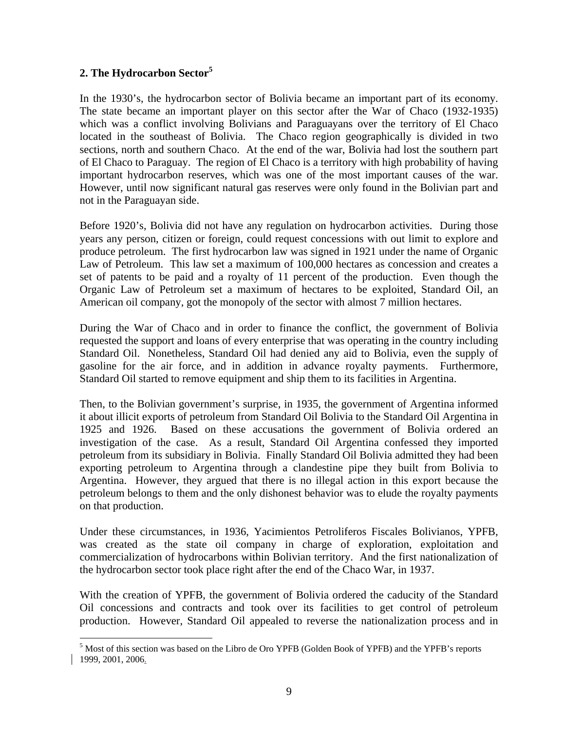## 2. The Hydrocarbon Sector[5]

In the 1930's, the hydrocarbon sector of Bolivia became an important part of its economy. The state became an important player on this sector after the War of Chaco (1932-1935) which was a conflict involving Bolivians and Paraguayans over the territory of El Chaco located in the southeast of Bolivia. The Chaco region geographically is divided in two sections, north and southern Chaco. At the end of the war, Bolivia had lost the southern part of El Chaco to Paraguay. The region of El Chaco is a territory with high probability of having important hydrocarbon reserves, which was one of the most important causes of the war. However, until now significant natural gas reserves were only found in the Bolivian part and not in the Paraguayan side.

Before 1920's, Bolivia did not have any regulation on hydrocarbon activities. During those years any person, citizen or foreign, could request concessions with out limit to explore and produce petroleum. The first hydrocarbon law was signed in 1921 under the name of Organic Law of Petroleum. This law set a maximum of 100,000 hectares as concession and creates a set of patents to be paid and a royalty of 11 percent of the production. Even though the Organic Law of Petroleum set a maximum of hectares to be exploited, Standard Oil, an American oil company, got the monopoly of the sector with almost 7 million hectares.

During the War of Chaco and in order to finance the conflict, the government of Bolivia requested the support and loans of every enterprise that was operating in the country including Standard Oil. Nonetheless, Standard Oil had denied any aid to Bolivia, even the supply of gasoline for the air force, and in addition in advance royalty payments. Furthermore, Standard Oil started to remove equipment and ship them to its facilities in Argentina.

Then, to the Bolivian government's surprise, in 1935, the government of Argentina informed it about illicit exports of petroleum from Standard Oil Bolivia to the Standard Oil Argentina in 1925 and 1926. Based on these accusations the government of Bolivia ordered an investigation of the case. As a result, Standard Oil Argentina confessed they imported petroleum from its subsidiary in Bolivia. Finally Standard Oil Bolivia admitted they had been exporting petroleum to Argentina through a clandestine pipe they built from Bolivia to Argentina. However, they argued that there is no illegal action in this export because the petroleum belongs to them and the only dishonest behavior was to elude the royalty payments on that production.

Under these circumstances, in 1936, Yacimientos Petroliferos Fiscales Bolivianos, YPFB, was created as the state oil company in charge of exploration, exploitation and commercialization of hydrocarbons within Bolivian territory. And the first nationalization of the hydrocarbon sector took place right after the end of the Chaco War, in 1937.

With the creation of YPFB, the government of Bolivia ordered the caducity of the Standard Oil concessions and contracts and took over its facilities to get control of petroleum production. However, Standard Oil appealed to reverse the nationalization process and in

[5] Most of this section was based on the Libro de Oro YPFB (Golden Book of YPFB) and the YPFB's reports 1999, 2001, 2006.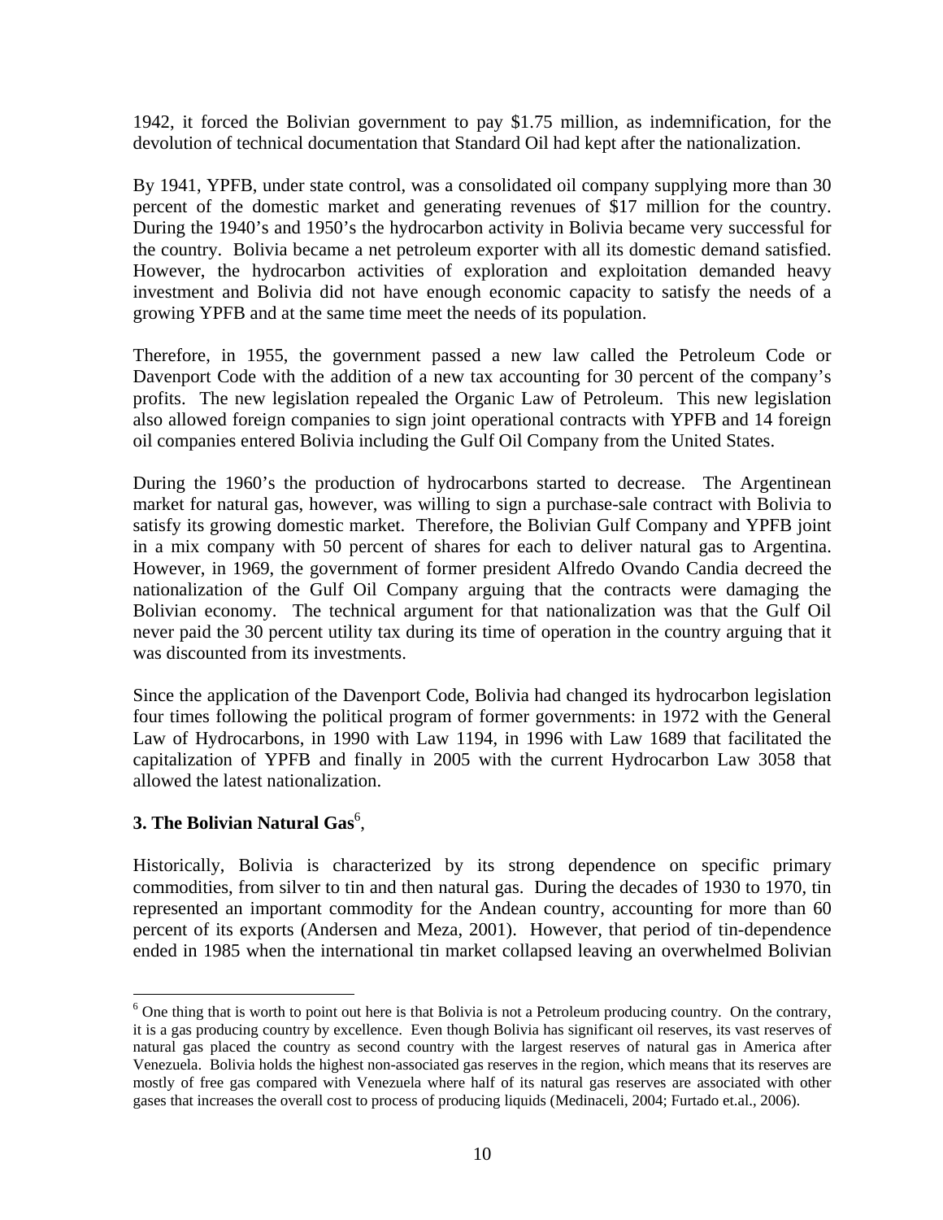1942, it forced the Bolivian government to pay $1.75 million, as indemnification, for the devolution of technical documentation that Standard Oil had kept after the nationalization.

By 1941, YPFB, under state control, was a consolidated oil company supplying more than 30 percent of the domestic market and generating revenues of $17 million for the country. During the 1940's and 1950's the hydrocarbon activity in Bolivia became very successful for the country. Bolivia became a net petroleum exporter with all its domestic demand satisfied. However, the hydrocarbon activities of exploration and exploitation demanded heavy investment and Bolivia did not have enough economic capacity to satisfy the needs of a growing YPFB and at the same time meet the needs of its population.

Therefore, in 1955, the government passed a new law called the Petroleum Code or Davenport Code with the addition of a new tax accounting for 30 percent of the company's profits. The new legislation repealed the Organic Law of Petroleum. This new legislation also allowed foreign companies to sign joint operational contracts with YPFB and 14 foreign oil companies entered Bolivia including the Gulf Oil Company from the United States.

During the 1960's the production of hydrocarbons started to decrease. The Argentinean market for natural gas, however, was willing to sign a purchase-sale contract with Bolivia to satisfy its growing domestic market. Therefore, the Bolivian Gulf Company and YPFB joint in a mix company with 50 percent of shares for each to deliver natural gas to Argentina. However, in 1969, the government of former president Alfredo Ovando Candia decreed the nationalization of the Gulf Oil Company arguing that the contracts were damaging the Bolivian economy. The technical argument for that nationalization was that the Gulf Oil never paid the 30 percent utility tax during its time of operation in the country arguing that it was discounted from its investments.

Since the application of the Davenport Code, Bolivia had changed its hydrocarbon legislation four times following the political program of former governments: in 1972 with the General Law of Hydrocarbons, in 1990 with Law 1194, in 1996 with Law 1689 that facilitated the capitalization of YPFB and finally in 2005 with the current Hydrocarbon Law 3058 that allowed the latest nationalization.

## 3. The Bolivian Natural Gas[6],

Historically, Bolivia is characterized by its strong dependence on specific primary commodities, from silver to tin and then natural gas. During the decades of 1930 to 1970, tin represented an important commodity for the Andean country, accounting for more than 60 percent of its exports (Andersen and Meza, 2001). However, that period of tin-dependence ended in 1985 when the international tin market collapsed leaving an overwhelmed Bolivian

[6] One thing that is worth to point out here is that Bolivia is not a Petroleum producing country. On the contrary, it is a gas producing country by excellence. Even though Bolivia has significant oil reserves, its vast reserves of natural gas placed the country as second country with the largest reserves of natural gas in America after Venezuela. Bolivia holds the highest non-associated gas reserves in the region, which means that its reserves are mostly of free gas compared with Venezuela where half of its natural gas reserves are associated with other gases that increases the overall cost to process of producing liquids (Medinaceli, 2004; Furtado et.al., 2006).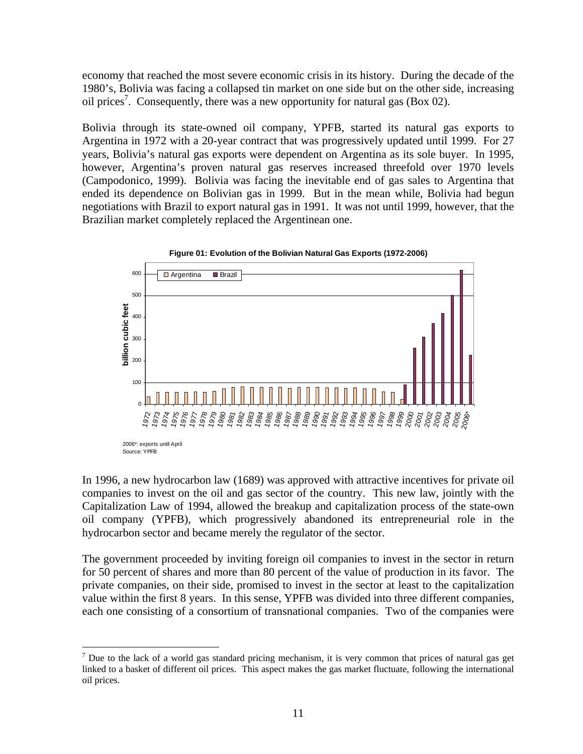economy that reached the most severe economic crisis in its history. During the decade of the 1980's, Bolivia was facing a collapsed tin market on one side but on the other side, increasing oil prices[7]. Consequently, there was a new opportunity for natural gas (Box 02).

Bolivia through its state-owned oil company, YPFB, started its natural gas exports to Argentina in 1972 with a 20-year contract that was progressively updated until 1999. For 27 years, Bolivia's natural gas exports were dependent on Argentina as its sole buyer. In 1995, however, Argentina's proven natural gas reserves increased threefold over 1970 levels (Campodonico, 1999). Bolivia was facing the inevitable end of gas sales to Argentina that ended its dependence on Bolivian gas in 1999. But in the mean while, Bolivia had begun negotiations with Brazil to export natural gas in 1991. It was not until 1999, however, that the Brazilian market completely replaced the Argentinean one.

**Figure 01: Evolution of the Bolivian Natural Gas Exports (1972-2006)**

2006*: exports until April
Source: YPFB

In 1996, a new hydrocarbon law (1689) was approved with attractive incentives for private oil companies to invest on the oil and gas sector of the country. This new law, jointly with the Capitalization Law of 1994, allowed the breakup and capitalization process of the state-own oil company (YPFB), which progressively abandoned its entrepreneurial role in the hydrocarbon sector and became merely the regulator of the sector.

The government proceeded by inviting foreign oil companies to invest in the sector in return for 50 percent of shares and more than 80 percent of the value of production in its favor. The private companies, on their side, promised to invest in the sector at least to the capitalization value within the first 8 years. In this sense, YPFB was divided into three different companies, each one consisting of a consortium of transnational companies. Two of the companies were

[7] Due to the lack of a world gas standard pricing mechanism, it is very common that prices of natural gas get linked to a basket of different oil prices. This aspect makes the gas market fluctuate, following the international oil prices.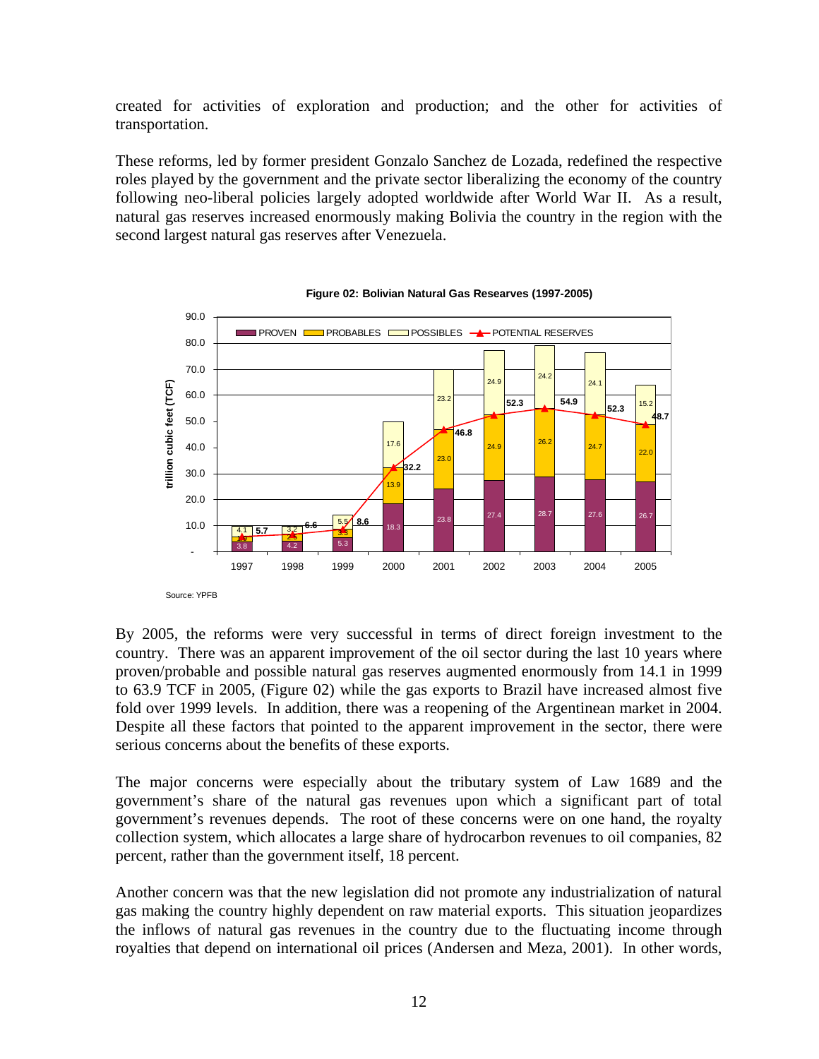created for activities of exploration and production; and the other for activities of transportation.

These reforms, led by former president Gonzalo Sanchez de Lozada, redefined the respective roles played by the government and the private sector liberalizing the economy of the country following neo-liberal policies largely adopted worldwide after World War II. As a result, natural gas reserves increased enormously making Bolivia the country in the region with the second largest natural gas reserves after Venezuela.

**Figure 02: Bolivian Natural Gas Resarves (1997-2005)**

Source: YPFB

By 2005, the reforms were very successful in terms of direct foreign investment to the country. There was an apparent improvement of the oil sector during the last 10 years where proven/probable and possible natural gas reserves augmented enormously from 14.1 in 1999 to 63.9 TCF in 2005, (Figure 02) while the gas exports to Brazil have increased almost five fold over 1999 levels. In addition, there was a reopening of the Argentinean market in 2004. Despite all these factors that pointed to the apparent improvement in the sector, there were serious concerns about the benefits of these exports.

The major concerns were especially about the tributary system of Law 1689 and the government's share of the natural gas revenues upon which a significant part of total government's revenues depends. The root of these concerns were on one hand, the royalty collection system, which allocates a large share of hydrocarbon revenues to oil companies, 82 percent, rather than the government itself, 18 percent.

Another concern was that the new legislation did not promote any industrialization of natural gas making the country highly dependent on raw material exports. This situation jeopardizes the inflows of natural gas revenues in the country due to the fluctuating income through royalties that depend on international oil prices (Andersen and Meza, 2001). In other words,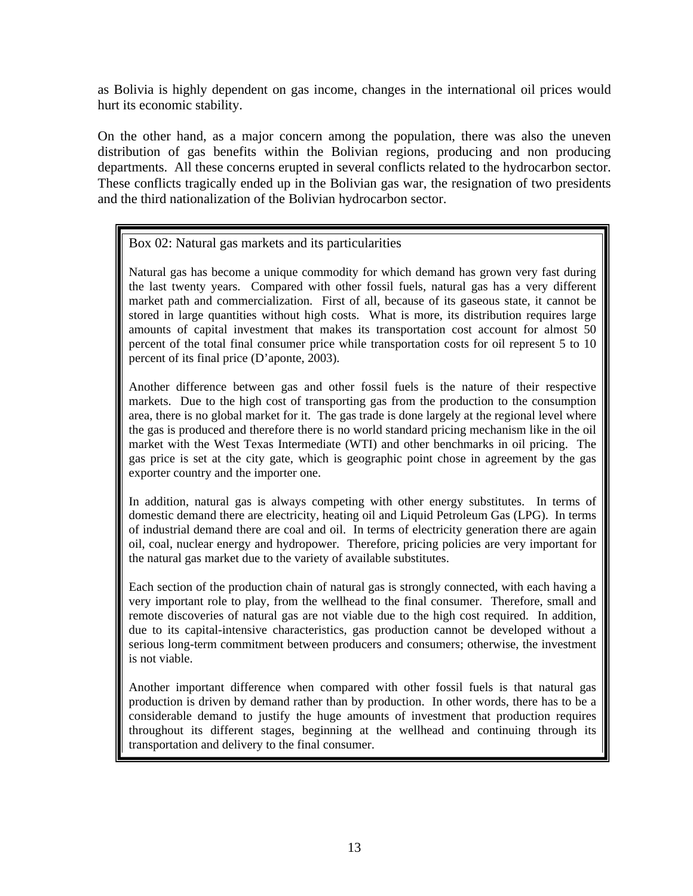as Bolivia is highly dependent on gas income, changes in the international oil prices would hurt its economic stability.

On the other hand, as a major concern among the population, there was also the uneven distribution of gas benefits within the Bolivian regions, producing and non producing departments. All these concerns erupted in several conflicts related to the hydrocarbon sector. These conflicts tragically ended up in the Bolivian gas war, the resignation of two presidents and the third nationalization of the Bolivian hydrocarbon sector.

> Box 02: Natural gas markets and its particularities
>
> Natural gas has become a unique commodity for which demand has grown very fast during the last twenty years. Compared with other fossil fuels, natural gas has a very different market path and commercialization. First of all, because of its gaseous state, it cannot be stored in large quantities without high costs. What is more, its distribution requires large amounts of capital investment that makes its transportation cost account for almost 50 percent of the total final consumer price while transportation costs for oil represent 5 to 10 percent of its final price (D'aponte, 2003).
>
> Another difference between gas and other fossil fuels is the nature of their respective markets. Due to the high cost of transporting gas from the production to the consumption area, there is no global market for it. The gas trade is done largely at the regional level where the gas is produced and therefore there is no world standard pricing mechanism like in the oil market with the West Texas Intermediate (WTI) and other benchmarks in oil pricing. The gas price is set at the city gate, which is geographic point chose in agreement by the gas exporter country and the importer one.
>
> In addition, natural gas is always competing with other energy substitutes. In terms of domestic demand there are electricity, heating oil and Liquid Petroleum Gas (LPG). In terms of industrial demand there are coal and oil. In terms of electricity generation there are again oil, coal, nuclear energy and hydropower. Therefore, pricing policies are very important for the natural gas market due to the variety of available substitutes.
>
> Each section of the production chain of natural gas is strongly connected, with each having a very important role to play, from the wellhead to the final consumer. Therefore, small and remote discoveries of natural gas are not viable due to the high cost required. In addition, due to its capital-intensive characteristics, gas production cannot be developed without a serious long-term commitment between producers and consumers; otherwise, the investment is not viable.
>
> Another important difference when compared with other fossil fuels is that natural gas production is driven by demand rather than by production. In other words, there has to be a considerable demand to justify the huge amounts of investment that production requires throughout its different stages, beginning at the wellhead and continuing through its transportation and delivery to the final consumer.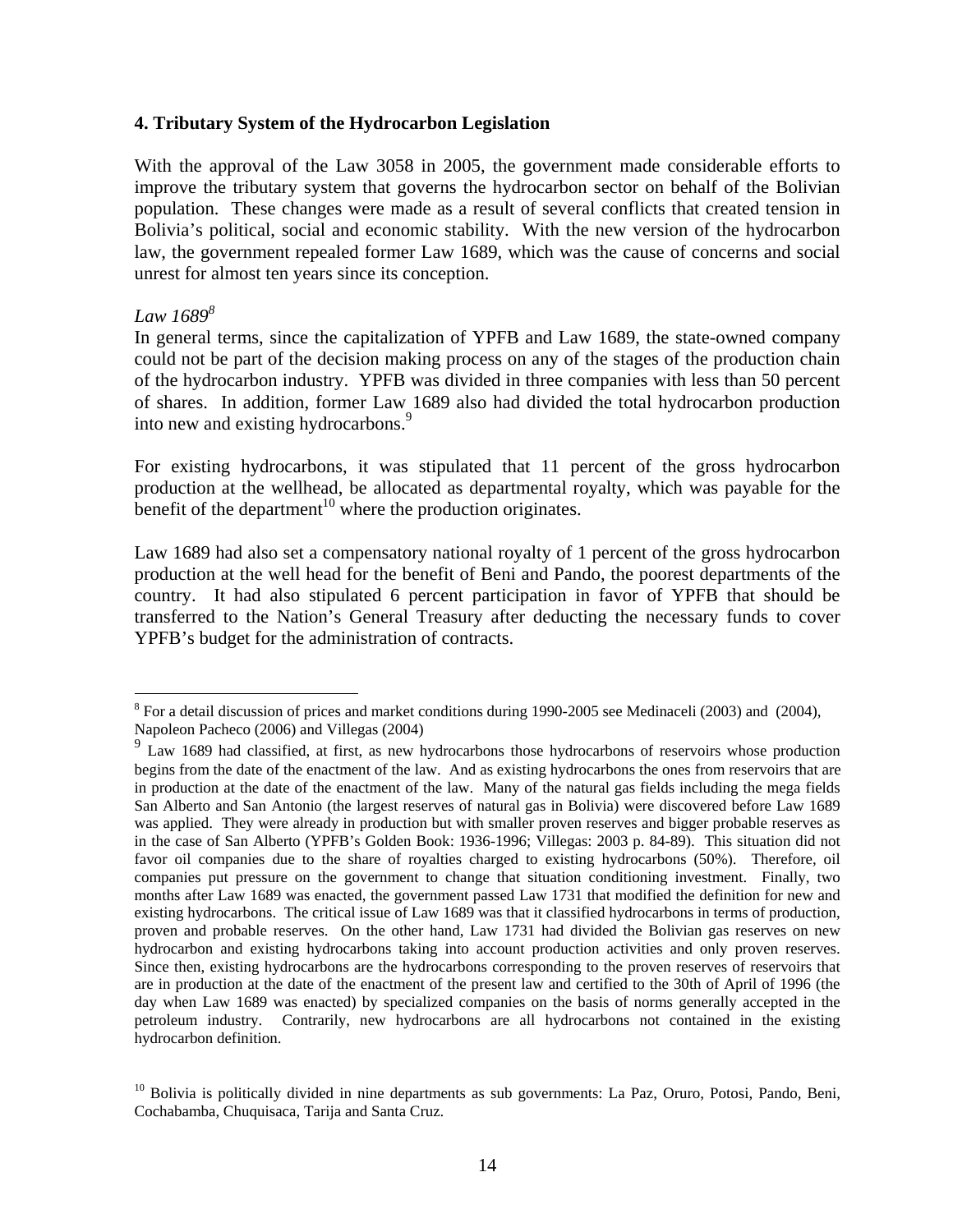## 4. Tributary System of the Hydrocarbon Legislation

With the approval of the Law 3058 in 2005, the government made considerable efforts to improve the tributary system that governs the hydrocarbon sector on behalf of the Bolivian population. These changes were made as a result of several conflicts that created tension in Bolivia's political, social and economic stability. With the new version of the hydrocarbon law, the government repealed former Law 1689, which was the cause of concerns and social unrest for almost ten years since its conception.

*Law 1689*[8]

In general terms, since the capitalization of YPFB and Law 1689, the state-owned company could not be part of the decision making process on any of the stages of the production chain of the hydrocarbon industry. YPFB was divided in three companies with less than 50 percent of shares. In addition, former Law 1689 also had divided the total hydrocarbon production into new and existing hydrocarbons.[9]

For existing hydrocarbons, it was stipulated that 11 percent of the gross hydrocarbon production at the wellhead, be allocated as departmental royalty, which was payable for the benefit of the department[10] where the production originates.

Law 1689 had also set a compensatory national royalty of 1 percent of the gross hydrocarbon production at the well head for the benefit of Beni and Pando, the poorest departments of the country. It had also stipulated 6 percent participation in favor of YPFB that should be transferred to the Nation's General Treasury after deducting the necessary funds to cover YPFB's budget for the administration of contracts.

---

[8] For a detail discussion of prices and market conditions during 1990-2005 see Medinaceli (2003) and (2004), Napoleon Pacheco (2006) and Villegas (2004)

[9] Law 1689 had classified, at first, as new hydrocarbons those hydrocarbons of reservoirs whose production begins from the date of the enactment of the law. And as existing hydrocarbons the ones from reservoirs that are in production at the date of the enactment of the law. Many of the natural gas fields including the mega fields San Alberto and San Antonio (the largest reserves of natural gas in Bolivia) were discovered before Law 1689 was applied. They were already in production but with smaller proven reserves and bigger probable reserves as in the case of San Alberto (YPFB's Golden Book: 1936-1996; Villegas: 2003 p. 84-89). This situation did not favor oil companies due to the share of royalties charged to existing hydrocarbons (50%). Therefore, oil companies put pressure on the government to change that situation conditioning investment. Finally, two months after Law 1689 was enacted, the government passed Law 1731 that modified the definition for new and existing hydrocarbons. The critical issue of Law 1689 was that it classified hydrocarbons in terms of production, proven and probable reserves. On the other hand, Law 1731 had divided the Bolivian gas reserves on new hydrocarbon and existing hydrocarbons taking into account production activities and only proven reserves. Since then, existing hydrocarbons are the hydrocarbons corresponding to the proven reserves of reservoirs that are in production at the date of the enactment of the present law and certified to the 30th of April of 1996 (the day when Law 1689 was enacted) by specialized companies on the basis of norms generally accepted in the petroleum industry. Contrarily, new hydrocarbons are all hydrocarbons not contained in the existing hydrocarbon definition.

[10] Bolivia is politically divided in nine departments as sub governments: La Paz, Oruro, Potosi, Pando, Beni, Cochabamba, Chuquisaca, Tarija and Santa Cruz.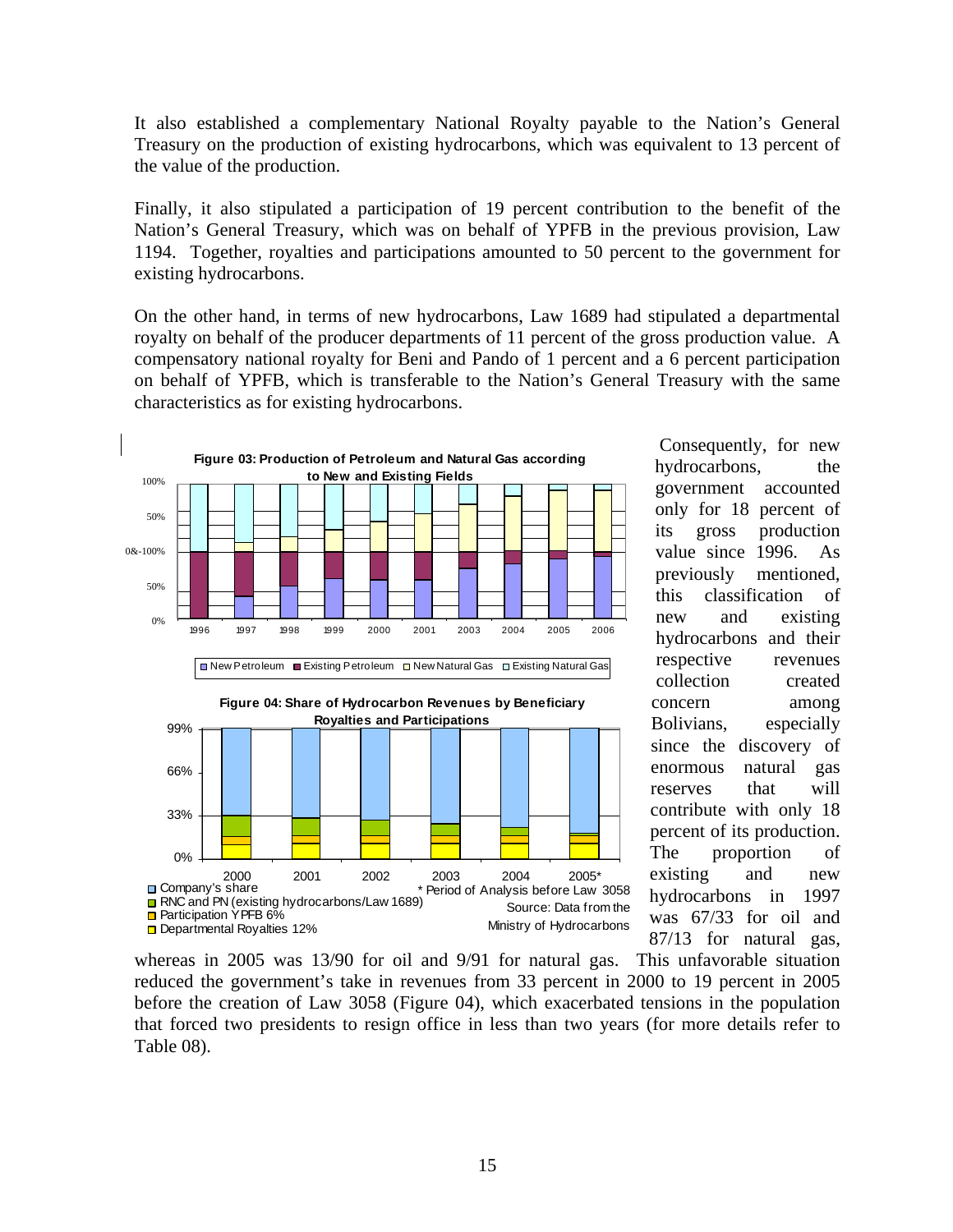It also established a complementary National Royalty payable to the Nation's General Treasury on the production of existing hydrocarbons, which was equivalent to 13 percent of the value of the production.

Finally, it also stipulated a participation of 19 percent contribution to the benefit of the Nation's General Treasury, which was on behalf of YPFB in the previous provision, Law 1194. Together, royalties and participations amounted to 50 percent to the government for existing hydrocarbons.

On the other hand, in terms of new hydrocarbons, Law 1689 had stipulated a departmental royalty on behalf of the producer departments of 11 percent of the gross production value. A compensatory national royalty for Beni and Pando of 1 percent and a 6 percent participation on behalf of YPFB, which is transferable to the Nation's General Treasury with the same characteristics as for existing hydrocarbons.

**Figure 03: Production of Petroleum and Natural Gas according to New and Existing Fields**

**Figure 04: Share of Hydrocarbon Revenues by Beneficiary Royalties and Participations**

\* Period of Analysis before Law 3058

Source: Data from the Ministry of Hydrocarbons

Consequently, for new hydrocarbons, the government accounted only for 18 percent of its gross production value since 1996. As previously mentioned, this classification of new and existing hydrocarbons and their respective revenues collection created concern among Bolivians, especially since the discovery of enormous natural gas reserves that will contribute with only 18 percent of its production. The proportion of existing and new hydrocarbons in 1997 was 67/33 for oil and 87/13 for natural gas, whereas in 2005 was 13/90 for oil and 9/91 for natural gas. This unfavorable situation reduced the government's take in revenues from 33 percent in 2000 to 19 percent in 2005 before the creation of Law 3058 (Figure 04), which exacerbated tensions in the population that forced two presidents to resign office in less than two years (for more details refer to Table 08).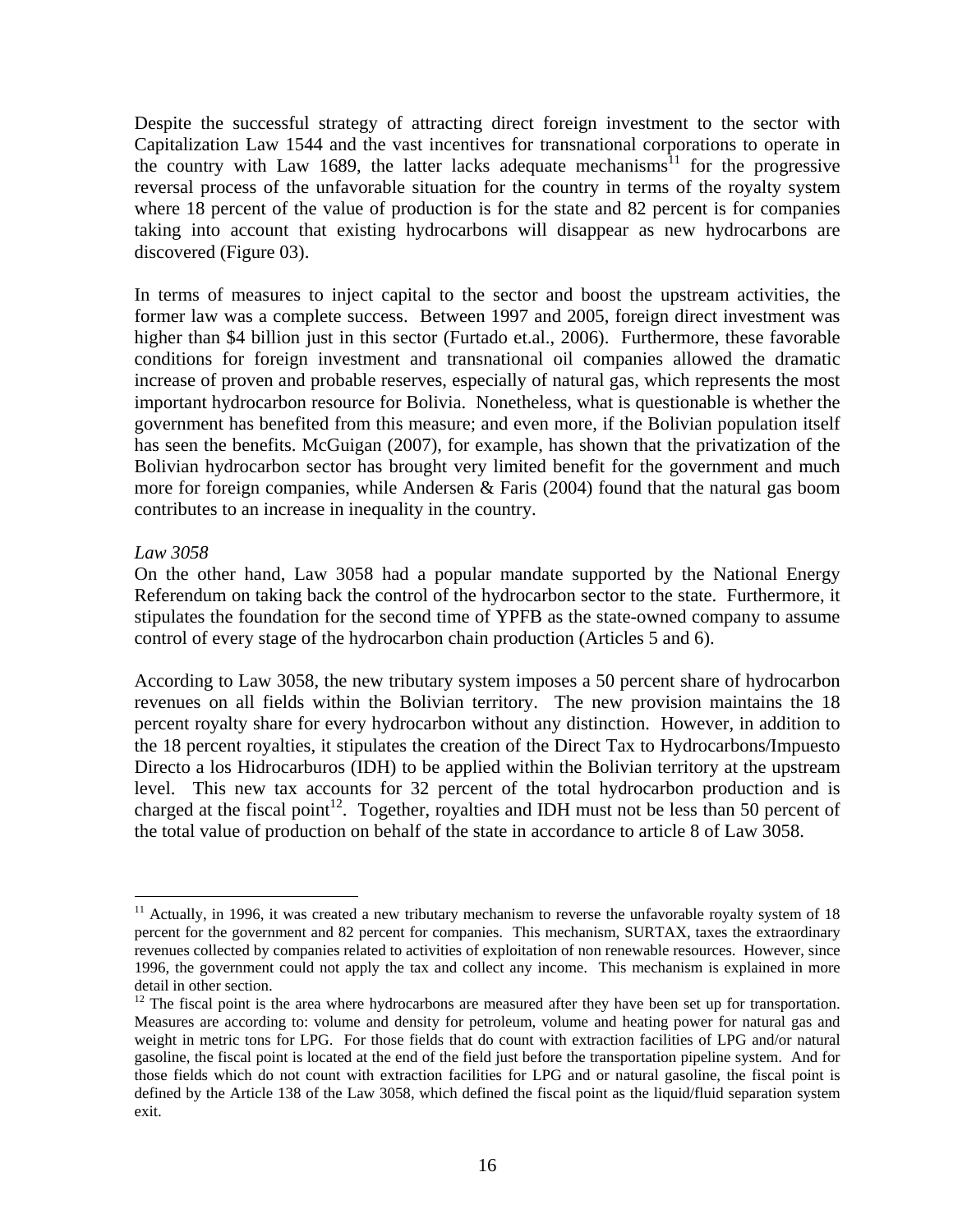Despite the successful strategy of attracting direct foreign investment to the sector with Capitalization Law 1544 and the vast incentives for transnational corporations to operate in the country with Law 1689, the latter lacks adequate mechanisms[11] for the progressive reversal process of the unfavorable situation for the country in terms of the royalty system where 18 percent of the value of production is for the state and 82 percent is for companies taking into account that existing hydrocarbons will disappear as new hydrocarbons are discovered (Figure 03).

In terms of measures to inject capital to the sector and boost the upstream activities, the former law was a complete success. Between 1997 and 2005, foreign direct investment was higher than $4 billion just in this sector (Furtado et.al., 2006). Furthermore, these favorable conditions for foreign investment and transnational oil companies allowed the dramatic increase of proven and probable reserves, especially of natural gas, which represents the most important hydrocarbon resource for Bolivia. Nonetheless, what is questionable is whether the government has benefited from this measure; and even more, if the Bolivian population itself has seen the benefits. McGuigan (2007), for example, has shown that the privatization of the Bolivian hydrocarbon sector has brought very limited benefit for the government and much more for foreign companies, while Andersen & Faris (2004) found that the natural gas boom contributes to an increase in inequality in the country.

*Law 3058*

On the other hand, Law 3058 had a popular mandate supported by the National Energy Referendum on taking back the control of the hydrocarbon sector to the state. Furthermore, it stipulates the foundation for the second time of YPFB as the state-owned company to assume control of every stage of the hydrocarbon chain production (Articles 5 and 6).

According to Law 3058, the new tributary system imposes a 50 percent share of hydrocarbon revenues on all fields within the Bolivian territory. The new provision maintains the 18 percent royalty share for every hydrocarbon without any distinction. However, in addition to the 18 percent royalties, it stipulates the creation of the Direct Tax to Hydrocarbons/Impuesto Directo a los Hidrocarburos (IDH) to be applied within the Bolivian territory at the upstream level. This new tax accounts for 32 percent of the total hydrocarbon production and is charged at the fiscal point[12]. Together, royalties and IDH must not be less than 50 percent of the total value of production on behalf of the state in accordance to article 8 of Law 3058.

---

[11] Actually, in 1996, it was created a new tributary mechanism to reverse the unfavorable royalty system of 18 percent for the government and 82 percent for companies. This mechanism, SURTAX, taxes the extraordinary revenues collected by companies related to activities of exploitation of non renewable resources. However, since 1996, the government could not apply the tax and collect any income. This mechanism is explained in more detail in other section.

[12] The fiscal point is the area where hydrocarbons are measured after they have been set up for transportation. Measures are according to: volume and density for petroleum, volume and heating power for natural gas and weight in metric tons for LPG. For those fields that do count with extraction facilities of LPG and/or natural gasoline, the fiscal point is located at the end of the field just before the transportation pipeline system. And for those fields which do not count with extraction facilities for LPG and or natural gasoline, the fiscal point is defined by the Article 138 of the Law 3058, which defined the fiscal point as the liquid/fluid separation system exit.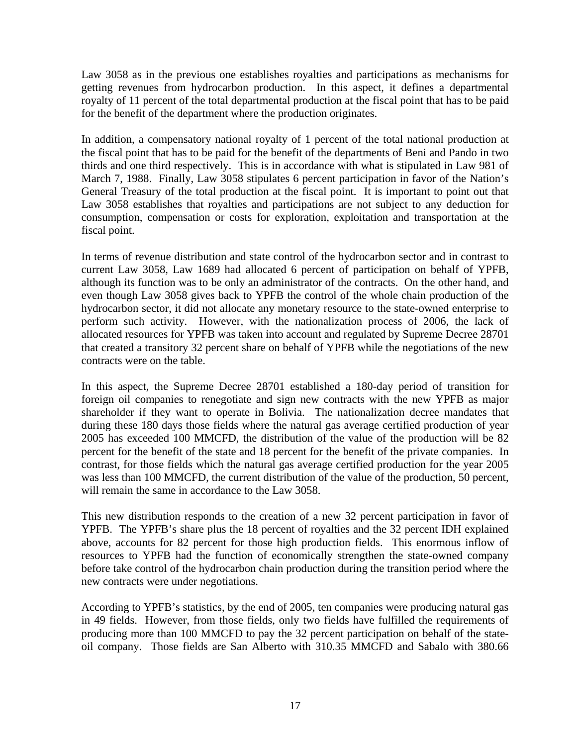Law 3058 as in the previous one establishes royalties and participations as mechanisms for getting revenues from hydrocarbon production. In this aspect, it defines a departmental royalty of 11 percent of the total departmental production at the fiscal point that has to be paid for the benefit of the department where the production originates.

In addition, a compensatory national royalty of 1 percent of the total national production at the fiscal point that has to be paid for the benefit of the departments of Beni and Pando in two thirds and one third respectively. This is in accordance with what is stipulated in Law 981 of March 7, 1988. Finally, Law 3058 stipulates 6 percent participation in favor of the Nation's General Treasury of the total production at the fiscal point. It is important to point out that Law 3058 establishes that royalties and participations are not subject to any deduction for consumption, compensation or costs for exploration, exploitation and transportation at the fiscal point.

In terms of revenue distribution and state control of the hydrocarbon sector and in contrast to current Law 3058, Law 1689 had allocated 6 percent of participation on behalf of YPFB, although its function was to be only an administrator of the contracts. On the other hand, and even though Law 3058 gives back to YPFB the control of the whole chain production of the hydrocarbon sector, it did not allocate any monetary resource to the state-owned enterprise to perform such activity. However, with the nationalization process of 2006, the lack of allocated resources for YPFB was taken into account and regulated by Supreme Decree 28701 that created a transitory 32 percent share on behalf of YPFB while the negotiations of the new contracts were on the table.

In this aspect, the Supreme Decree 28701 established a 180-day period of transition for foreign oil companies to renegotiate and sign new contracts with the new YPFB as major shareholder if they want to operate in Bolivia. The nationalization decree mandates that during these 180 days those fields where the natural gas average certified production of year 2005 has exceeded 100 MMCFD, the distribution of the value of the production will be 82 percent for the benefit of the state and 18 percent for the benefit of the private companies. In contrast, for those fields which the natural gas average certified production for the year 2005 was less than 100 MMCFD, the current distribution of the value of the production, 50 percent, will remain the same in accordance to the Law 3058.

This new distribution responds to the creation of a new 32 percent participation in favor of YPFB. The YPFB's share plus the 18 percent of royalties and the 32 percent IDH explained above, accounts for 82 percent for those high production fields. This enormous inflow of resources to YPFB had the function of economically strengthen the state-owned company before take control of the hydrocarbon chain production during the transition period where the new contracts were under negotiations.

According to YPFB's statistics, by the end of 2005, ten companies were producing natural gas in 49 fields. However, from those fields, only two fields have fulfilled the requirements of producing more than 100 MMCFD to pay the 32 percent participation on behalf of the state-oil company. Those fields are San Alberto with 310.35 MMCFD and Sabalo with 380.66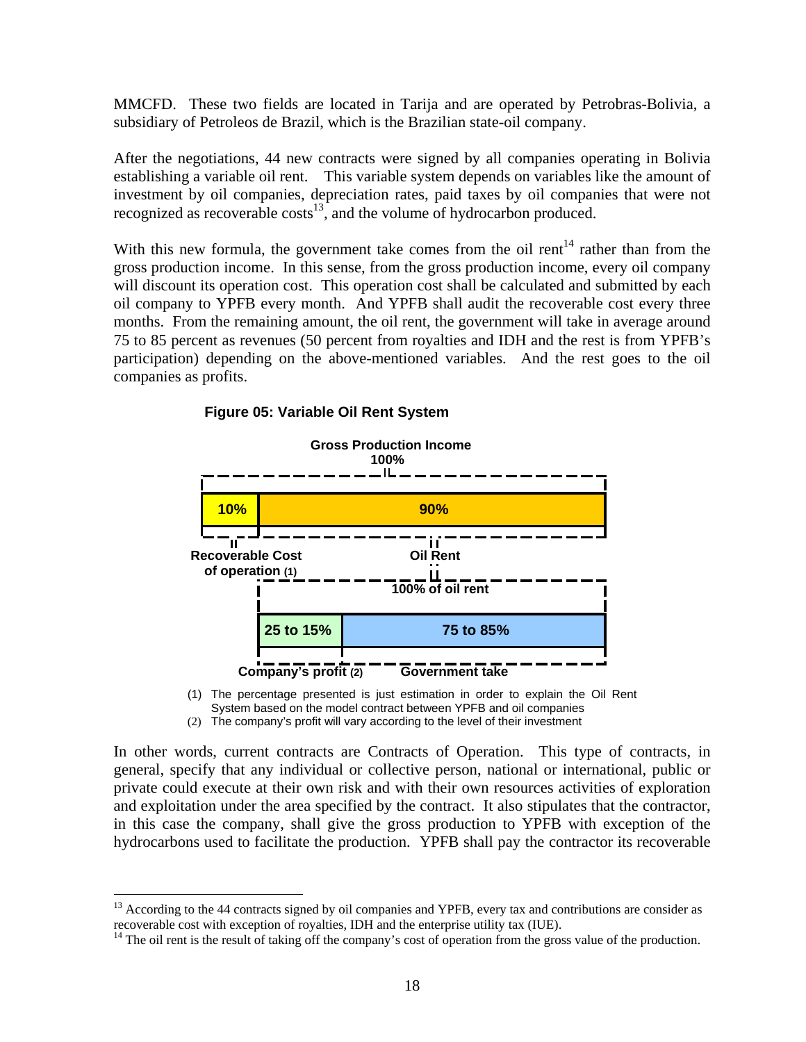MMCFD. These two fields are located in Tarija and are operated by Petrobras-Bolivia, a subsidiary of Petroleos de Brazil, which is the Brazilian state-oil company.

After the negotiations, 44 new contracts were signed by all companies operating in Bolivia establishing a variable oil rent. This variable system depends on variables like the amount of investment by oil companies, depreciation rates, paid taxes by oil companies that were not recognized as recoverable costs[13], and the volume of hydrocarbon produced.

With this new formula, the government take comes from the oil rent[14] rather than from the gross production income. In this sense, from the gross production income, every oil company will discount its operation cost. This operation cost shall be calculated and submitted by each oil company to YPFB every month. And YPFB shall audit the recoverable cost every three months. From the remaining amount, the oil rent, the government will take in average around 75 to 85 percent as revenues (50 percent from royalties and IDH and the rest is from YPFB's participation) depending on the above-mentioned variables. And the rest goes to the oil companies as profits.

**Figure 05: Variable Oil Rent System**

Gross Production Income 100%

| 10% | 90% |
|---|---|
| Recoverable Cost of operation (1) | Oil Rent |

100% of oil rent

| 25 to 15% | 75 to 85% |
|---|---|
| Company's profit (2) | Government take |

(1) The percentage presented is just estimation in order to explain the Oil Rent System based on the model contract between YPFB and oil companies
(2) The company's profit will vary according to the level of their investment

In other words, current contracts are Contracts of Operation. This type of contracts, in general, specify that any individual or collective person, national or international, public or private could execute at their own risk and with their own resources activities of exploration and exploitation under the area specified by the contract. It also stipulates that the contractor, in this case the company, shall give the gross production to YPFB with exception of the hydrocarbons used to facilitate the production. YPFB shall pay the contractor its recoverable

---

[13] According to the 44 contracts signed by oil companies and YPFB, every tax and contributions are consider as recoverable cost with exception of royalties, IDH and the enterprise utility tax (IUE).

[14] The oil rent is the result of taking off the company's cost of operation from the gross value of the production.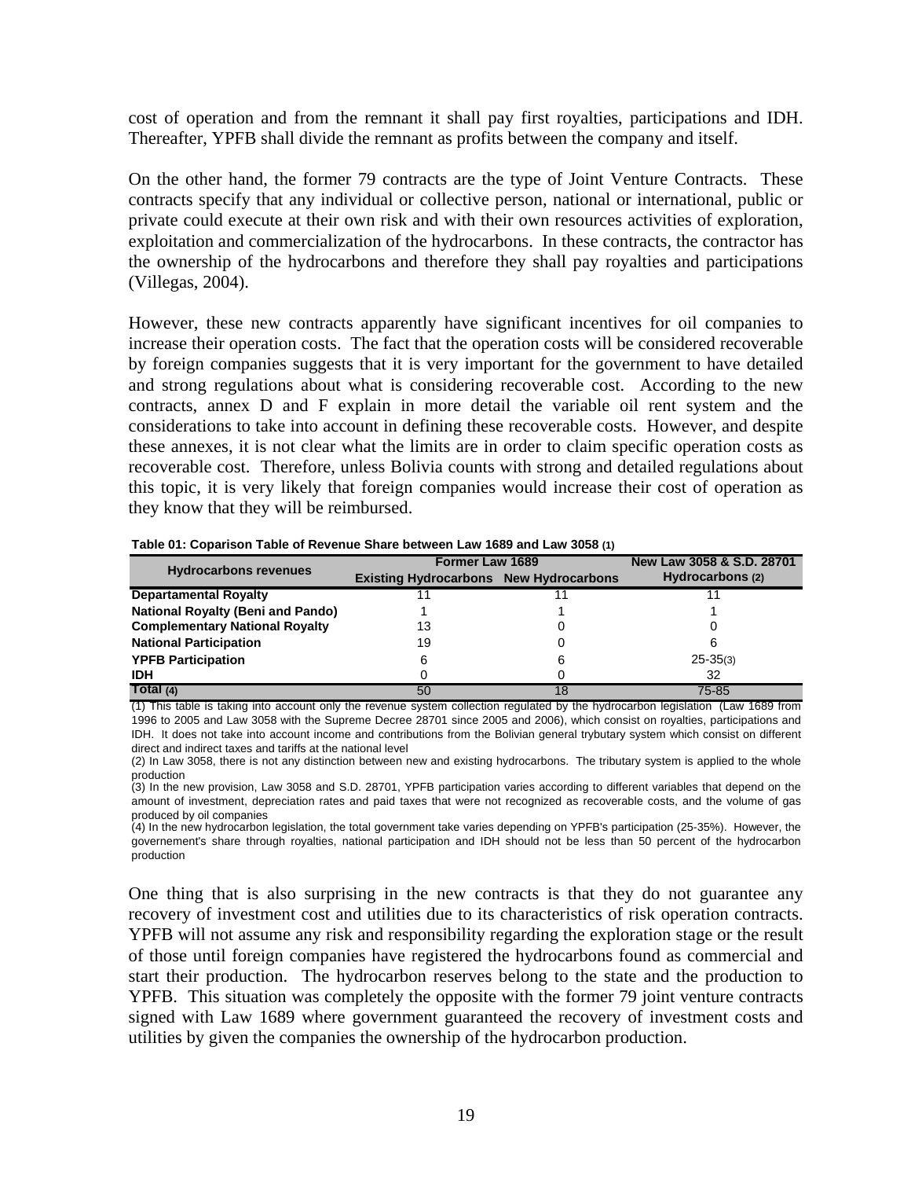cost of operation and from the remnant it shall pay first royalties, participations and IDH. Thereafter, YPFB shall divide the remnant as profits between the company and itself.

On the other hand, the former 79 contracts are the type of Joint Venture Contracts. These contracts specify that any individual or collective person, national or international, public or private could execute at their own risk and with their own resources activities of exploration, exploitation and commercialization of the hydrocarbons. In these contracts, the contractor has the ownership of the hydrocarbons and therefore they shall pay royalties and participations (Villegas, 2004).

However, these new contracts apparently have significant incentives for oil companies to increase their operation costs. The fact that the operation costs will be considered recoverable by foreign companies suggests that it is very important for the government to have detailed and strong regulations about what is considering recoverable cost. According to the new contracts, annex D and F explain in more detail the variable oil rent system and the considerations to take into account in defining these recoverable costs. However, and despite these annexes, it is not clear what the limits are in order to claim specific operation costs as recoverable cost. Therefore, unless Bolivia counts with strong and detailed regulations about this topic, it is very likely that foreign companies would increase their cost of operation as they know that they will be reimbursed.

**Table 01: Coparison Table of Revenue Share between Law 1689 and Law 3058 (1)**

| Hydrocarbons revenues | Former Law 1689 | | New Law 3058 & S.D. 28701 |
|---|---|---|---|
| | Existing Hydrocarbons | New Hydrocarbons | Hydrocarbons (2) |
| **Departamental Royalty** | 11 | 11 | 11 |
| **National Royalty (Beni and Pando)** | 1 | 1 | 1 |
| **Complementary National Royalty** | 13 | 0 | 0 |
| **National Participation** | 19 | 0 | 6 |
| **YPFB Participation** | 6 | 6 | 25-35(3) |
| **IDH** | 0 | 0 | 32 |
| **Total (4)** | 50 | 18 | 75-85 |

(1) This table is taking into account only the revenue system collection regulated by the hydrocarbon legislation (Law 1689 from 1996 to 2005 and Law 3058 with the Supreme Decree 28701 since 2005 and 2006), which consist on royalties, participations and IDH. It does not take into account income and contributions from the Bolivian general trybutary system which consist on different direct and indirect taxes and tariffs at the national level

(2) In Law 3058, there is not any distinction between new and existing hydrocarbons. The tributary system is applied to the whole production

(3) In the new provision, Law 3058 and S.D. 28701, YPFB participation varies according to different variables that depend on the amount of investment, depreciation rates and paid taxes that were not recognized as recoverable costs, and the volume of gas produced by oil companies

(4) In the new hydrocarbon legislation, the total government take varies depending on YPFB's participation (25-35%). However, the governement's share through royalties, national participation and IDH should not be less than 50 percent of the hydrocarbon production

One thing that is also surprising in the new contracts is that they do not guarantee any recovery of investment cost and utilities due to its characteristics of risk operation contracts. YPFB will not assume any risk and responsibility regarding the exploration stage or the result of those until foreign companies have registered the hydrocarbons found as commercial and start their production. The hydrocarbon reserves belong to the state and the production to YPFB. This situation was completely the opposite with the former 79 joint venture contracts signed with Law 1689 where government guaranteed the recovery of investment costs and utilities by given the companies the ownership of the hydrocarbon production.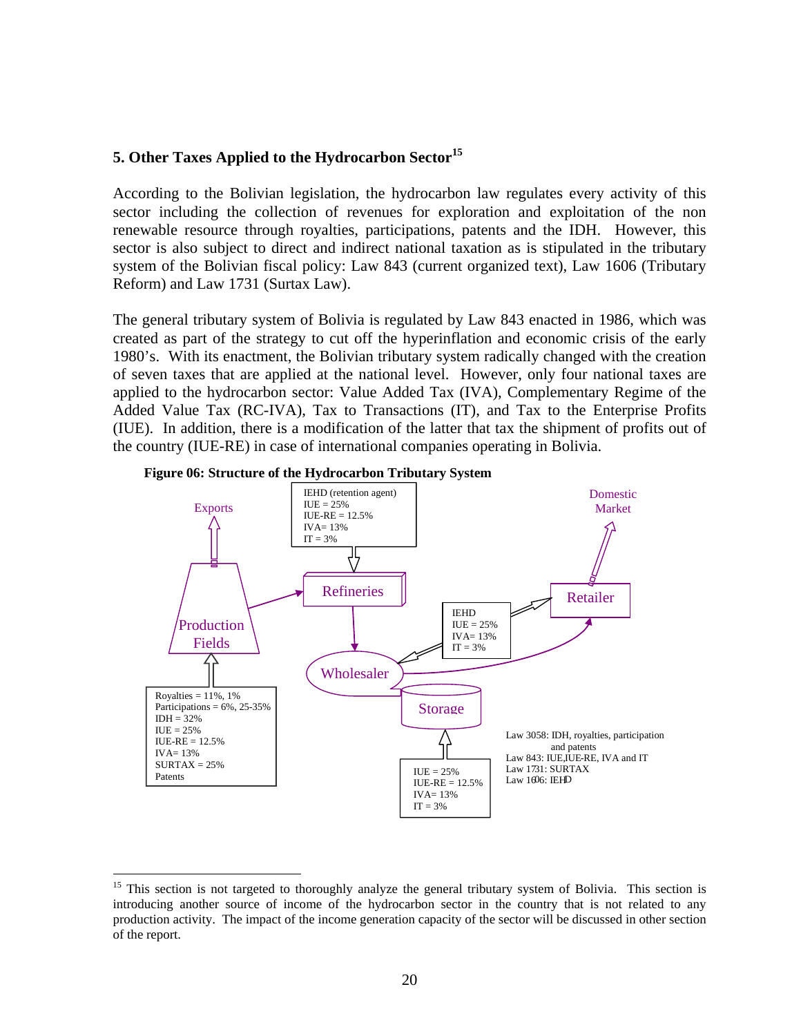## 5. Other Taxes Applied to the Hydrocarbon Sector[15]

According to the Bolivian legislation, the hydrocarbon law regulates every activity of this sector including the collection of revenues for exploration and exploitation of the non renewable resource through royalties, participations, patents and the IDH. However, this sector is also subject to direct and indirect national taxation as is stipulated in the tributary system of the Bolivian fiscal policy: Law 843 (current organized text), Law 1606 (Tributary Reform) and Law 1731 (Surtax Law).

The general tributary system of Bolivia is regulated by Law 843 enacted in 1986, which was created as part of the strategy to cut off the hyperinflation and economic crisis of the early 1980's. With its enactment, the Bolivian tributary system radically changed with the creation of seven taxes that are applied at the national level. However, only four national taxes are applied to the hydrocarbon sector: Value Added Tax (IVA), Complementary Regime of the Added Value Tax (RC-IVA), Tax to Transactions (IT), and Tax to the Enterprise Profits (IUE). In addition, there is a modification of the latter that tax the shipment of profits out of the country (IUE-RE) in case of international companies operating in Bolivia.

**Figure 06: Structure of the Hydrocarbon Tributary System**

Production Fields: Royalties = 11%, 1%; Participations = 6%, 25-35%; IDH = 32%; IUE = 25%; IUE-RE = 12.5%; IVA= 13%; SURTAX = 25%; Patents

Exports

Refineries: IEHD (retention agent); IUE = 25%; IUE-RE = 12.5%; IVA= 13%; IT = 3%

Wholesaler

Retailer: IEHD; IUE = 25%; IVA= 13%; IT = 3%

Domestic Market

Storage: IUE = 25%; IUE-RE = 12.5%; IVA= 13%; IT = 3%

Law 3058: IDH, royalties, participation and patents
Law 843: IUE,IUE-RE, IVA and IT
Law 1731: SURTAX
Law 1606: IEHD

---

[15] This section is not targeted to thoroughly analyze the general tributary system of Bolivia. This section is introducing another source of income of the hydrocarbon sector in the country that is not related to any production activity. The impact of the income generation capacity of the sector will be discussed in other section of the report.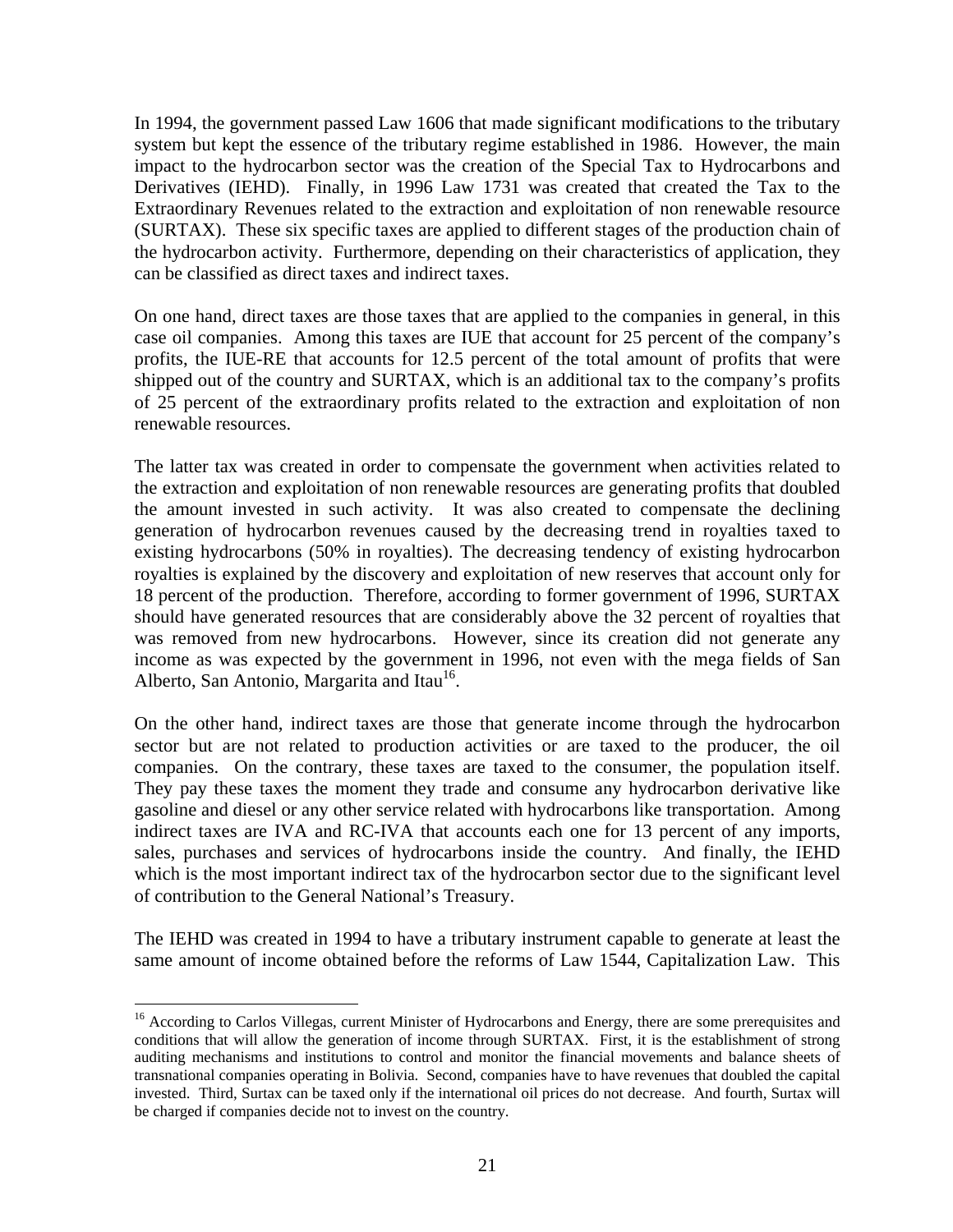In 1994, the government passed Law 1606 that made significant modifications to the tributary system but kept the essence of the tributary regime established in 1986. However, the main impact to the hydrocarbon sector was the creation of the Special Tax to Hydrocarbons and Derivatives (IEHD). Finally, in 1996 Law 1731 was created that created the Tax to the Extraordinary Revenues related to the extraction and exploitation of non renewable resource (SURTAX). These six specific taxes are applied to different stages of the production chain of the hydrocarbon activity. Furthermore, depending on their characteristics of application, they can be classified as direct taxes and indirect taxes.

On one hand, direct taxes are those taxes that are applied to the companies in general, in this case oil companies. Among this taxes are IUE that account for 25 percent of the company's profits, the IUE-RE that accounts for 12.5 percent of the total amount of profits that were shipped out of the country and SURTAX, which is an additional tax to the company's profits of 25 percent of the extraordinary profits related to the extraction and exploitation of non renewable resources.

The latter tax was created in order to compensate the government when activities related to the extraction and exploitation of non renewable resources are generating profits that doubled the amount invested in such activity. It was also created to compensate the declining generation of hydrocarbon revenues caused by the decreasing trend in royalties taxed to existing hydrocarbons (50% in royalties). The decreasing tendency of existing hydrocarbon royalties is explained by the discovery and exploitation of new reserves that account only for 18 percent of the production. Therefore, according to former government of 1996, SURTAX should have generated resources that are considerably above the 32 percent of royalties that was removed from new hydrocarbons. However, since its creation did not generate any income as was expected by the government in 1996, not even with the mega fields of San Alberto, San Antonio, Margarita and Itau[16].

On the other hand, indirect taxes are those that generate income through the hydrocarbon sector but are not related to production activities or are taxed to the producer, the oil companies. On the contrary, these taxes are taxed to the consumer, the population itself. They pay these taxes the moment they trade and consume any hydrocarbon derivative like gasoline and diesel or any other service related with hydrocarbons like transportation. Among indirect taxes are IVA and RC-IVA that accounts each one for 13 percent of any imports, sales, purchases and services of hydrocarbons inside the country. And finally, the IEHD which is the most important indirect tax of the hydrocarbon sector due to the significant level of contribution to the General National's Treasury.

The IEHD was created in 1994 to have a tributary instrument capable to generate at least the same amount of income obtained before the reforms of Law 1544, Capitalization Law. This

[16] According to Carlos Villegas, current Minister of Hydrocarbons and Energy, there are some prerequisites and conditions that will allow the generation of income through SURTAX. First, it is the establishment of strong auditing mechanisms and institutions to control and monitor the financial movements and balance sheets of transnational companies operating in Bolivia. Second, companies have to have revenues that doubled the capital invested. Third, Surtax can be taxed only if the international oil prices do not decrease. And fourth, Surtax will be charged if companies decide not to invest on the country.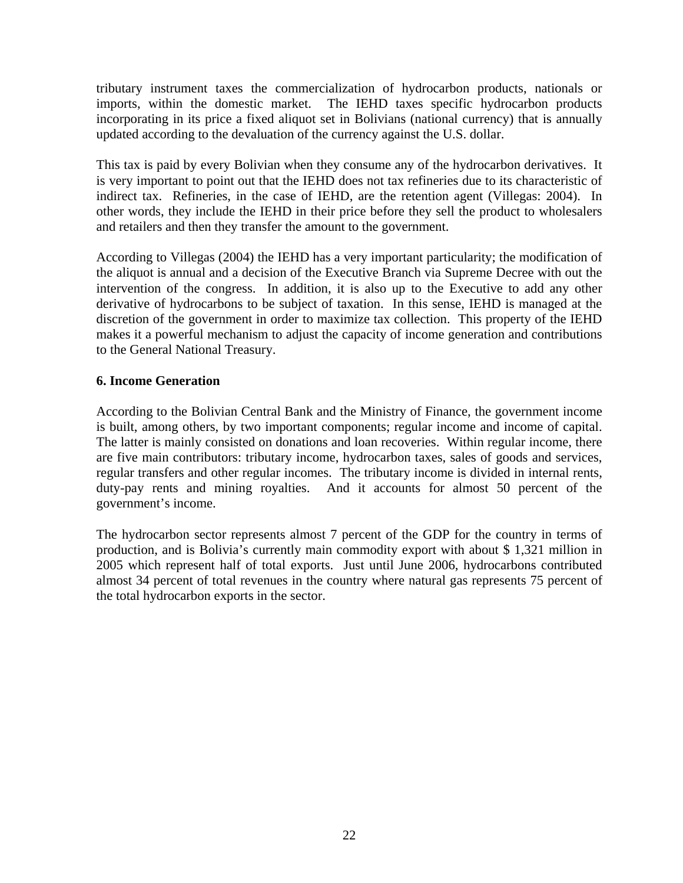tributary instrument taxes the commercialization of hydrocarbon products, nationals or imports, within the domestic market. The IEHD taxes specific hydrocarbon products incorporating in its price a fixed aliquot set in Bolivians (national currency) that is annually updated according to the devaluation of the currency against the U.S. dollar.

This tax is paid by every Bolivian when they consume any of the hydrocarbon derivatives. It is very important to point out that the IEHD does not tax refineries due to its characteristic of indirect tax. Refineries, in the case of IEHD, are the retention agent (Villegas: 2004). In other words, they include the IEHD in their price before they sell the product to wholesalers and retailers and then they transfer the amount to the government.

According to Villegas (2004) the IEHD has a very important particularity; the modification of the aliquot is annual and a decision of the Executive Branch via Supreme Decree with out the intervention of the congress. In addition, it is also up to the Executive to add any other derivative of hydrocarbons to be subject of taxation. In this sense, IEHD is managed at the discretion of the government in order to maximize tax collection. This property of the IEHD makes it a powerful mechanism to adjust the capacity of income generation and contributions to the General National Treasury.

**6. Income Generation**

According to the Bolivian Central Bank and the Ministry of Finance, the government income is built, among others, by two important components; regular income and income of capital. The latter is mainly consisted on donations and loan recoveries. Within regular income, there are five main contributors: tributary income, hydrocarbon taxes, sales of goods and services, regular transfers and other regular incomes. The tributary income is divided in internal rents, duty-pay rents and mining royalties. And it accounts for almost 50 percent of the government's income.

The hydrocarbon sector represents almost 7 percent of the GDP for the country in terms of production, and is Bolivia's currently main commodity export with about $ 1,321 million in 2005 which represent half of total exports. Just until June 2006, hydrocarbons contributed almost 34 percent of total revenues in the country where natural gas represents 75 percent of the total hydrocarbon exports in the sector.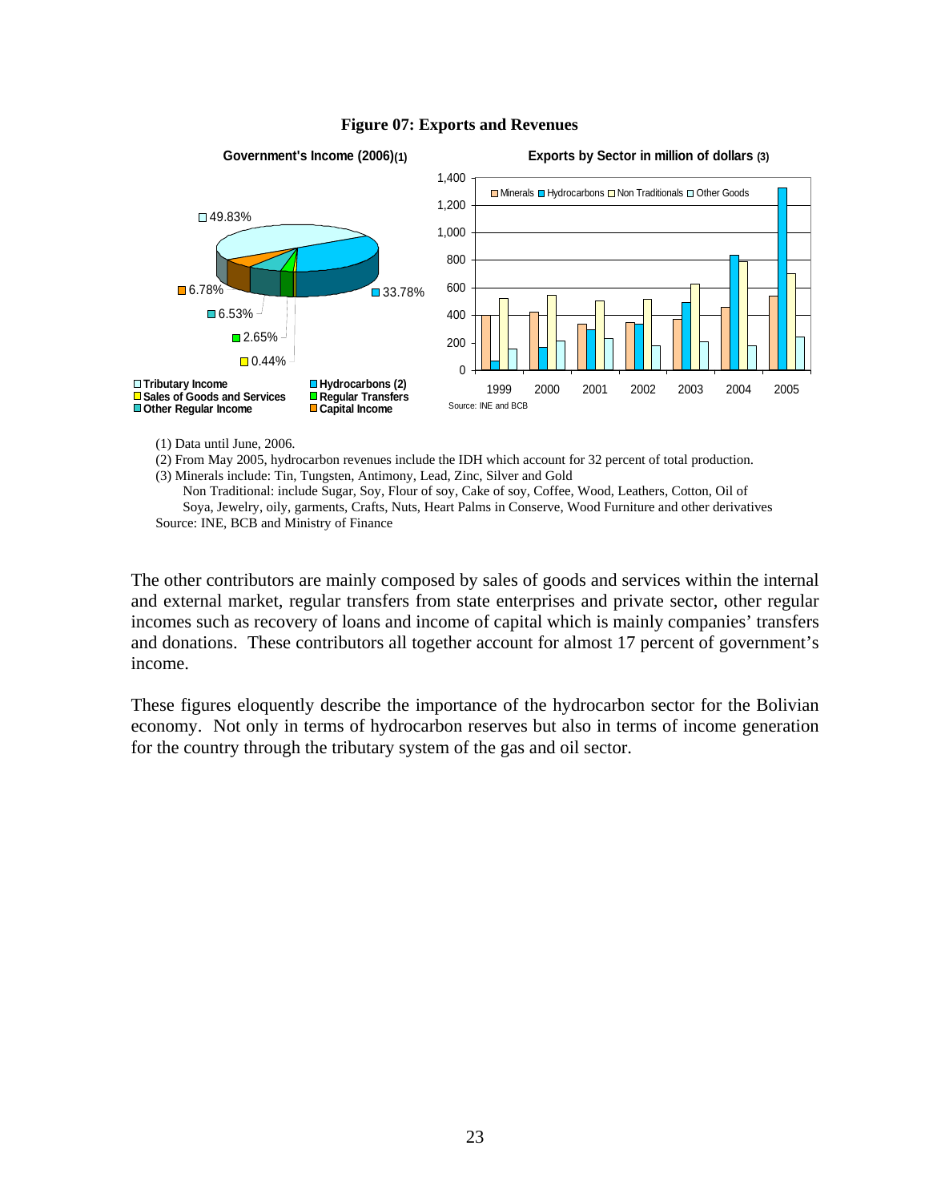**Figure 07: Exports and Revenues**

(1) Data until June, 2006.

(2) From May 2005, hydrocarbon revenues include the IDH which account for 32 percent of total production.

(3) Minerals include: Tin, Tungsten, Antimony, Lead, Zinc, Silver and Gold

Non Traditional: include Sugar, Soy, Flour of soy, Cake of soy, Coffee, Wood, Leathers, Cotton, Oil of Soya, Jewelry, oily, garments, Crafts, Nuts, Heart Palms in Conserve, Wood Furniture and other derivatives

Source: INE, BCB and Ministry of Finance

The other contributors are mainly composed by sales of goods and services within the internal and external market, regular transfers from state enterprises and private sector, other regular incomes such as recovery of loans and income of capital which is mainly companies' transfers and donations. These contributors all together account for almost 17 percent of government's income.

These figures eloquently describe the importance of the hydrocarbon sector for the Bolivian economy. Not only in terms of hydrocarbon reserves but also in terms of income generation for the country through the tributary system of the gas and oil sector.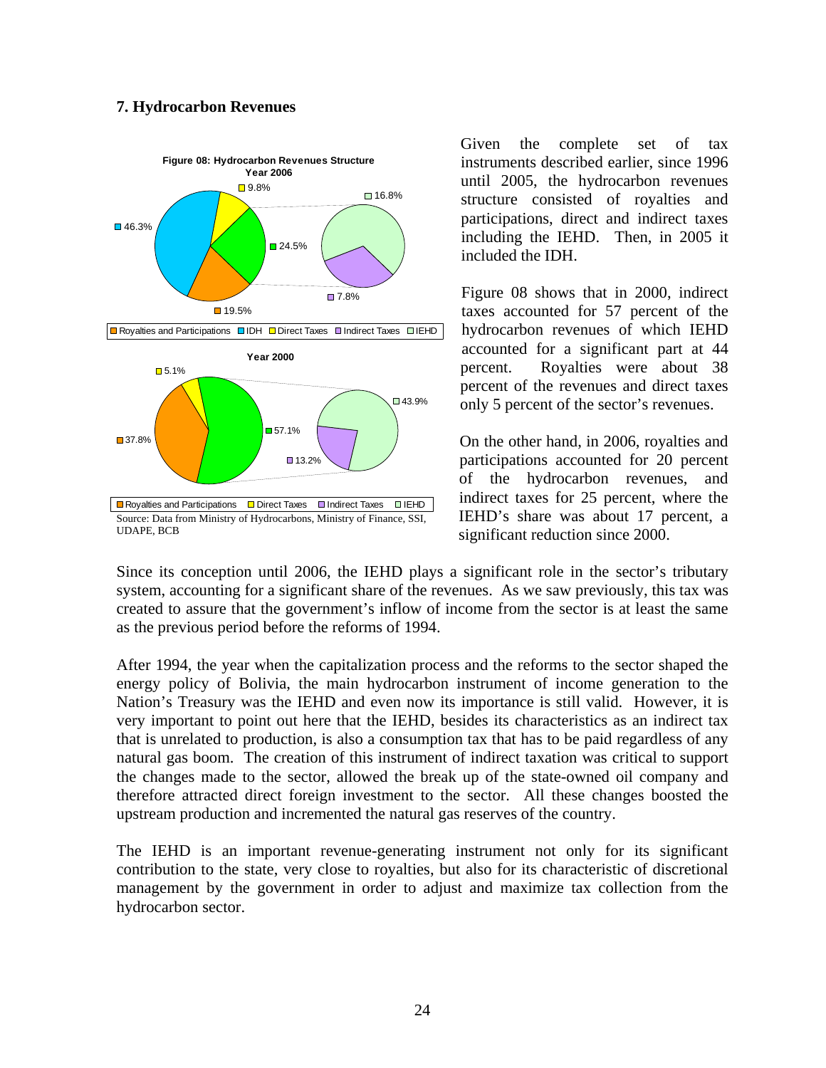## 7. Hydrocarbon Revenues

**Figure 08: Hydrocarbon Revenues Structure**

**Year 2006**

| Component | Share |
|---|---|
| Royalties and Participations | 19.5% |
| IDH | 46.3% |
| Direct Taxes | 9.8% |
| Indirect Taxes | 24.5% |
| – of which Indirect Taxes | 7.8% |
| – of which IEHD | 16.8% |

**Year 2000**

| Component | Share |
|---|---|
| Royalties and Participations | 37.8% |
| Direct Taxes | 5.1% |
| Indirect Taxes | 57.1% |
| – of which Indirect Taxes | 13.2% |
| – of which IEHD | 43.9% |

Source: Data from Ministry of Hydrocarbons, Ministry of Finance, SSI, UDAPE, BCB

Given the complete set of tax instruments described earlier, since 1996 until 2005, the hydrocarbon revenues structure consisted of royalties and participations, direct and indirect taxes including the IEHD. Then, in 2005 it included the IDH.

Figure 08 shows that in 2000, indirect taxes accounted for 57 percent of the hydrocarbon revenues of which IEHD accounted for a significant part at 44 percent. Royalties were about 38 percent of the revenues and direct taxes only 5 percent of the sector's revenues.

On the other hand, in 2006, royalties and participations accounted for 20 percent of the hydrocarbon revenues, and indirect taxes for 25 percent, where the IEHD's share was about 17 percent, a significant reduction since 2000.

Since its conception until 2006, the IEHD plays a significant role in the sector's tributary system, accounting for a significant share of the revenues. As we saw previously, this tax was created to assure that the government's inflow of income from the sector is at least the same as the previous period before the reforms of 1994.

After 1994, the year when the capitalization process and the reforms to the sector shaped the energy policy of Bolivia, the main hydrocarbon instrument of income generation to the Nation's Treasury was the IEHD and even now its importance is still valid. However, it is very important to point out here that the IEHD, besides its characteristics as an indirect tax that is unrelated to production, is also a consumption tax that has to be paid regardless of any natural gas boom. The creation of this instrument of indirect taxation was critical to support the changes made to the sector, allowed the break up of the state-owned oil company and therefore attracted direct foreign investment to the sector. All these changes boosted the upstream production and incremented the natural gas reserves of the country.

The IEHD is an important revenue-generating instrument not only for its significant contribution to the state, very close to royalties, but also for its characteristic of discretional management by the government in order to adjust and maximize tax collection from the hydrocarbon sector.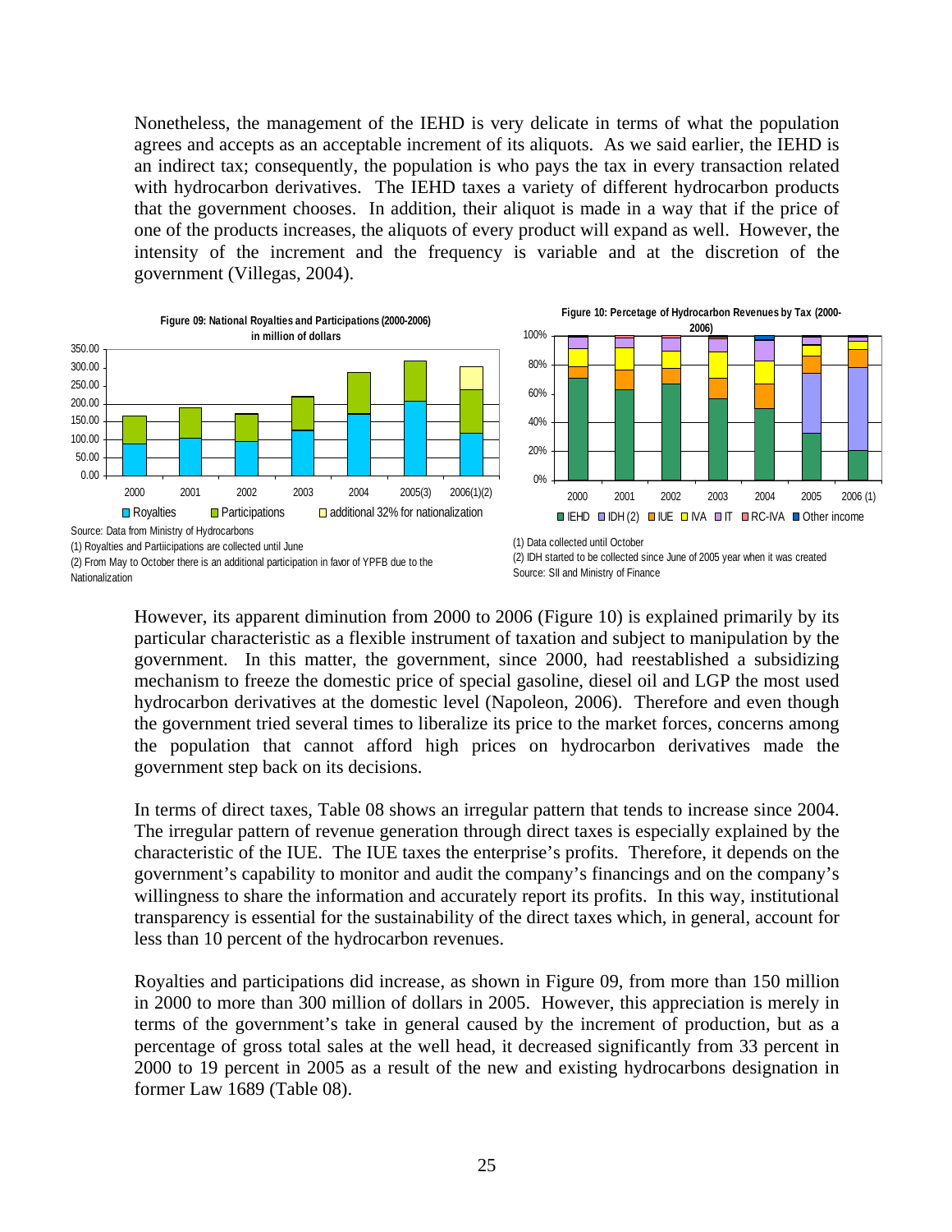Nonetheless, the management of the IEHD is very delicate in terms of what the population agrees and accepts as an acceptable increment of its aliquots. As we said earlier, the IEHD is an indirect tax; consequently, the population is who pays the tax in every transaction related with hydrocarbon derivatives. The IEHD taxes a variety of different hydrocarbon products that the government chooses. In addition, their aliquot is made in a way that if the price of one of the products increases, the aliquots of every product will expand as well. However, the intensity of the increment and the frequency is variable and at the discretion of the government (Villegas, 2004).

**Figure 09: National Royalties and Participations (2000-2006) in million of dollars**

Source: Data from Ministry of Hydrocarbons

(1) Royalties and Partiicipations are collected until June

(2) From May to October there is an additional participation in favor of YPFB due to the Nationalization

**Figure 10: Percetage of Hydrocarbon Revenues by Tax (2000-2006)**

(1) Data collected until October

(2) IDH started to be collected since June of 2005 year when it was created

Source: SII and Ministry of Finance

However, its apparent diminution from 2000 to 2006 (Figure 10) is explained primarily by its particular characteristic as a flexible instrument of taxation and subject to manipulation by the government. In this matter, the government, since 2000, had reestablished a subsidizing mechanism to freeze the domestic price of special gasoline, diesel oil and LGP the most used hydrocarbon derivatives at the domestic level (Napoleon, 2006). Therefore and even though the government tried several times to liberalize its price to the market forces, concerns among the population that cannot afford high prices on hydrocarbon derivatives made the government step back on its decisions.

In terms of direct taxes, Table 08 shows an irregular pattern that tends to increase since 2004. The irregular pattern of revenue generation through direct taxes is especially explained by the characteristic of the IUE. The IUE taxes the enterprise's profits. Therefore, it depends on the government's capability to monitor and audit the company's financings and on the company's willingness to share the information and accurately report its profits. In this way, institutional transparency is essential for the sustainability of the direct taxes which, in general, account for less than 10 percent of the hydrocarbon revenues.

Royalties and participations did increase, as shown in Figure 09, from more than 150 million in 2000 to more than 300 million of dollars in 2005. However, this appreciation is merely in terms of the government's take in general caused by the increment of production, but as a percentage of gross total sales at the well head, it decreased significantly from 33 percent in 2000 to 19 percent in 2005 as a result of the new and existing hydrocarbons designation in former Law 1689 (Table 08).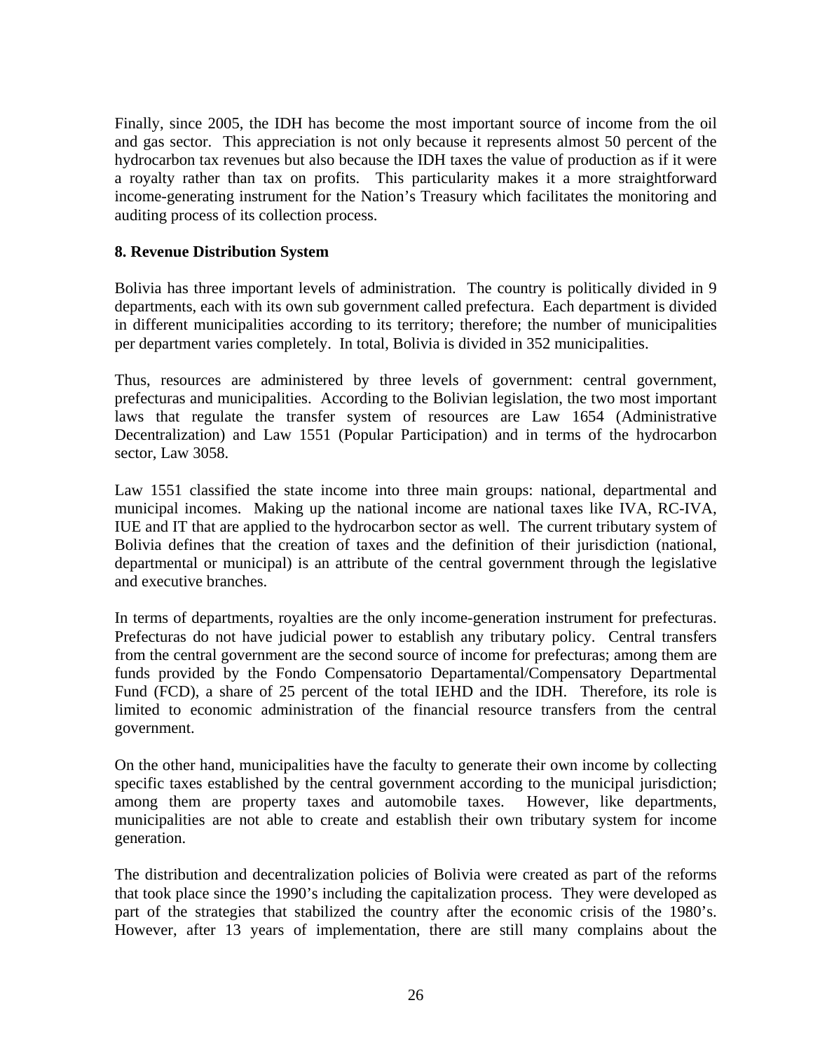Finally, since 2005, the IDH has become the most important source of income from the oil and gas sector. This appreciation is not only because it represents almost 50 percent of the hydrocarbon tax revenues but also because the IDH taxes the value of production as if it were a royalty rather than tax on profits. This particularity makes it a more straightforward income-generating instrument for the Nation's Treasury which facilitates the monitoring and auditing process of its collection process.

**8. Revenue Distribution System**

Bolivia has three important levels of administration. The country is politically divided in 9 departments, each with its own sub government called prefectura. Each department is divided in different municipalities according to its territory; therefore; the number of municipalities per department varies completely. In total, Bolivia is divided in 352 municipalities.

Thus, resources are administered by three levels of government: central government, prefecturas and municipalities. According to the Bolivian legislation, the two most important laws that regulate the transfer system of resources are Law 1654 (Administrative Decentralization) and Law 1551 (Popular Participation) and in terms of the hydrocarbon sector, Law 3058.

Law 1551 classified the state income into three main groups: national, departmental and municipal incomes. Making up the national income are national taxes like IVA, RC-IVA, IUE and IT that are applied to the hydrocarbon sector as well. The current tributary system of Bolivia defines that the creation of taxes and the definition of their jurisdiction (national, departmental or municipal) is an attribute of the central government through the legislative and executive branches.

In terms of departments, royalties are the only income-generation instrument for prefecturas. Prefecturas do not have judicial power to establish any tributary policy. Central transfers from the central government are the second source of income for prefecturas; among them are funds provided by the Fondo Compensatorio Departamental/Compensatory Departmental Fund (FCD), a share of 25 percent of the total IEHD and the IDH. Therefore, its role is limited to economic administration of the financial resource transfers from the central government.

On the other hand, municipalities have the faculty to generate their own income by collecting specific taxes established by the central government according to the municipal jurisdiction; among them are property taxes and automobile taxes. However, like departments, municipalities are not able to create and establish their own tributary system for income generation.

The distribution and decentralization policies of Bolivia were created as part of the reforms that took place since the 1990's including the capitalization process. They were developed as part of the strategies that stabilized the country after the economic crisis of the 1980's. However, after 13 years of implementation, there are still many complains about the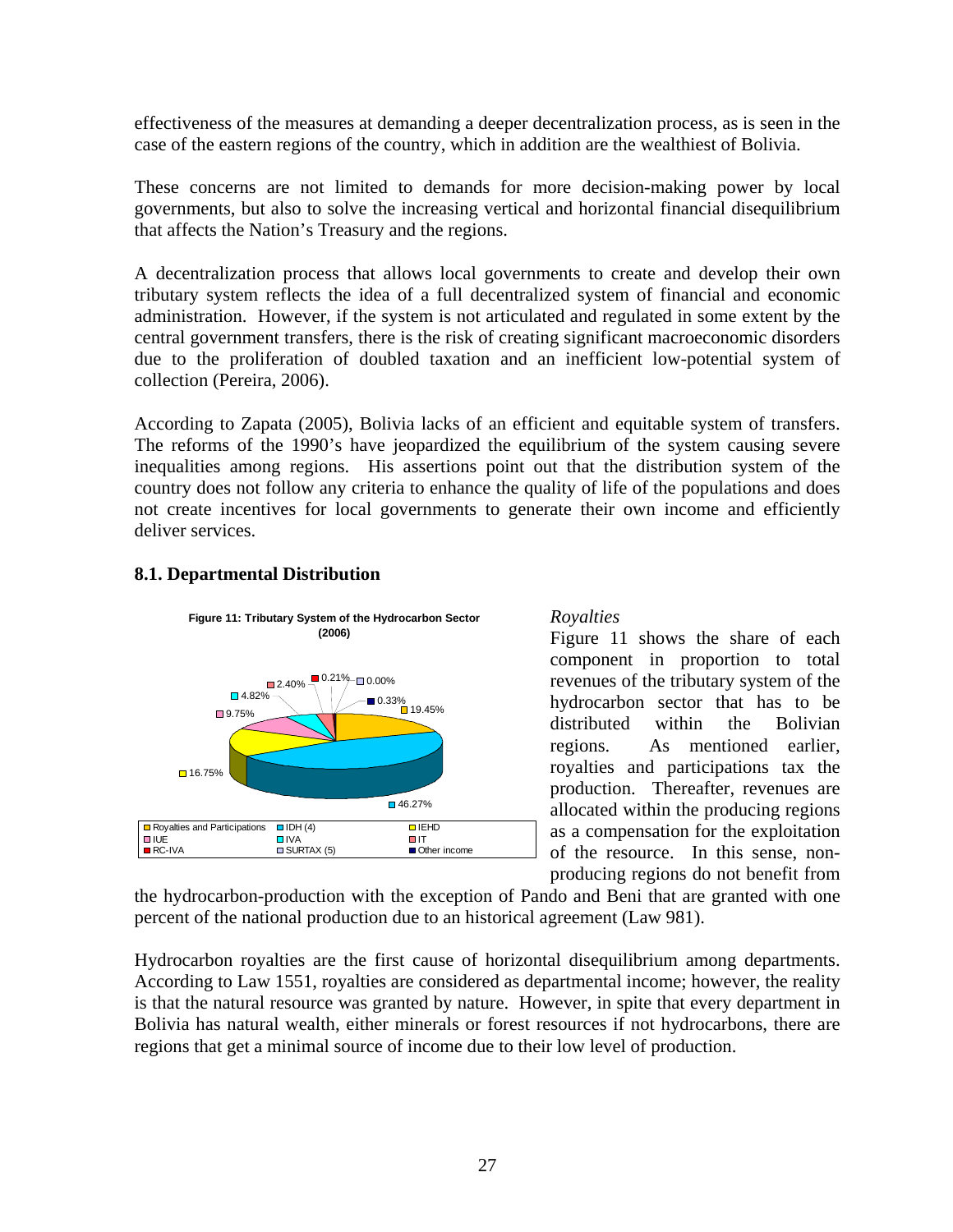effectiveness of the measures at demanding a deeper decentralization process, as is seen in the case of the eastern regions of the country, which in addition are the wealthiest of Bolivia.

These concerns are not limited to demands for more decision-making power by local governments, but also to solve the increasing vertical and horizontal financial disequilibrium that affects the Nation's Treasury and the regions.

A decentralization process that allows local governments to create and develop their own tributary system reflects the idea of a full decentralized system of financial and economic administration. However, if the system is not articulated and regulated in some extent by the central government transfers, there is the risk of creating significant macroeconomic disorders due to the proliferation of doubled taxation and an inefficient low-potential system of collection (Pereira, 2006).

According to Zapata (2005), Bolivia lacks of an efficient and equitable system of transfers. The reforms of the 1990's have jeopardized the equilibrium of the system causing severe inequalities among regions. His assertions point out that the distribution system of the country does not follow any criteria to enhance the quality of life of the populations and does not create incentives for local governments to generate their own income and efficiently deliver services.

## 8.1. Departmental Distribution

**Figure 11: Tributary System of the Hydrocarbon Sector (2006)**

| Component | Share |
|---|---|
| Royalties and Participations | 19.45% |
| IDH (4) | 46.27% |
| IEHD | 16.75% |
| IUE | 9.75% |
| IVA | 4.82% |
| IT | 2.40% |
| RC-IVA | 0.21% |
| SURTAX (5) | 0.00% |
| Other income | 0.33% |

*Royalties*

Figure 11 shows the share of each component in proportion to total revenues of the tributary system of the hydrocarbon sector that has to be distributed within the Bolivian regions. As mentioned earlier, royalties and participations tax the production. Thereafter, revenues are allocated within the producing regions as a compensation for the exploitation of the resource. In this sense, non-producing regions do not benefit from the hydrocarbon-production with the exception of Pando and Beni that are granted with one percent of the national production due to an historical agreement (Law 981).

Hydrocarbon royalties are the first cause of horizontal disequilibrium among departments. According to Law 1551, royalties are considered as departmental income; however, the reality is that the natural resource was granted by nature. However, in spite that every department in Bolivia has natural wealth, either minerals or forest resources if not hydrocarbons, there are regions that get a minimal source of income due to their low level of production.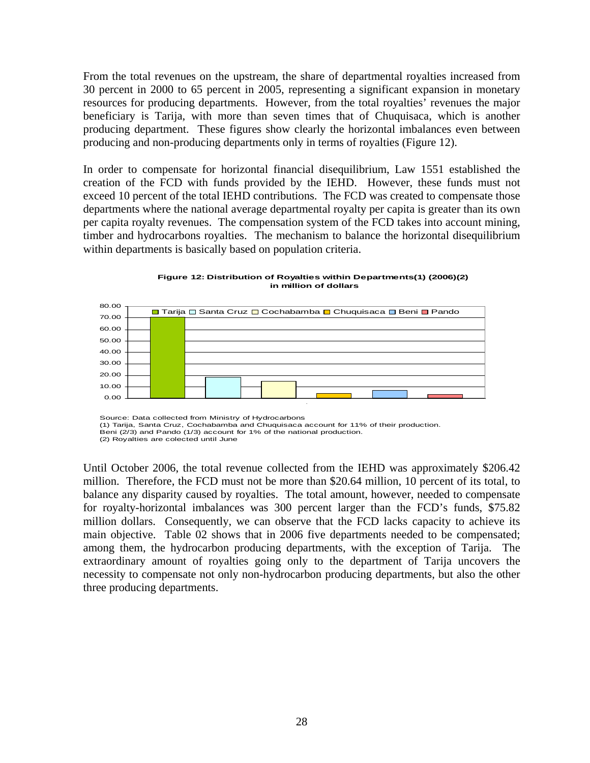From the total revenues on the upstream, the share of departmental royalties increased from 30 percent in 2000 to 65 percent in 2005, representing a significant expansion in monetary resources for producing departments. However, from the total royalties' revenues the major beneficiary is Tarija, with more than seven times that of Chuquisaca, which is another producing department. These figures show clearly the horizontal imbalances even between producing and non-producing departments only in terms of royalties (Figure 12).

In order to compensate for horizontal financial disequilibrium, Law 1551 established the creation of the FCD with funds provided by the IEHD. However, these funds must not exceed 10 percent of the total IEHD contributions. The FCD was created to compensate those departments where the national average departmental royalty per capita is greater than its own per capita royalty revenues. The compensation system of the FCD takes into account mining, timber and hydrocarbons royalties. The mechanism to balance the horizontal disequilibrium within departments is basically based on population criteria.

**Figure 12: Distribution of Royalties within Departments(1) (2006)(2) in million of dollars**

Source: Data collected from Ministry of Hydrocarbons
(1) Tarija, Santa Cruz, Cochabamba and Chuquisaca account for 11% of their production.
Beni (2/3) and Pando (1/3) account for 1% of the national production.
(2) Royalties are colected until June

Until October 2006, the total revenue collected from the IEHD was approximately $206.42 million. Therefore, the FCD must not be more than $20.64 million, 10 percent of its total, to balance any disparity caused by royalties. The total amount, however, needed to compensate for royalty-horizontal imbalances was 300 percent larger than the FCD's funds, $75.82 million dollars. Consequently, we can observe that the FCD lacks capacity to achieve its main objective. Table 02 shows that in 2006 five departments needed to be compensated; among them, the hydrocarbon producing departments, with the exception of Tarija. The extraordinary amount of royalties going only to the department of Tarija uncovers the necessity to compensate not only non-hydrocarbon producing departments, but also the other three producing departments.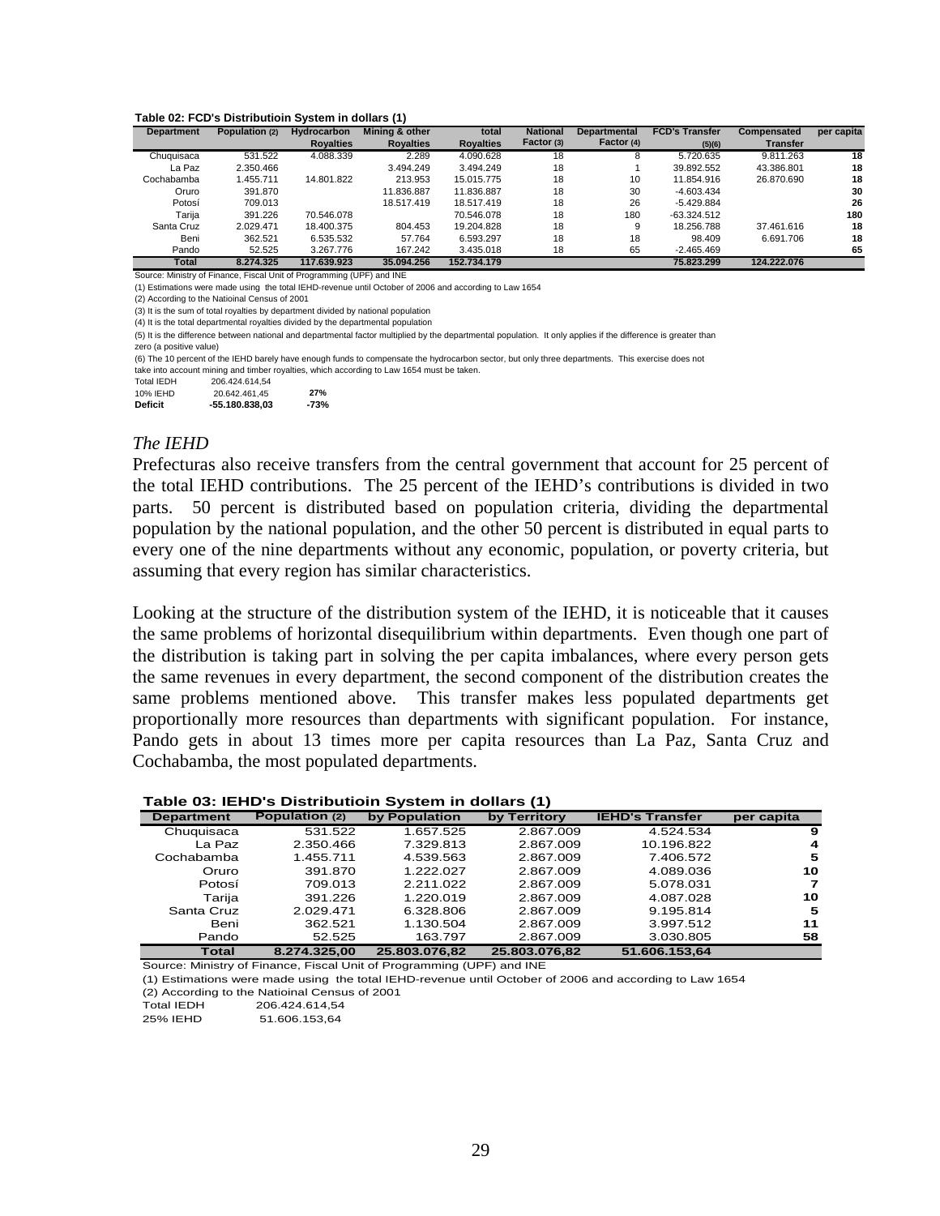**Table 02: FCD's Distributioin System in dollars (1)**

| Department | Population (2) | Hydrocarbon Royalties | Mining & other Royalties | total Royalties | National Factor (3) | Departmental Factor (4) | FCD's Transfer (5)(6) | Compensated Transfer | per capita |
|---|---|---|---|---|---|---|---|---|---|
| Chuquisaca | 531.522 | 4.088.339 | 2.289 | 4.090.628 | 18 | 8 | 5.720.635 | 9.811.263 | 18 |
| La Paz | 2.350.466 | | 3.494.249 | 3.494.249 | 18 | 1 | 39.892.552 | 43.386.801 | 18 |
| Cochabamba | 1.455.711 | 14.801.822 | 213.953 | 15.015.775 | 18 | 10 | 11.854.916 | 26.870.690 | 18 |
| Oruro | 391.870 | | 11.836.887 | 11.836.887 | 18 | 30 | -4.603.434 | | 30 |
| Potosí | 709.013 | | 18.517.419 | 18.517.419 | 18 | 26 | -5.429.884 | | 26 |
| Tarija | 391.226 | 70.546.078 | | 70.546.078 | 18 | 180 | -63.324.512 | | 180 |
| Santa Cruz | 2.029.471 | 18.400.375 | 804.453 | 19.204.828 | 18 | 9 | 18.256.788 | 37.461.616 | 18 |
| Beni | 362.521 | 6.535.532 | 57.764 | 6.593.297 | 18 | 18 | 98.409 | 6.691.706 | 18 |
| Pando | 52.525 | 3.267.776 | 167.242 | 3.435.018 | 18 | 65 | -2.465.469 | | 65 |
| **Total** | **8.274.325** | **117.639.923** | **35.094.256** | **152.734.179** | | | **75.823.299** | **124.222.076** | |

Source: Ministry of Finance, Fiscal Unit of Programming (UPF) and INE

(1) Estimations were made using the total IEHD-revenue until October of 2006 and according to Law 1654

(2) According to the Natioinal Census of 2001

(3) It is the sum of total royalties by department divided by national population

(4) It is the total departmental royalties divided by the departmental population

(5) It is the difference between national and departmental factor multiplied by the departmental population. It only applies if the difference is greater than zero (a positive value)

(6) The 10 percent of the IEHD barely have enough funds to compensate the hydrocarbon sector, but only three departments. This exercise does not take into account mining and timber royalties, which according to Law 1654 must be taken.

| | | |
|---|---|---|
| Total IEDH | 206.424.614,54 | |
| 10% IEHD | 20.642.461,45 | **27%** |
| **Deficit** | **-55.180.838,03** | **-73%** |

*The IEHD*

Prefecturas also receive transfers from the central government that account for 25 percent of the total IEHD contributions. The 25 percent of the IEHD's contributions is divided in two parts. 50 percent is distributed based on population criteria, dividing the departmental population by the national population, and the other 50 percent is distributed in equal parts to every one of the nine departments without any economic, population, or poverty criteria, but assuming that every region has similar characteristics.

Looking at the structure of the distribution system of the IEHD, it is noticeable that it causes the same problems of horizontal disequilibrium within departments. Even though one part of the distribution is taking part in solving the per capita imbalances, where every person gets the same revenues in every department, the second component of the distribution creates the same problems mentioned above. This transfer makes less populated departments get proportionally more resources than departments with significant population. For instance, Pando gets in about 13 times more per capita resources than La Paz, Santa Cruz and Cochabamba, the most populated departments.

**Table 03: IEHD's Distributioin System in dollars (1)**

| Department | Population (2) | by Population | by Territory | IEHD's Transfer | per capita |
|---|---|---|---|---|---|
| Chuquisaca | 531.522 | 1.657.525 | 2.867.009 | 4.524.534 | 9 |
| La Paz | 2.350.466 | 7.329.813 | 2.867.009 | 10.196.822 | 4 |
| Cochabamba | 1.455.711 | 4.539.563 | 2.867.009 | 7.406.572 | 5 |
| Oruro | 391.870 | 1.222.027 | 2.867.009 | 4.089.036 | 10 |
| Potosí | 709.013 | 2.211.022 | 2.867.009 | 5.078.031 | 7 |
| Tarija | 391.226 | 1.220.019 | 2.867.009 | 4.087.028 | 10 |
| Santa Cruz | 2.029.471 | 6.328.806 | 2.867.009 | 9.195.814 | 5 |
| Beni | 362.521 | 1.130.504 | 2.867.009 | 3.997.512 | 11 |
| Pando | 52.525 | 163.797 | 2.867.009 | 3.030.805 | 58 |
| **Total** | **8.274.325,00** | **25.803.076,82** | **25.803.076,82** | **51.606.153,64** | |

Source: Ministry of Finance, Fiscal Unit of Programming (UPF) and INE

(1) Estimations were made using the total IEHD-revenue until October of 2006 and according to Law 1654

(2) According to the Natioinal Census of 2001

| | |
|---|---|
| Total IEDH | 206.424.614,54 |
| 25% IEHD | 51.606.153,64 |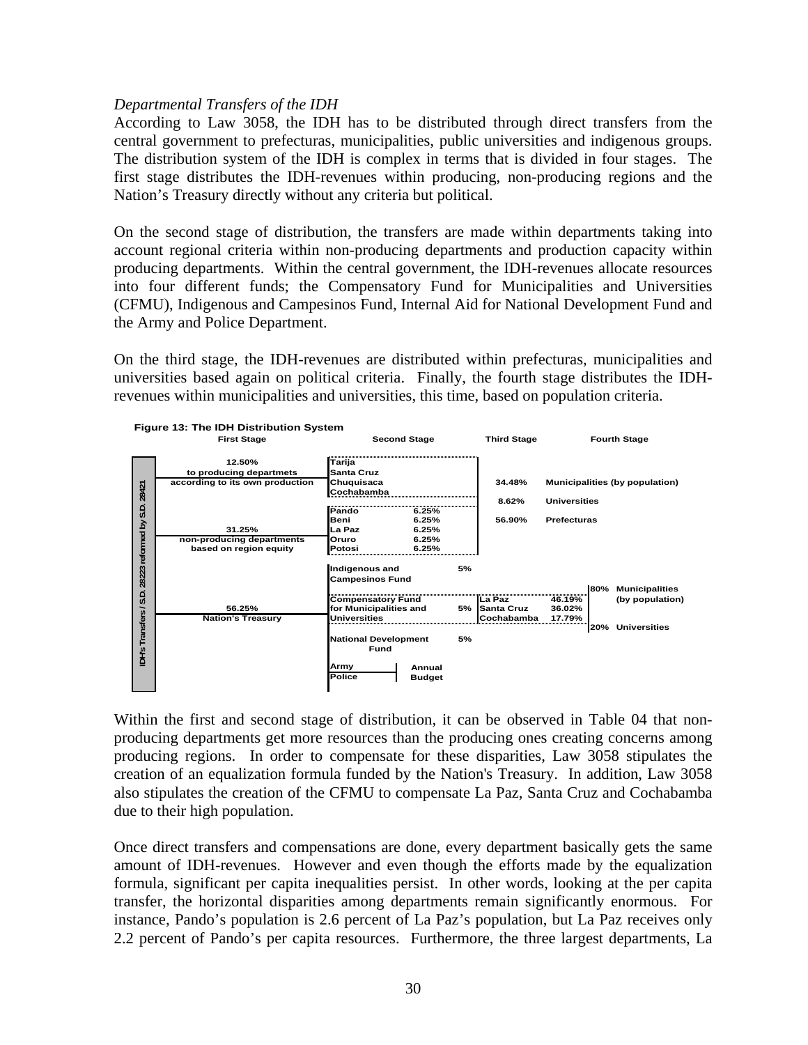*Departmental Transfers of the IDH*

According to Law 3058, the IDH has to be distributed through direct transfers from the central government to prefecturas, municipalities, public universities and indigenous groups. The distribution system of the IDH is complex in terms that is divided in four stages. The first stage distributes the IDH-revenues within producing, non-producing regions and the Nation's Treasury directly without any criteria but political.

On the second stage of distribution, the transfers are made within departments taking into account regional criteria within non-producing departments and production capacity within producing departments. Within the central government, the IDH-revenues allocate resources into four different funds; the Compensatory Fund for Municipalities and Universities (CFMU), Indigenous and Campesinos Fund, Internal Aid for National Development Fund and the Army and Police Department.

On the third stage, the IDH-revenues are distributed within prefecturas, municipalities and universities based again on political criteria. Finally, the fourth stage distributes the IDH-revenues within municipalities and universities, this time, based on population criteria.

**Figure 13: The IDH Distribution System**

IDH's Transfers / S.D. 28223 reformed by S.D. 28421

| First Stage | Second Stage | | Third Stage | | Fourth Stage |
|---|---|---|---|---|---|
| 12.50% to producing departmets according to its own production | Tarija, Santa Cruz, Chuquisaca, Cochabamba | | 34.48% | Municipalities (by population) | |
| | | | 8.62% | Universities | |
| 31.25% non-producing departments based on region equity | Pando | 6.25% | 56.90% | Prefecturas | |
| | Beni | 6.25% | | | |
| | La Paz | 6.25% | | | |
| | Oruro | 6.25% | | | |
| | Potosi | 6.25% | | | |
| 56.25% Nation's Treasury | Indigenous and Campesinos Fund | 5% | | | |
| | Compensatory Fund for Municipalities and Universities | 5% | La Paz | 46.19% | 80% Municipalities (by population) |
| | | | Santa Cruz | 36.02% | |
| | | | Cochabamba | 17.79% | 20% Universities |
| | National Development Fund | 5% | | | |
| | Army, Police | Annual Budget | | | |

Within the first and second stage of distribution, it can be observed in Table 04 that non-producing departments get more resources than the producing ones creating concerns among producing regions. In order to compensate for these disparities, Law 3058 stipulates the creation of an equalization formula funded by the Nation's Treasury. In addition, Law 3058 also stipulates the creation of the CFMU to compensate La Paz, Santa Cruz and Cochabamba due to their high population.

Once direct transfers and compensations are done, every department basically gets the same amount of IDH-revenues. However and even though the efforts made by the equalization formula, significant per capita inequalities persist. In other words, looking at the per capita transfer, the horizontal disparities among departments remain significantly enormous. For instance, Pando's population is 2.6 percent of La Paz's population, but La Paz receives only 2.2 percent of Pando's per capita resources. Furthermore, the three largest departments, La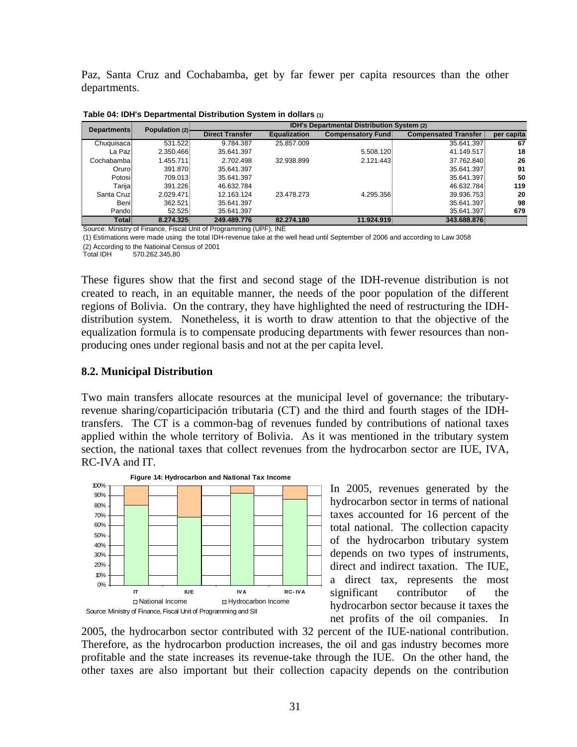Paz, Santa Cruz and Cochabamba, get by far fewer per capita resources than the other departments.

**Table 04: IDH's Departmental Distribution System in dollars (1)**

| Departments | Population (2) | IDH's Departmental Distribution System (2) | | | | |
|---|---|---|---|---|---|---|
| | | Direct Transfer | Equalization | Compensatory Fund | Compensated Transfer | per capita |
| Chuquisaca | 531.522 | 9.784.387 | 25.857.009 | | 35.641.397 | 67 |
| La Paz | 2.350.466 | 35.641.397 | | 5.508.120 | 41.149.517 | 18 |
| Cochabamba | 1.455.711 | 2.702.498 | 32.938.899 | 2.121.443 | 37.762.840 | 26 |
| Oruro | 391.870 | 35.641.397 | | | 35.641.397 | 91 |
| Potosi | 709.013 | 35.641.397 | | | 35.641.397 | 50 |
| Tarija | 391.226 | 46.632.784 | | | 46.632.784 | 119 |
| Santa Cruz | 2.029.471 | 12.163.124 | 23.478.273 | 4.295.356 | 39.936.753 | 20 |
| Beni | 362.521 | 35.641.397 | | | 35.641.397 | 98 |
| Pando | 52.525 | 35.641.397 | | | 35.641.397 | 679 |
| **Total** | **8.274.325** | **249.489.776** | **82.274.180** | **11.924.919** | **343.688.876** | |

Source: Ministry of Finance, Fiscal Unit of Programming (UPF), INE

(1) Estimations were made using the total IDH-revenue take at the well head until September of 2006 and according to Law 3058

(2) According to the Natioinal Census of 2001

Total IDH 570.262.345,80

These figures show that the first and second stage of the IDH-revenue distribution is not created to reach, in an equitable manner, the needs of the poor population of the different regions of Bolivia. On the contrary, they have highlighted the need of restructuring the IDH-distribution system. Nonetheless, it is worth to draw attention to that the objective of the equalization formula is to compensate producing departments with fewer resources than non-producing ones under regional basis and not at the per capita level.

## 8.2. Municipal Distribution

Two main transfers allocate resources at the municipal level of governance: the tributary-revenue sharing/coparticipación tributaria (CT) and the third and fourth stages of the IDH-transfers. The CT is a common-bag of revenues funded by contributions of national taxes applied within the whole territory of Bolivia. As it was mentioned in the tributary system section, the national taxes that collect revenues from the hydrocarbon sector are IUE, IVA, RC-IVA and IT.

**Figure 14: Hydrocarbon and National Tax Income**

Source: Ministry of Finance, Fiscal Unit of Programming and SII

In 2005, revenues generated by the hydrocarbon sector in terms of national taxes accounted for 16 percent of the total national. The collection capacity of the hydrocarbon tributary system depends on two types of instruments, direct and indirect taxation. The IUE, a direct tax, represents the most significant contributor of the hydrocarbon sector because it taxes the net profits of the oil companies. In 2005, the hydrocarbon sector contributed with 32 percent of the IUE-national contribution. Therefore, as the hydrocarbon production increases, the oil and gas industry becomes more profitable and the state increases its revenue-take through the IUE. On the other hand, the other taxes are also important but their collection capacity depends on the contribution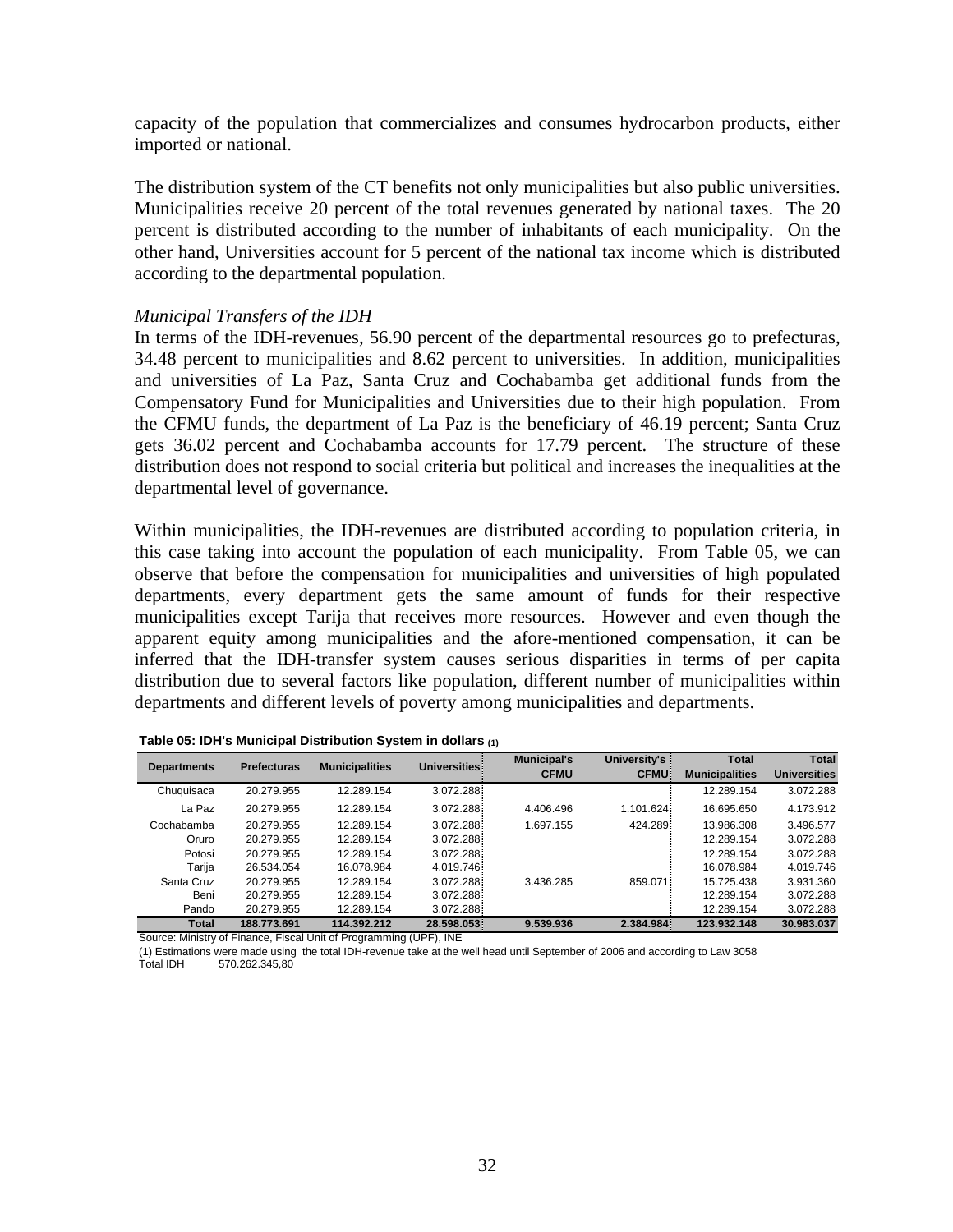capacity of the population that commercializes and consumes hydrocarbon products, either imported or national.

The distribution system of the CT benefits not only municipalities but also public universities. Municipalities receive 20 percent of the total revenues generated by national taxes. The 20 percent is distributed according to the number of inhabitants of each municipality. On the other hand, Universities account for 5 percent of the national tax income which is distributed according to the departmental population.

*Municipal Transfers of the IDH*

In terms of the IDH-revenues, 56.90 percent of the departmental resources go to prefecturas, 34.48 percent to municipalities and 8.62 percent to universities. In addition, municipalities and universities of La Paz, Santa Cruz and Cochabamba get additional funds from the Compensatory Fund for Municipalities and Universities due to their high population. From the CFMU funds, the department of La Paz is the beneficiary of 46.19 percent; Santa Cruz gets 36.02 percent and Cochabamba accounts for 17.79 percent. The structure of these distribution does not respond to social criteria but political and increases the inequalities at the departmental level of governance.

Within municipalities, the IDH-revenues are distributed according to population criteria, in this case taking into account the population of each municipality. From Table 05, we can observe that before the compensation for municipalities and universities of high populated departments, every department gets the same amount of funds for their respective municipalities except Tarija that receives more resources. However and even though the apparent equity among municipalities and the afore-mentioned compensation, it can be inferred that the IDH-transfer system causes serious disparities in terms of per capita distribution due to several factors like population, different number of municipalities within departments and different levels of poverty among municipalities and departments.

**Table 05: IDH's Municipal Distribution System in dollars (1)**

| Departments | Prefecturas | Municipalities | Universities | Municipal's CFMU | University's CFMU | Total Municipalities | Total Universities |
|---|---|---|---|---|---|---|---|
| Chuquisaca | 20.279.955 | 12.289.154 | 3.072.288 | | | 12.289.154 | 3.072.288 |
| La Paz | 20.279.955 | 12.289.154 | 3.072.288 | 4.406.496 | 1.101.624 | 16.695.650 | 4.173.912 |
| Cochabamba | 20.279.955 | 12.289.154 | 3.072.288 | 1.697.155 | 424.289 | 13.986.308 | 3.496.577 |
| Oruro | 20.279.955 | 12.289.154 | 3.072.288 | | | 12.289.154 | 3.072.288 |
| Potosi | 20.279.955 | 12.289.154 | 3.072.288 | | | 12.289.154 | 3.072.288 |
| Tarija | 26.534.054 | 16.078.984 | 4.019.746 | | | 16.078.984 | 4.019.746 |
| Santa Cruz | 20.279.955 | 12.289.154 | 3.072.288 | 3.436.285 | 859.071 | 15.725.438 | 3.931.360 |
| Beni | 20.279.955 | 12.289.154 | 3.072.288 | | | 12.289.154 | 3.072.288 |
| Pando | 20.279.955 | 12.289.154 | 3.072.288 | | | 12.289.154 | 3.072.288 |
| **Total** | **188.773.691** | **114.392.212** | **28.598.053** | **9.539.936** | **2.384.984** | **123.932.148** | **30.983.037** |

Source: Ministry of Finance, Fiscal Unit of Programming (UPF), INE

(1) Estimations were made using the total IDH-revenue take at the well head until September of 2006 and according to Law 3058

Total IDH 570.262.345,80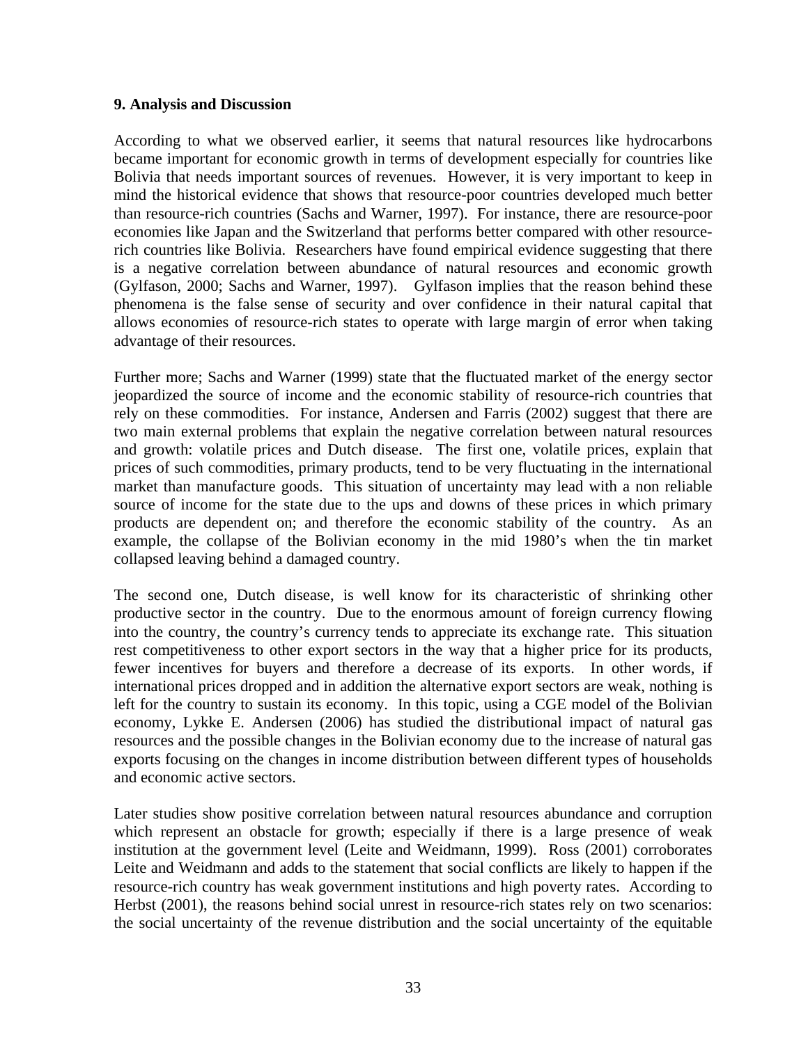## 9. Analysis and Discussion

According to what we observed earlier, it seems that natural resources like hydrocarbons became important for economic growth in terms of development especially for countries like Bolivia that needs important sources of revenues. However, it is very important to keep in mind the historical evidence that shows that resource-poor countries developed much better than resource-rich countries (Sachs and Warner, 1997). For instance, there are resource-poor economies like Japan and the Switzerland that performs better compared with other resource-rich countries like Bolivia. Researchers have found empirical evidence suggesting that there is a negative correlation between abundance of natural resources and economic growth (Gylfason, 2000; Sachs and Warner, 1997). Gylfason implies that the reason behind these phenomena is the false sense of security and over confidence in their natural capital that allows economies of resource-rich states to operate with large margin of error when taking advantage of their resources.

Further more; Sachs and Warner (1999) state that the fluctuated market of the energy sector jeopardized the source of income and the economic stability of resource-rich countries that rely on these commodities. For instance, Andersen and Farris (2002) suggest that there are two main external problems that explain the negative correlation between natural resources and growth: volatile prices and Dutch disease. The first one, volatile prices, explain that prices of such commodities, primary products, tend to be very fluctuating in the international market than manufacture goods. This situation of uncertainty may lead with a non reliable source of income for the state due to the ups and downs of these prices in which primary products are dependent on; and therefore the economic stability of the country. As an example, the collapse of the Bolivian economy in the mid 1980's when the tin market collapsed leaving behind a damaged country.

The second one, Dutch disease, is well know for its characteristic of shrinking other productive sector in the country. Due to the enormous amount of foreign currency flowing into the country, the country's currency tends to appreciate its exchange rate. This situation rest competitiveness to other export sectors in the way that a higher price for its products, fewer incentives for buyers and therefore a decrease of its exports. In other words, if international prices dropped and in addition the alternative export sectors are weak, nothing is left for the country to sustain its economy. In this topic, using a CGE model of the Bolivian economy, Lykke E. Andersen (2006) has studied the distributional impact of natural gas resources and the possible changes in the Bolivian economy due to the increase of natural gas exports focusing on the changes in income distribution between different types of households and economic active sectors.

Later studies show positive correlation between natural resources abundance and corruption which represent an obstacle for growth; especially if there is a large presence of weak institution at the government level (Leite and Weidmann, 1999). Ross (2001) corroborates Leite and Weidmann and adds to the statement that social conflicts are likely to happen if the resource-rich country has weak government institutions and high poverty rates. According to Herbst (2001), the reasons behind social unrest in resource-rich states rely on two scenarios: the social uncertainty of the revenue distribution and the social uncertainty of the equitable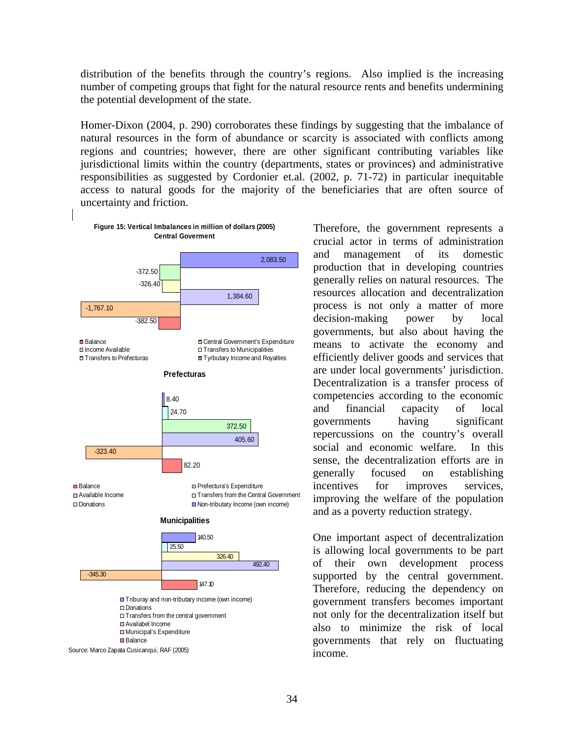distribution of the benefits through the country's regions. Also implied is the increasing number of competing groups that fight for the natural resource rents and benefits undermining the potential development of the state.

Homer-Dixon (2004, p. 290) corroborates these findings by suggesting that the imbalance of natural resources in the form of abundance or scarcity is associated with conflicts among regions and countries; however, there are other significant contributing variables like jurisdictional limits within the country (departments, states or provinces) and administrative responsibilities as suggested by Cordonier et.al. (2002, p. 71-72) in particular inequitable access to natural goods for the majority of the beneficiaries that are often source of uncertainty and friction.

**Figure 15: Vertical Imbalances in million of dollars (2005)**

**Central Goverment**

| Item | Value |
|---|---|
| Tyrbutary Income and Royalties | 2,083.50 |
| Transfers to Prefecturas | -372.50 |
| Transfers to Municipalities | -326.40 |
| Income Available | 1,384.60 |
| Central Government's Expenditure | -1,767.10 |
| Balance | -382.50 |

**Prefecturas**

| Item | Value |
|---|---|
| Non-tributary Income (own income) | 8.40 |
| Donations | 24.70 |
| Transfers from the Central Government | 372.50 |
| Available Income | 405.60 |
| Prefectura's Expenditure | -323.40 |
| Balance | 82.20 |

**Municipalities**

| Item | Value |
|---|---|
| Triburay and non-tributary income (own income) | 140.50 |
| Donations | 25.50 |
| Transfers from the central government | 326.40 |
| Availabel Income | 492.40 |
| Municipal's Expenditure | -345.30 |
| Balance | 147.10 |

Source: Marco Zapata Cusicanqui, RAF (2005)

Therefore, the government represents a crucial actor in terms of administration and management of its domestic production that in developing countries generally relies on natural resources. The resources allocation and decentralization process is not only a matter of more decision-making power by local governments, but also about having the means to activate the economy and efficiently deliver goods and services that are under local governments' jurisdiction. Decentralization is a transfer process of competencies according to the economic and financial capacity of local governments having significant repercussions on the country's overall social and economic welfare. In this sense, the decentralization efforts are in generally focused on establishing incentives for improves services, improving the welfare of the population and as a poverty reduction strategy.

One important aspect of decentralization is allowing local governments to be part of their own development process supported by the central government. Therefore, reducing the dependency on government transfers becomes important not only for the decentralization itself but also to minimize the risk of local governments that rely on fluctuating income.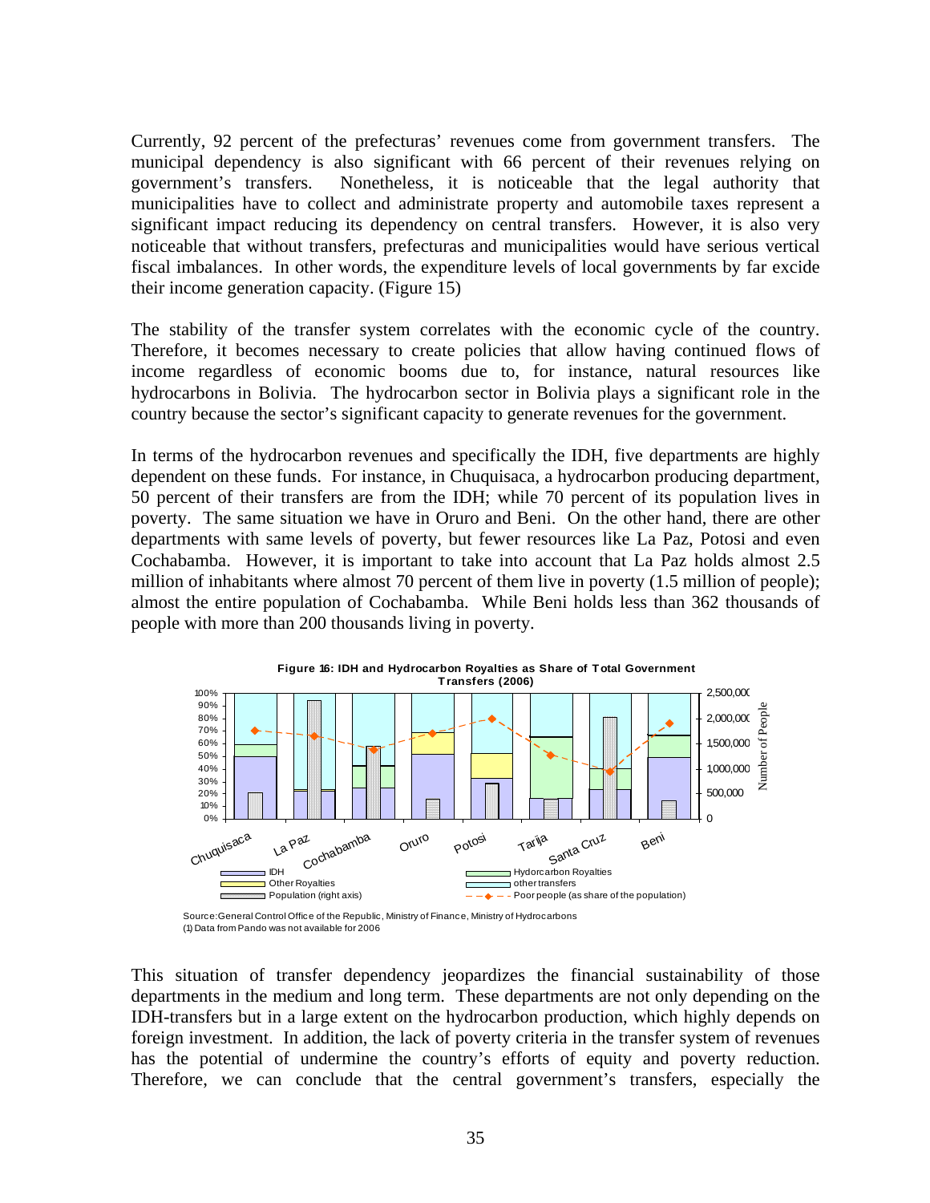Currently, 92 percent of the prefecturas' revenues come from government transfers. The municipal dependency is also significant with 66 percent of their revenues relying on government's transfers. Nonetheless, it is noticeable that the legal authority that municipalities have to collect and administrate property and automobile taxes represent a significant impact reducing its dependency on central transfers. However, it is also very noticeable that without transfers, prefecturas and municipalities would have serious vertical fiscal imbalances. In other words, the expenditure levels of local governments by far excide their income generation capacity. (Figure 15)

The stability of the transfer system correlates with the economic cycle of the country. Therefore, it becomes necessary to create policies that allow having continued flows of income regardless of economic booms due to, for instance, natural resources like hydrocarbons in Bolivia. The hydrocarbon sector in Bolivia plays a significant role in the country because the sector's significant capacity to generate revenues for the government.

In terms of the hydrocarbon revenues and specifically the IDH, five departments are highly dependent on these funds. For instance, in Chuquisaca, a hydrocarbon producing department, 50 percent of their transfers are from the IDH; while 70 percent of its population lives in poverty. The same situation we have in Oruro and Beni. On the other hand, there are other departments with same levels of poverty, but fewer resources like La Paz, Potosi and even Cochabamba. However, it is important to take into account that La Paz holds almost 2.5 million of inhabitants where almost 70 percent of them live in poverty (1.5 million of people); almost the entire population of Cochabamba. While Beni holds less than 362 thousands of people with more than 200 thousands living in poverty.

**Figure 16: IDH and Hydrocarbon Royalties as Share of Total Government Transfers (2006)**

Source: General Control Office of the Republic, Ministry of Finance, Ministry of Hydrocarbons
(1) Data from Pando was not available for 2006

This situation of transfer dependency jeopardizes the financial sustainability of those departments in the medium and long term. These departments are not only depending on the IDH-transfers but in a large extent on the hydrocarbon production, which highly depends on foreign investment. In addition, the lack of poverty criteria in the transfer system of revenues has the potential of undermine the country's efforts of equity and poverty reduction. Therefore, we can conclude that the central government's transfers, especially the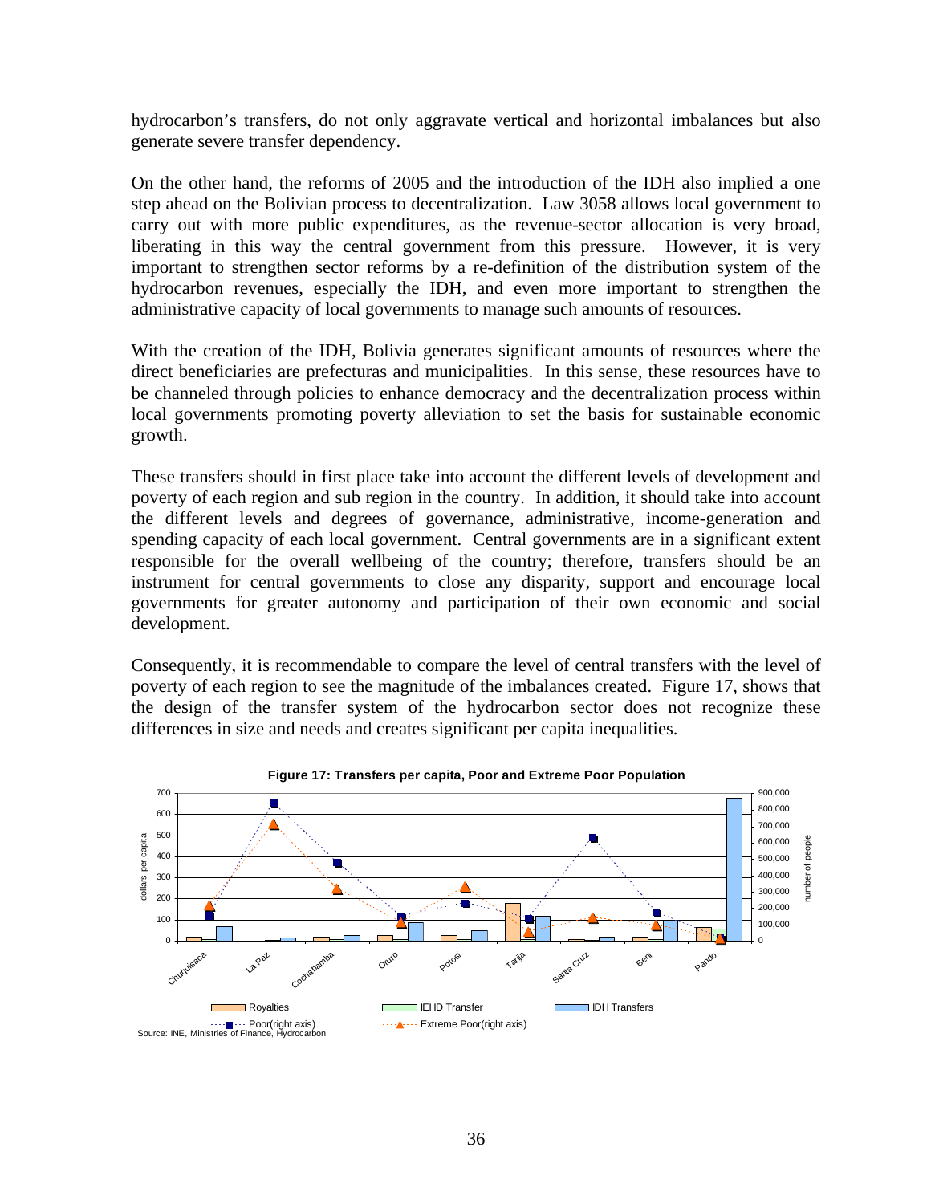hydrocarbon's transfers, do not only aggravate vertical and horizontal imbalances but also generate severe transfer dependency.

On the other hand, the reforms of 2005 and the introduction of the IDH also implied a one step ahead on the Bolivian process to decentralization. Law 3058 allows local government to carry out with more public expenditures, as the revenue-sector allocation is very broad, liberating in this way the central government from this pressure. However, it is very important to strengthen sector reforms by a re-definition of the distribution system of the hydrocarbon revenues, especially the IDH, and even more important to strengthen the administrative capacity of local governments to manage such amounts of resources.

With the creation of the IDH, Bolivia generates significant amounts of resources where the direct beneficiaries are prefecturas and municipalities. In this sense, these resources have to be channeled through policies to enhance democracy and the decentralization process within local governments promoting poverty alleviation to set the basis for sustainable economic growth.

These transfers should in first place take into account the different levels of development and poverty of each region and sub region in the country. In addition, it should take into account the different levels and degrees of governance, administrative, income-generation and spending capacity of each local government. Central governments are in a significant extent responsible for the overall wellbeing of the country; therefore, transfers should be an instrument for central governments to close any disparity, support and encourage local governments for greater autonomy and participation of their own economic and social development.

Consequently, it is recommendable to compare the level of central transfers with the level of poverty of each region to see the magnitude of the imbalances created. Figure 17, shows that the design of the transfer system of the hydrocarbon sector does not recognize these differences in size and needs and creates significant per capita inequalities.

**Figure 17: Transfers per capita, Poor and Extreme Poor Population**

Source: INE, Ministries of Finance, Hydrocarbon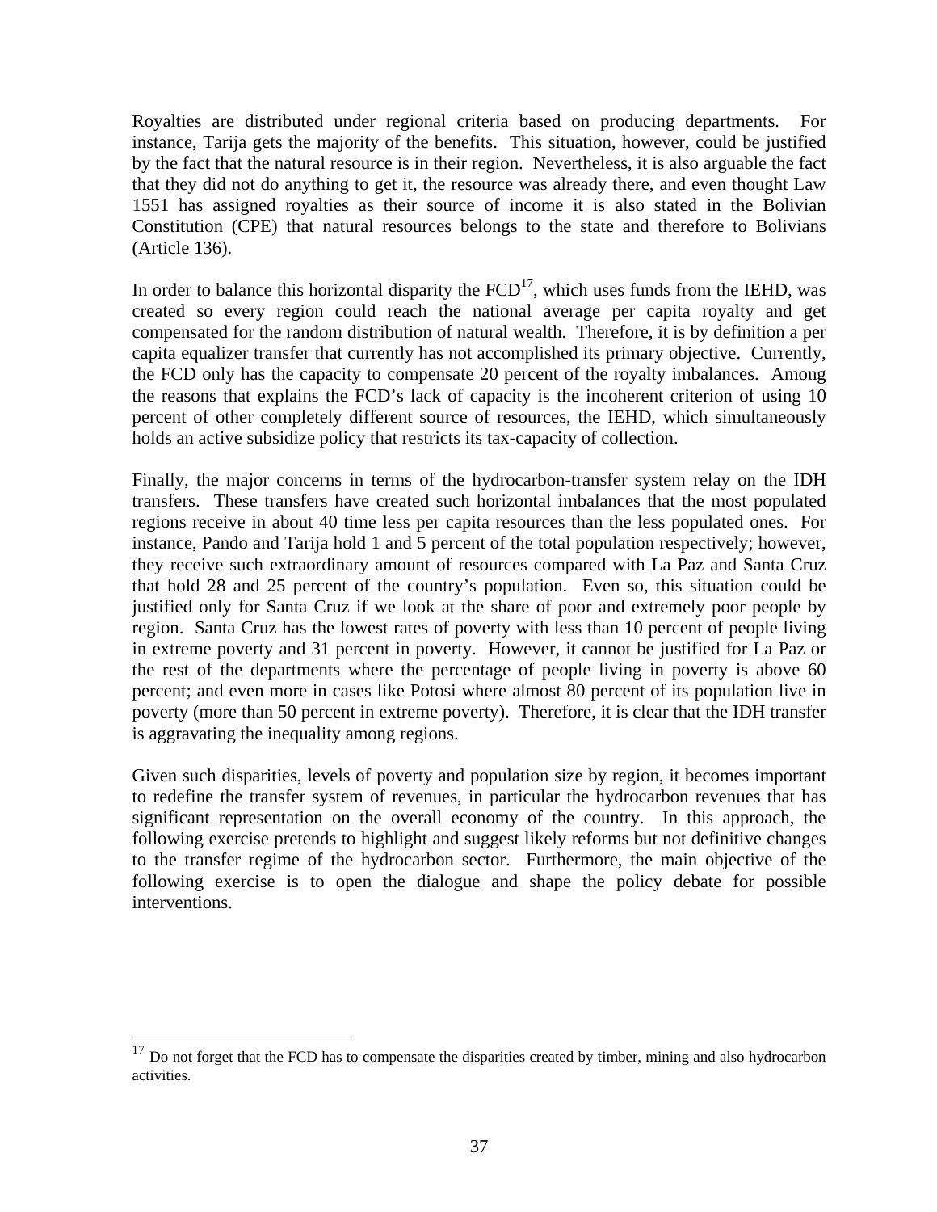Royalties are distributed under regional criteria based on producing departments. For instance, Tarija gets the majority of the benefits. This situation, however, could be justified by the fact that the natural resource is in their region. Nevertheless, it is also arguable the fact that they did not do anything to get it, the resource was already there, and even thought Law 1551 has assigned royalties as their source of income it is also stated in the Bolivian Constitution (CPE) that natural resources belongs to the state and therefore to Bolivians (Article 136).

In order to balance this horizontal disparity the FCD[17], which uses funds from the IEHD, was created so every region could reach the national average per capita royalty and get compensated for the random distribution of natural wealth. Therefore, it is by definition a per capita equalizer transfer that currently has not accomplished its primary objective. Currently, the FCD only has the capacity to compensate 20 percent of the royalty imbalances. Among the reasons that explains the FCD's lack of capacity is the incoherent criterion of using 10 percent of other completely different source of resources, the IEHD, which simultaneously holds an active subsidize policy that restricts its tax-capacity of collection.

Finally, the major concerns in terms of the hydrocarbon-transfer system relay on the IDH transfers. These transfers have created such horizontal imbalances that the most populated regions receive in about 40 time less per capita resources than the less populated ones. For instance, Pando and Tarija hold 1 and 5 percent of the total population respectively; however, they receive such extraordinary amount of resources compared with La Paz and Santa Cruz that hold 28 and 25 percent of the country's population. Even so, this situation could be justified only for Santa Cruz if we look at the share of poor and extremely poor people by region. Santa Cruz has the lowest rates of poverty with less than 10 percent of people living in extreme poverty and 31 percent in poverty. However, it cannot be justified for La Paz or the rest of the departments where the percentage of people living in poverty is above 60 percent; and even more in cases like Potosi where almost 80 percent of its population live in poverty (more than 50 percent in extreme poverty). Therefore, it is clear that the IDH transfer is aggravating the inequality among regions.

Given such disparities, levels of poverty and population size by region, it becomes important to redefine the transfer system of revenues, in particular the hydrocarbon revenues that has significant representation on the overall economy of the country. In this approach, the following exercise pretends to highlight and suggest likely reforms but not definitive changes to the transfer regime of the hydrocarbon sector. Furthermore, the main objective of the following exercise is to open the dialogue and shape the policy debate for possible interventions.

---

[17] Do not forget that the FCD has to compensate the disparities created by timber, mining and also hydrocarbon activities.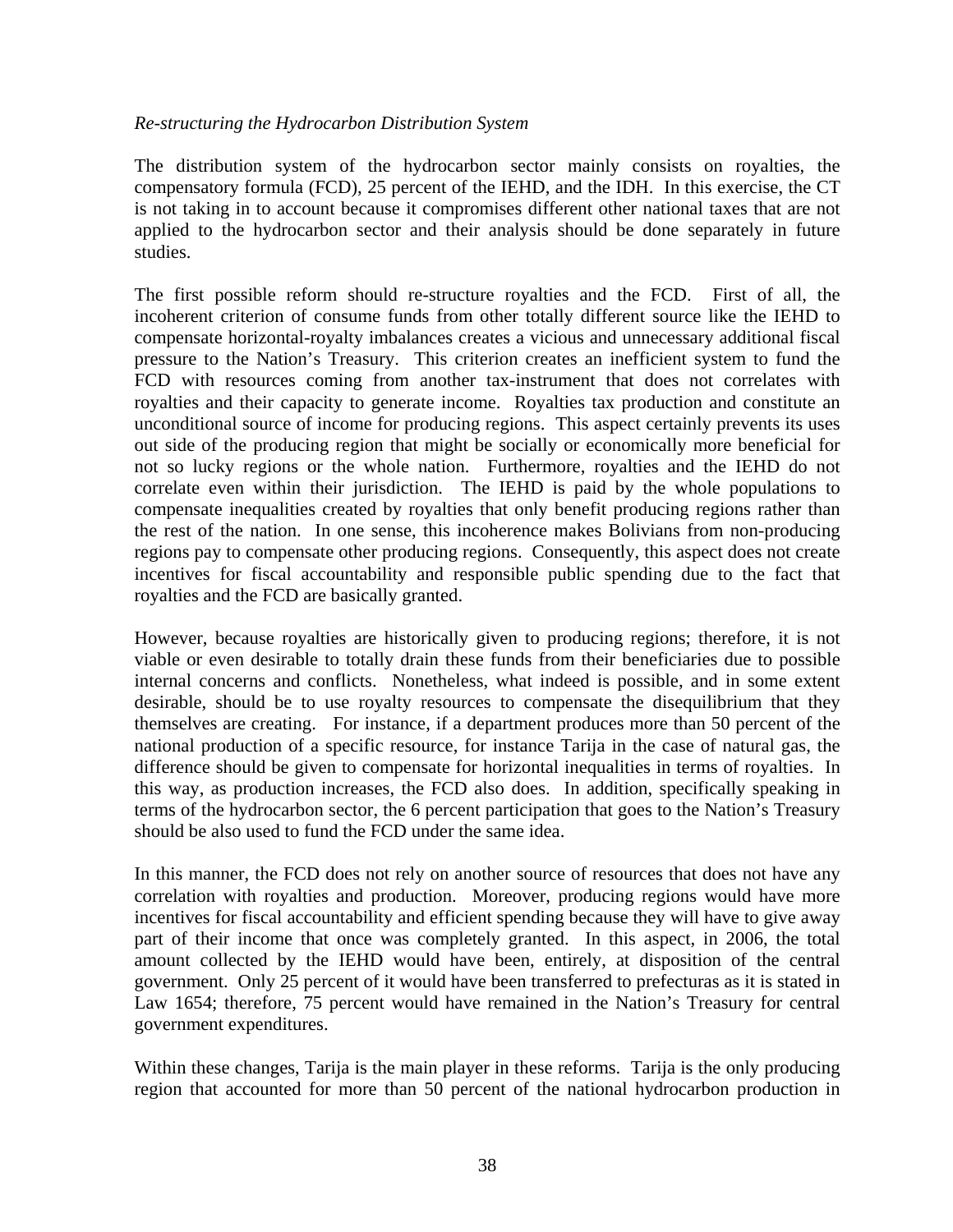*Re-structuring the Hydrocarbon Distribution System*

The distribution system of the hydrocarbon sector mainly consists on royalties, the compensatory formula (FCD), 25 percent of the IEHD, and the IDH. In this exercise, the CT is not taking in to account because it compromises different other national taxes that are not applied to the hydrocarbon sector and their analysis should be done separately in future studies.

The first possible reform should re-structure royalties and the FCD. First of all, the incoherent criterion of consume funds from other totally different source like the IEHD to compensate horizontal-royalty imbalances creates a vicious and unnecessary additional fiscal pressure to the Nation's Treasury. This criterion creates an inefficient system to fund the FCD with resources coming from another tax-instrument that does not correlates with royalties and their capacity to generate income. Royalties tax production and constitute an unconditional source of income for producing regions. This aspect certainly prevents its uses out side of the producing region that might be socially or economically more beneficial for not so lucky regions or the whole nation. Furthermore, royalties and the IEHD do not correlate even within their jurisdiction. The IEHD is paid by the whole populations to compensate inequalities created by royalties that only benefit producing regions rather than the rest of the nation. In one sense, this incoherence makes Bolivians from non-producing regions pay to compensate other producing regions. Consequently, this aspect does not create incentives for fiscal accountability and responsible public spending due to the fact that royalties and the FCD are basically granted.

However, because royalties are historically given to producing regions; therefore, it is not viable or even desirable to totally drain these funds from their beneficiaries due to possible internal concerns and conflicts. Nonetheless, what indeed is possible, and in some extent desirable, should be to use royalty resources to compensate the disequilibrium that they themselves are creating. For instance, if a department produces more than 50 percent of the national production of a specific resource, for instance Tarija in the case of natural gas, the difference should be given to compensate for horizontal inequalities in terms of royalties. In this way, as production increases, the FCD also does. In addition, specifically speaking in terms of the hydrocarbon sector, the 6 percent participation that goes to the Nation's Treasury should be also used to fund the FCD under the same idea.

In this manner, the FCD does not rely on another source of resources that does not have any correlation with royalties and production. Moreover, producing regions would have more incentives for fiscal accountability and efficient spending because they will have to give away part of their income that once was completely granted. In this aspect, in 2006, the total amount collected by the IEHD would have been, entirely, at disposition of the central government. Only 25 percent of it would have been transferred to prefecturas as it is stated in Law 1654; therefore, 75 percent would have remained in the Nation's Treasury for central government expenditures.

Within these changes, Tarija is the main player in these reforms. Tarija is the only producing region that accounted for more than 50 percent of the national hydrocarbon production in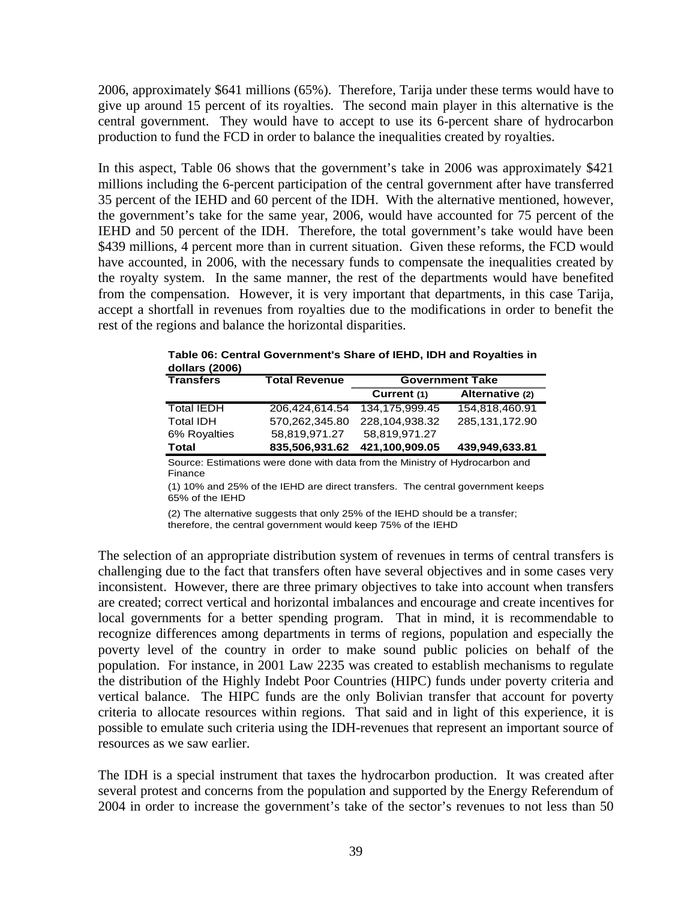2006, approximately $641 millions (65%). Therefore, Tarija under these terms would have to give up around 15 percent of its royalties. The second main player in this alternative is the central government. They would have to accept to use its 6-percent share of hydrocarbon production to fund the FCD in order to balance the inequalities created by royalties.

In this aspect, Table 06 shows that the government's take in 2006 was approximately $421 millions including the 6-percent participation of the central government after have transferred 35 percent of the IEHD and 60 percent of the IDH. With the alternative mentioned, however, the government's take for the same year, 2006, would have accounted for 75 percent of the IEHD and 50 percent of the IDH. Therefore, the total government's take would have been $439 millions, 4 percent more than in current situation. Given these reforms, the FCD would have accounted, in 2006, with the necessary funds to compensate the inequalities created by the royalty system. In the same manner, the rest of the departments would have benefited from the compensation. However, it is very important that departments, in this case Tarija, accept a shortfall in revenues from royalties due to the modifications in order to benefit the rest of the regions and balance the horizontal disparities.

**Table 06: Central Government's Share of IEHD, IDH and Royalties in dollars (2006)**

| Transfers | Total Revenue | Government Take | |
|---|---|---|---|
| | | Current (1) | Alternative (2) |
| Total IEDH | 206,424,614.54 | 134,175,999.45 | 154,818,460.91 |
| Total IDH | 570,262,345.80 | 228,104,938.32 | 285,131,172.90 |
| 6% Royalties | 58,819,971.27 | 58,819,971.27 | |
| **Total** | **835,506,931.62** | **421,100,909.05** | **439,949,633.81** |

Source: Estimations were done with data from the Ministry of Hydrocarbon and Finance

(1) 10% and 25% of the IEHD are direct transfers. The central government keeps 65% of the IEHD

(2) The alternative suggests that only 25% of the IEHD should be a transfer; therefore, the central government would keep 75% of the IEHD

The selection of an appropriate distribution system of revenues in terms of central transfers is challenging due to the fact that transfers often have several objectives and in some cases very inconsistent. However, there are three primary objectives to take into account when transfers are created; correct vertical and horizontal imbalances and encourage and create incentives for local governments for a better spending program. That in mind, it is recommendable to recognize differences among departments in terms of regions, population and especially the poverty level of the country in order to make sound public policies on behalf of the population. For instance, in 2001 Law 2235 was created to establish mechanisms to regulate the distribution of the Highly Indebt Poor Countries (HIPC) funds under poverty criteria and vertical balance. The HIPC funds are the only Bolivian transfer that account for poverty criteria to allocate resources within regions. That said and in light of this experience, it is possible to emulate such criteria using the IDH-revenues that represent an important source of resources as we saw earlier.

The IDH is a special instrument that taxes the hydrocarbon production. It was created after several protest and concerns from the population and supported by the Energy Referendum of 2004 in order to increase the government's take of the sector's revenues to not less than 50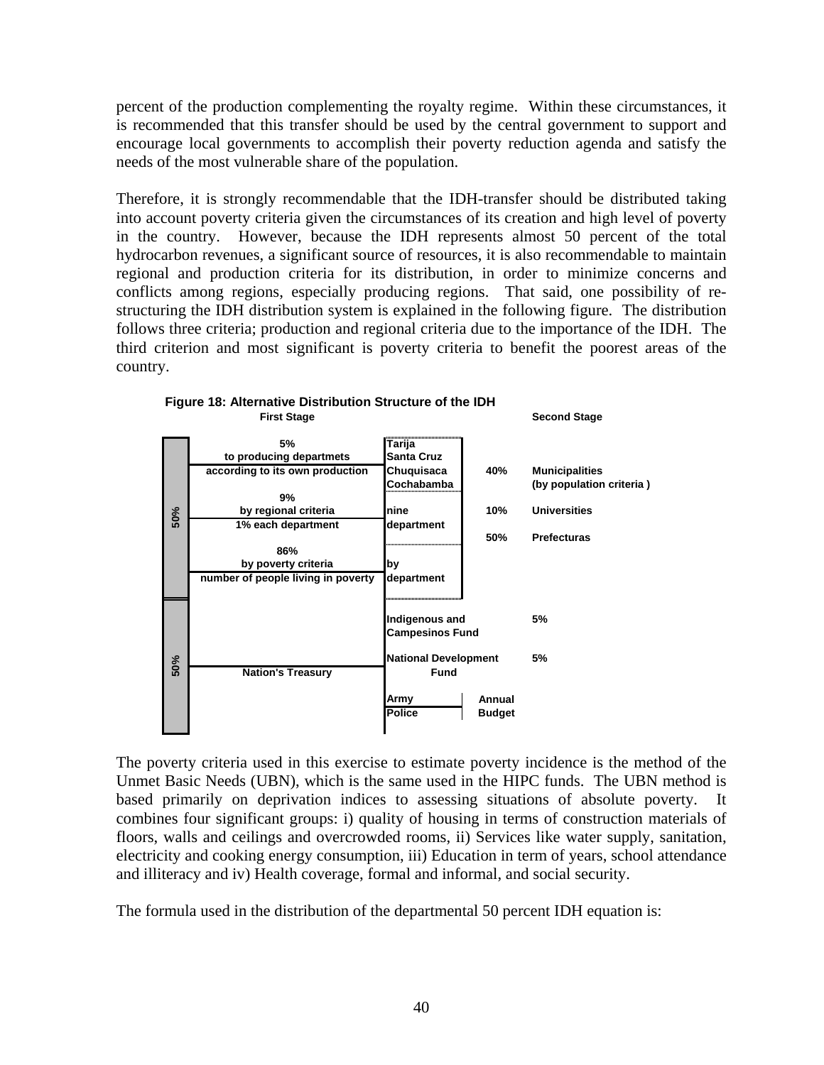percent of the production complementing the royalty regime. Within these circumstances, it is recommended that this transfer should be used by the central government to support and encourage local governments to accomplish their poverty reduction agenda and satisfy the needs of the most vulnerable share of the population.

Therefore, it is strongly recommendable that the IDH-transfer should be distributed taking into account poverty criteria given the circumstances of its creation and high level of poverty in the country. However, because the IDH represents almost 50 percent of the total hydrocarbon revenues, a significant source of resources, it is also recommendable to maintain regional and production criteria for its distribution, in order to minimize concerns and conflicts among regions, especially producing regions. That said, one possibility of re-structuring the IDH distribution system is explained in the following figure. The distribution follows three criteria; production and regional criteria due to the importance of the IDH. The third criterion and most significant is poverty criteria to benefit the poorest areas of the country.

**Figure 18: Alternative Distribution Structure of the IDH**

| | First Stage | | | Second Stage |
|---|---|---|---|---|
| 50% | 5% to producing departmets according to its own production | Tarija, Santa Cruz, Chuquisaca, Cochabamba | 40% | Municipalities (by population criteria ) |
| | 9% by regional criteria 1% each department | nine department | 10% | Universities |
| | 86% by poverty criteria number of people living in poverty | by department | 50% | Prefecturas |
| 50% | Nation's Treasury | Indigenous and Campesinos Fund | | 5% |
| | | National Development Fund | | 5% |
| | | Army / Police | Annual Budget | |

The poverty criteria used in this exercise to estimate poverty incidence is the method of the Unmet Basic Needs (UBN), which is the same used in the HIPC funds. The UBN method is based primarily on deprivation indices to assessing situations of absolute poverty. It combines four significant groups: i) quality of housing in terms of construction materials of floors, walls and ceilings and overcrowded rooms, ii) Services like water supply, sanitation, electricity and cooking energy consumption, iii) Education in term of years, school attendance and illiteracy and iv) Health coverage, formal and informal, and social security.

The formula used in the distribution of the departmental 50 percent IDH equation is: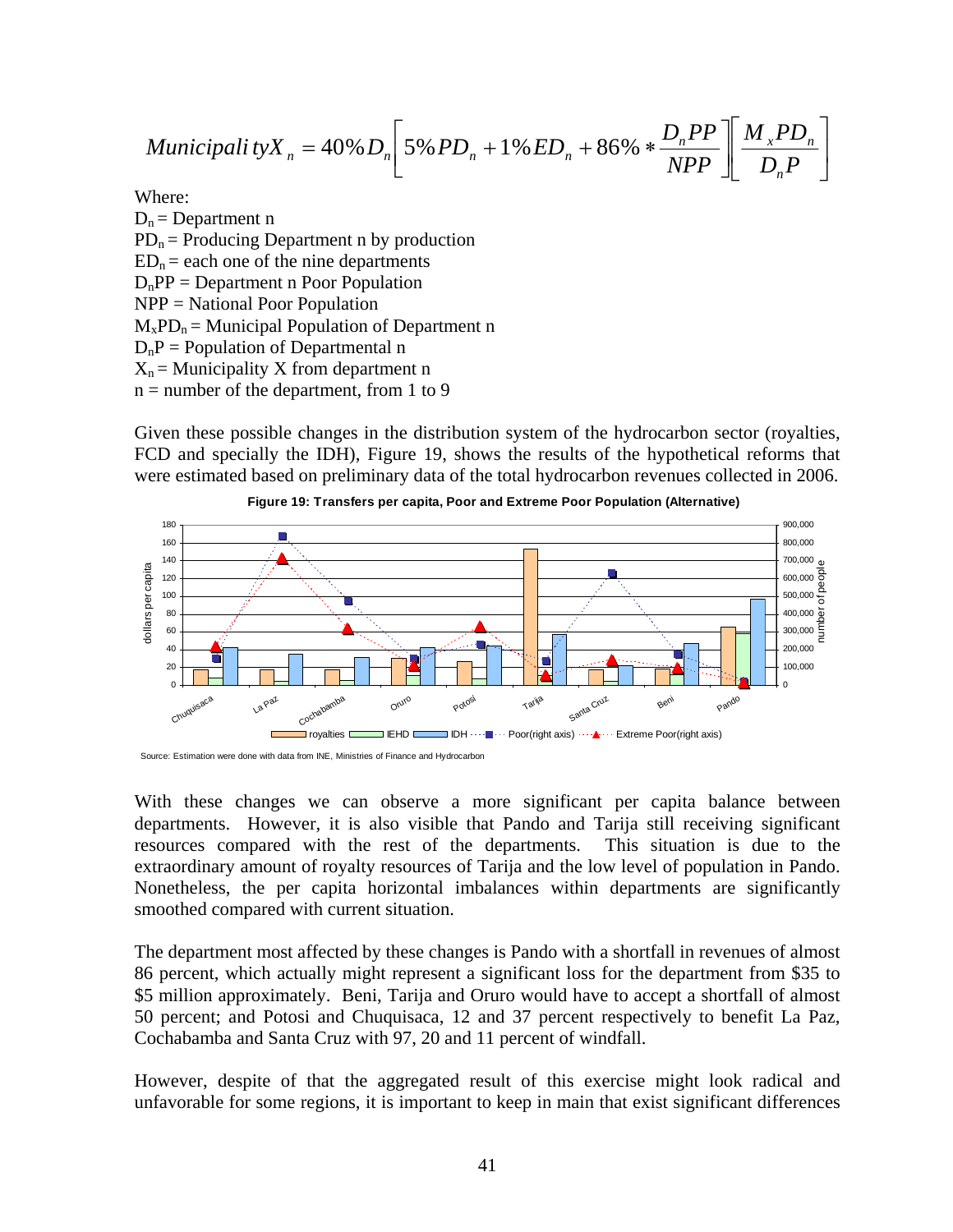$$Municipality X_n = 40\% D_n \left[ 5\% PD_n + 1\% ED_n + 86\% * \frac{D_n PP}{NPP} \right] \left[ \frac{M_x PD_n}{D_n P} \right]$$

Where:

$D_n$ = Department n

$PD_n$ = Producing Department n by production

$ED_n$ = each one of the nine departments

$D_nPP$ = Department n Poor Population

NPP = National Poor Population

$M_xPD_n$ = Municipal Population of Department n

$D_nP$ = Population of Departmental n

$X_n$ = Municipality X from department n

n = number of the department, from 1 to 9

Given these possible changes in the distribution system of the hydrocarbon sector (royalties, FCD and specially the IDH), Figure 19, shows the results of the hypothetical reforms that were estimated based on preliminary data of the total hydrocarbon revenues collected in 2006.

**Figure 19: Transfers per capita, Poor and Extreme Poor Population (Alternative)**

Source: Estimation were done with data from INE, Ministries of Finance and Hydrocarbon

With these changes we can observe a more significant per capita balance between departments. However, it is also visible that Pando and Tarija still receiving significant resources compared with the rest of the departments. This situation is due to the extraordinary amount of royalty resources of Tarija and the low level of population in Pando. Nonetheless, the per capita horizontal imbalances within departments are significantly smoothed compared with current situation.

The department most affected by these changes is Pando with a shortfall in revenues of almost 86 percent, which actually might represent a significant loss for the department from \$35 to \$5 million approximately. Beni, Tarija and Oruro would have to accept a shortfall of almost 50 percent; and Potosi and Chuquisaca, 12 and 37 percent respectively to benefit La Paz, Cochabamba and Santa Cruz with 97, 20 and 11 percent of windfall.

However, despite of that the aggregated result of this exercise might look radical and unfavorable for some regions, it is important to keep in main that exist significant differences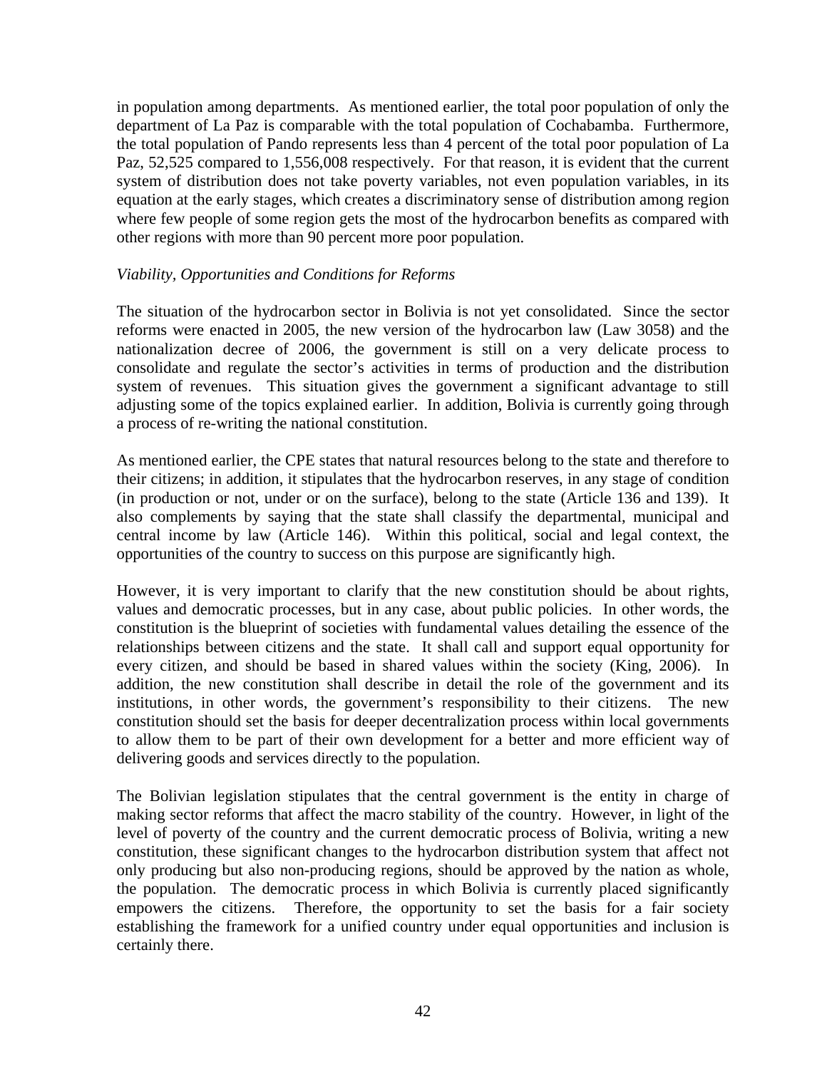in population among departments. As mentioned earlier, the total poor population of only the department of La Paz is comparable with the total population of Cochabamba. Furthermore, the total population of Pando represents less than 4 percent of the total poor population of La Paz, 52,525 compared to 1,556,008 respectively. For that reason, it is evident that the current system of distribution does not take poverty variables, not even population variables, in its equation at the early stages, which creates a discriminatory sense of distribution among region where few people of some region gets the most of the hydrocarbon benefits as compared with other regions with more than 90 percent more poor population.

*Viability, Opportunities and Conditions for Reforms*

The situation of the hydrocarbon sector in Bolivia is not yet consolidated. Since the sector reforms were enacted in 2005, the new version of the hydrocarbon law (Law 3058) and the nationalization decree of 2006, the government is still on a very delicate process to consolidate and regulate the sector's activities in terms of production and the distribution system of revenues. This situation gives the government a significant advantage to still adjusting some of the topics explained earlier. In addition, Bolivia is currently going through a process of re-writing the national constitution.

As mentioned earlier, the CPE states that natural resources belong to the state and therefore to their citizens; in addition, it stipulates that the hydrocarbon reserves, in any stage of condition (in production or not, under or on the surface), belong to the state (Article 136 and 139). It also complements by saying that the state shall classify the departmental, municipal and central income by law (Article 146). Within this political, social and legal context, the opportunities of the country to success on this purpose are significantly high.

However, it is very important to clarify that the new constitution should be about rights, values and democratic processes, but in any case, about public policies. In other words, the constitution is the blueprint of societies with fundamental values detailing the essence of the relationships between citizens and the state. It shall call and support equal opportunity for every citizen, and should be based in shared values within the society (King, 2006). In addition, the new constitution shall describe in detail the role of the government and its institutions, in other words, the government's responsibility to their citizens. The new constitution should set the basis for deeper decentralization process within local governments to allow them to be part of their own development for a better and more efficient way of delivering goods and services directly to the population.

The Bolivian legislation stipulates that the central government is the entity in charge of making sector reforms that affect the macro stability of the country. However, in light of the level of poverty of the country and the current democratic process of Bolivia, writing a new constitution, these significant changes to the hydrocarbon distribution system that affect not only producing but also non-producing regions, should be approved by the nation as whole, the population. The democratic process in which Bolivia is currently placed significantly empowers the citizens. Therefore, the opportunity to set the basis for a fair society establishing the framework for a unified country under equal opportunities and inclusion is certainly there.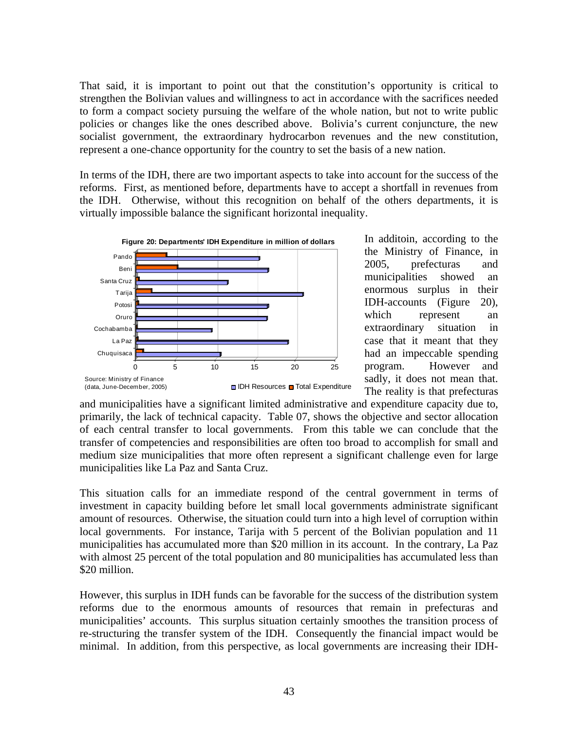That said, it is important to point out that the constitution's opportunity is critical to strengthen the Bolivian values and willingness to act in accordance with the sacrifices needed to form a compact society pursuing the welfare of the whole nation, but not to write public policies or changes like the ones described above. Bolivia's current conjuncture, the new socialist government, the extraordinary hydrocarbon revenues and the new constitution, represent a one-chance opportunity for the country to set the basis of a new nation.

In terms of the IDH, there are two important aspects to take into account for the success of the reforms. First, as mentioned before, departments have to accept a shortfall in revenues from the IDH. Otherwise, without this recognition on behalf of the others departments, it is virtually impossible balance the significant horizontal inequality.

**Figure 20: Departments' IDH Expenditure in million of dollars**

Source: Ministry of Finance (data, June-December, 2005)

In additoin, according to the the Ministry of Finance, in 2005, prefecturas and municipalities showed an enormous surplus in their IDH-accounts (Figure 20), which represent an extraordinary situation in case that it meant that they had an impeccable spending program. However and sadly, it does not mean that. The reality is that prefecturas and municipalities have a significant limited administrative and expenditure capacity due to, primarily, the lack of technical capacity. Table 07, shows the objective and sector allocation of each central transfer to local governments. From this table we can conclude that the transfer of competencies and responsibilities are often too broad to accomplish for small and medium size municipalities that more often represent a significant challenge even for large municipalities like La Paz and Santa Cruz.

This situation calls for an immediate respond of the central government in terms of investment in capacity building before let small local governments administrate significant amount of resources. Otherwise, the situation could turn into a high level of corruption within local governments. For instance, Tarija with 5 percent of the Bolivian population and 11 municipalities has accumulated more than \$20 million in its account. In the contrary, La Paz with almost 25 percent of the total population and 80 municipalities has accumulated less than \$20 million.

However, this surplus in IDH funds can be favorable for the success of the distribution system reforms due to the enormous amounts of resources that remain in prefecturas and municipalities' accounts. This surplus situation certainly smoothes the transition process of re-structuring the transfer system of the IDH. Consequently the financial impact would be minimal. In addition, from this perspective, as local governments are increasing their IDH-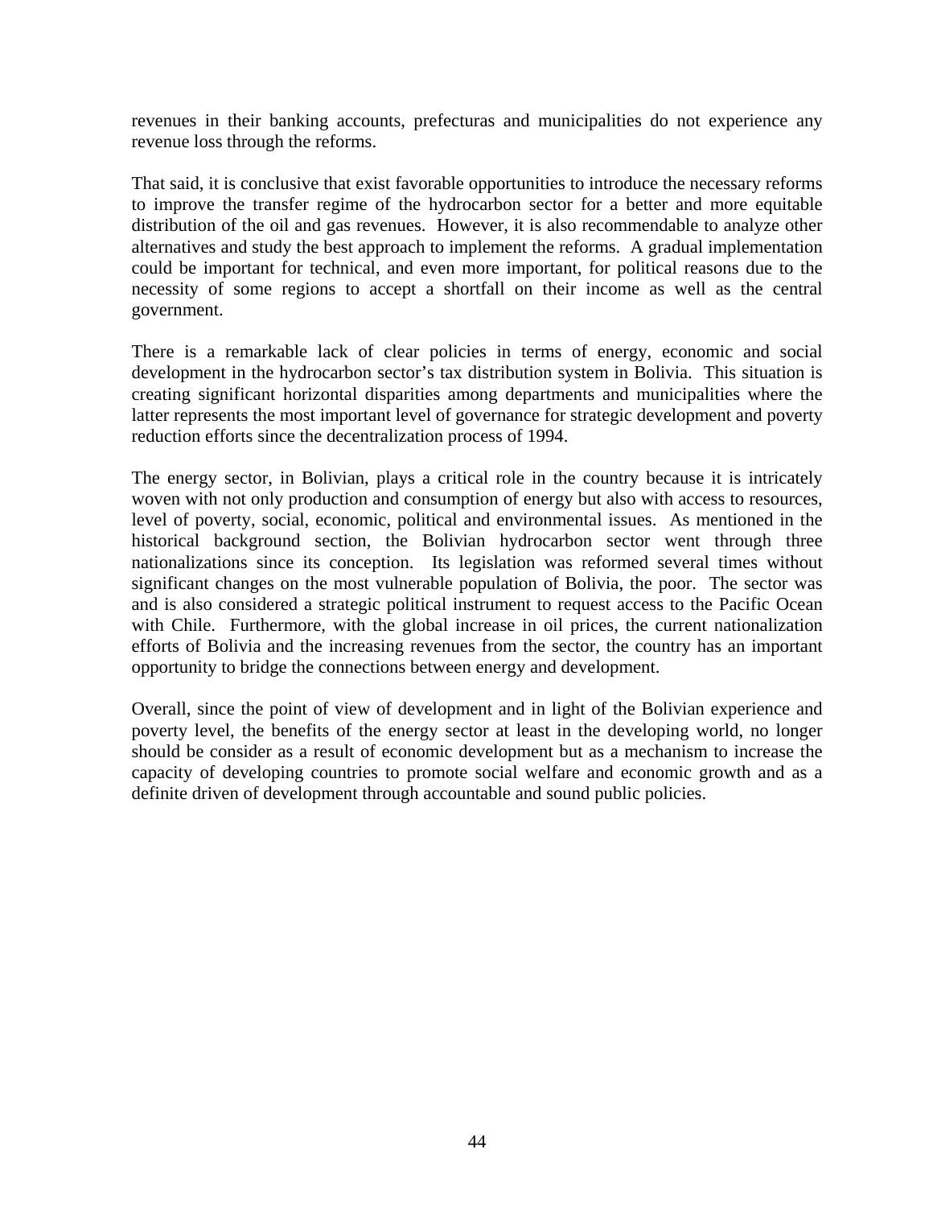revenues in their banking accounts, prefecturas and municipalities do not experience any revenue loss through the reforms.

That said, it is conclusive that exist favorable opportunities to introduce the necessary reforms to improve the transfer regime of the hydrocarbon sector for a better and more equitable distribution of the oil and gas revenues. However, it is also recommendable to analyze other alternatives and study the best approach to implement the reforms. A gradual implementation could be important for technical, and even more important, for political reasons due to the necessity of some regions to accept a shortfall on their income as well as the central government.

There is a remarkable lack of clear policies in terms of energy, economic and social development in the hydrocarbon sector's tax distribution system in Bolivia. This situation is creating significant horizontal disparities among departments and municipalities where the latter represents the most important level of governance for strategic development and poverty reduction efforts since the decentralization process of 1994.

The energy sector, in Bolivian, plays a critical role in the country because it is intricately woven with not only production and consumption of energy but also with access to resources, level of poverty, social, economic, political and environmental issues. As mentioned in the historical background section, the Bolivian hydrocarbon sector went through three nationalizations since its conception. Its legislation was reformed several times without significant changes on the most vulnerable population of Bolivia, the poor. The sector was and is also considered a strategic political instrument to request access to the Pacific Ocean with Chile. Furthermore, with the global increase in oil prices, the current nationalization efforts of Bolivia and the increasing revenues from the sector, the country has an important opportunity to bridge the connections between energy and development.

Overall, since the point of view of development and in light of the Bolivian experience and poverty level, the benefits of the energy sector at least in the developing world, no longer should be consider as a result of economic development but as a mechanism to increase the capacity of developing countries to promote social welfare and economic growth and as a definite driven of development through accountable and sound public policies.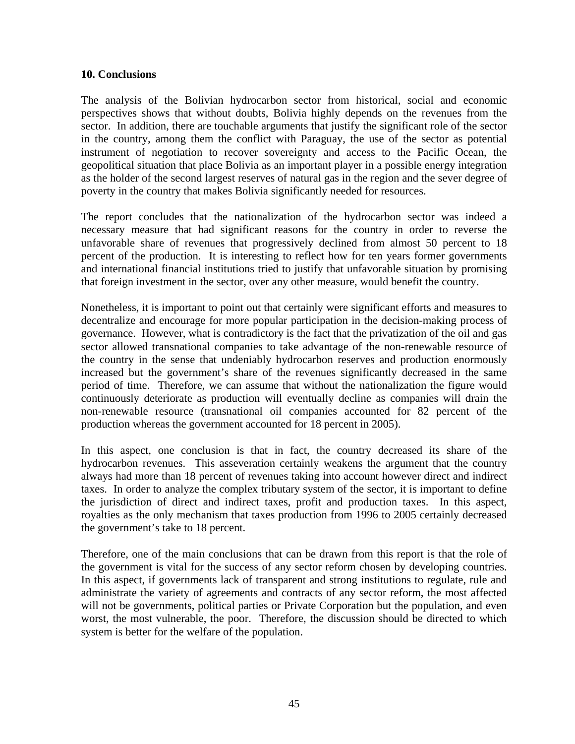**10. Conclusions**

The analysis of the Bolivian hydrocarbon sector from historical, social and economic perspectives shows that without doubts, Bolivia highly depends on the revenues from the sector. In addition, there are touchable arguments that justify the significant role of the sector in the country, among them the conflict with Paraguay, the use of the sector as potential instrument of negotiation to recover sovereignty and access to the Pacific Ocean, the geopolitical situation that place Bolivia as an important player in a possible energy integration as the holder of the second largest reserves of natural gas in the region and the sever degree of poverty in the country that makes Bolivia significantly needed for resources.

The report concludes that the nationalization of the hydrocarbon sector was indeed a necessary measure that had significant reasons for the country in order to reverse the unfavorable share of revenues that progressively declined from almost 50 percent to 18 percent of the production. It is interesting to reflect how for ten years former governments and international financial institutions tried to justify that unfavorable situation by promising that foreign investment in the sector, over any other measure, would benefit the country.

Nonetheless, it is important to point out that certainly were significant efforts and measures to decentralize and encourage for more popular participation in the decision-making process of governance. However, what is contradictory is the fact that the privatization of the oil and gas sector allowed transnational companies to take advantage of the non-renewable resource of the country in the sense that undeniably hydrocarbon reserves and production enormously increased but the government's share of the revenues significantly decreased in the same period of time. Therefore, we can assume that without the nationalization the figure would continuously deteriorate as production will eventually decline as companies will drain the non-renewable resource (transnational oil companies accounted for 82 percent of the production whereas the government accounted for 18 percent in 2005).

In this aspect, one conclusion is that in fact, the country decreased its share of the hydrocarbon revenues. This asseveration certainly weakens the argument that the country always had more than 18 percent of revenues taking into account however direct and indirect taxes. In order to analyze the complex tributary system of the sector, it is important to define the jurisdiction of direct and indirect taxes, profit and production taxes. In this aspect, royalties as the only mechanism that taxes production from 1996 to 2005 certainly decreased the government's take to 18 percent.

Therefore, one of the main conclusions that can be drawn from this report is that the role of the government is vital for the success of any sector reform chosen by developing countries. In this aspect, if governments lack of transparent and strong institutions to regulate, rule and administrate the variety of agreements and contracts of any sector reform, the most affected will not be governments, political parties or Private Corporation but the population, and even worst, the most vulnerable, the poor. Therefore, the discussion should be directed to which system is better for the welfare of the population.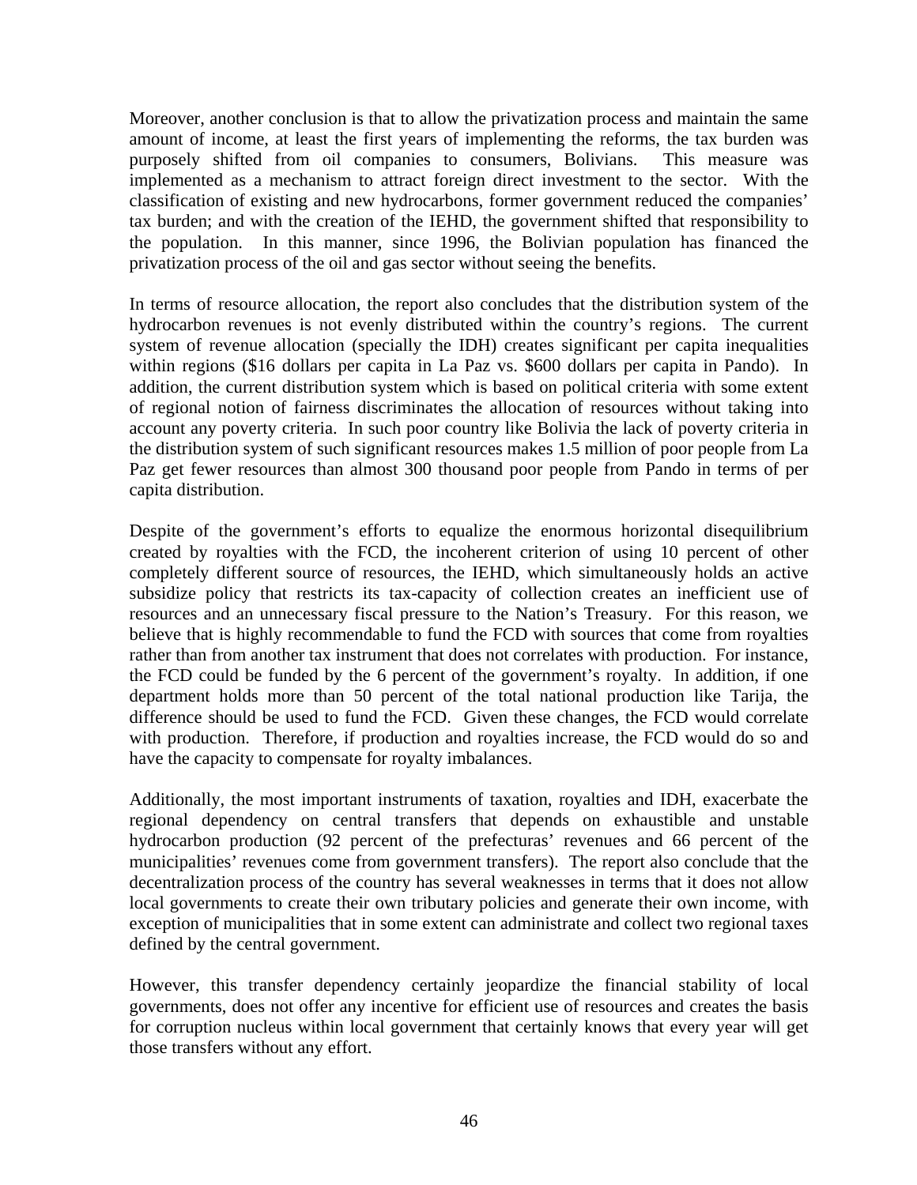Moreover, another conclusion is that to allow the privatization process and maintain the same amount of income, at least the first years of implementing the reforms, the tax burden was purposely shifted from oil companies to consumers, Bolivians. This measure was implemented as a mechanism to attract foreign direct investment to the sector. With the classification of existing and new hydrocarbons, former government reduced the companies' tax burden; and with the creation of the IEHD, the government shifted that responsibility to the population. In this manner, since 1996, the Bolivian population has financed the privatization process of the oil and gas sector without seeing the benefits.

In terms of resource allocation, the report also concludes that the distribution system of the hydrocarbon revenues is not evenly distributed within the country's regions. The current system of revenue allocation (specially the IDH) creates significant per capita inequalities within regions ($16 dollars per capita in La Paz vs. $600 dollars per capita in Pando). In addition, the current distribution system which is based on political criteria with some extent of regional notion of fairness discriminates the allocation of resources without taking into account any poverty criteria. In such poor country like Bolivia the lack of poverty criteria in the distribution system of such significant resources makes 1.5 million of poor people from La Paz get fewer resources than almost 300 thousand poor people from Pando in terms of per capita distribution.

Despite of the government's efforts to equalize the enormous horizontal disequilibrium created by royalties with the FCD, the incoherent criterion of using 10 percent of other completely different source of resources, the IEHD, which simultaneously holds an active subsidize policy that restricts its tax-capacity of collection creates an inefficient use of resources and an unnecessary fiscal pressure to the Nation's Treasury. For this reason, we believe that is highly recommendable to fund the FCD with sources that come from royalties rather than from another tax instrument that does not correlates with production. For instance, the FCD could be funded by the 6 percent of the government's royalty. In addition, if one department holds more than 50 percent of the total national production like Tarija, the difference should be used to fund the FCD. Given these changes, the FCD would correlate with production. Therefore, if production and royalties increase, the FCD would do so and have the capacity to compensate for royalty imbalances.

Additionally, the most important instruments of taxation, royalties and IDH, exacerbate the regional dependency on central transfers that depends on exhaustible and unstable hydrocarbon production (92 percent of the prefecturas' revenues and 66 percent of the municipalities' revenues come from government transfers). The report also conclude that the decentralization process of the country has several weaknesses in terms that it does not allow local governments to create their own tributary policies and generate their own income, with exception of municipalities that in some extent can administrate and collect two regional taxes defined by the central government.

However, this transfer dependency certainly jeopardize the financial stability of local governments, does not offer any incentive for efficient use of resources and creates the basis for corruption nucleus within local government that certainly knows that every year will get those transfers without any effort.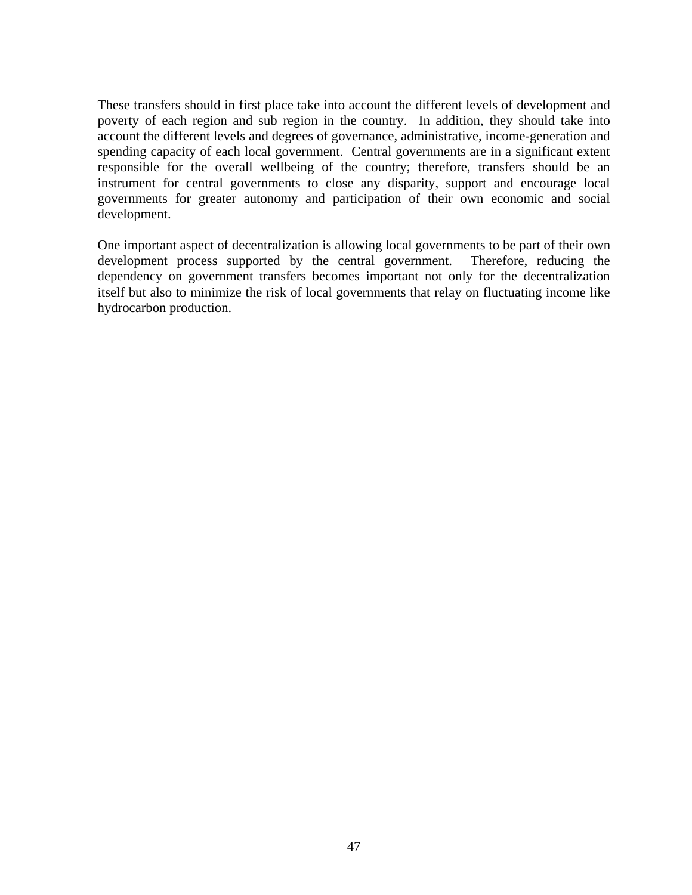These transfers should in first place take into account the different levels of development and poverty of each region and sub region in the country. In addition, they should take into account the different levels and degrees of governance, administrative, income-generation and spending capacity of each local government. Central governments are in a significant extent responsible for the overall wellbeing of the country; therefore, transfers should be an instrument for central governments to close any disparity, support and encourage local governments for greater autonomy and participation of their own economic and social development.

One important aspect of decentralization is allowing local governments to be part of their own development process supported by the central government. Therefore, reducing the dependency on government transfers becomes important not only for the decentralization itself but also to minimize the risk of local governments that relay on fluctuating income like hydrocarbon production.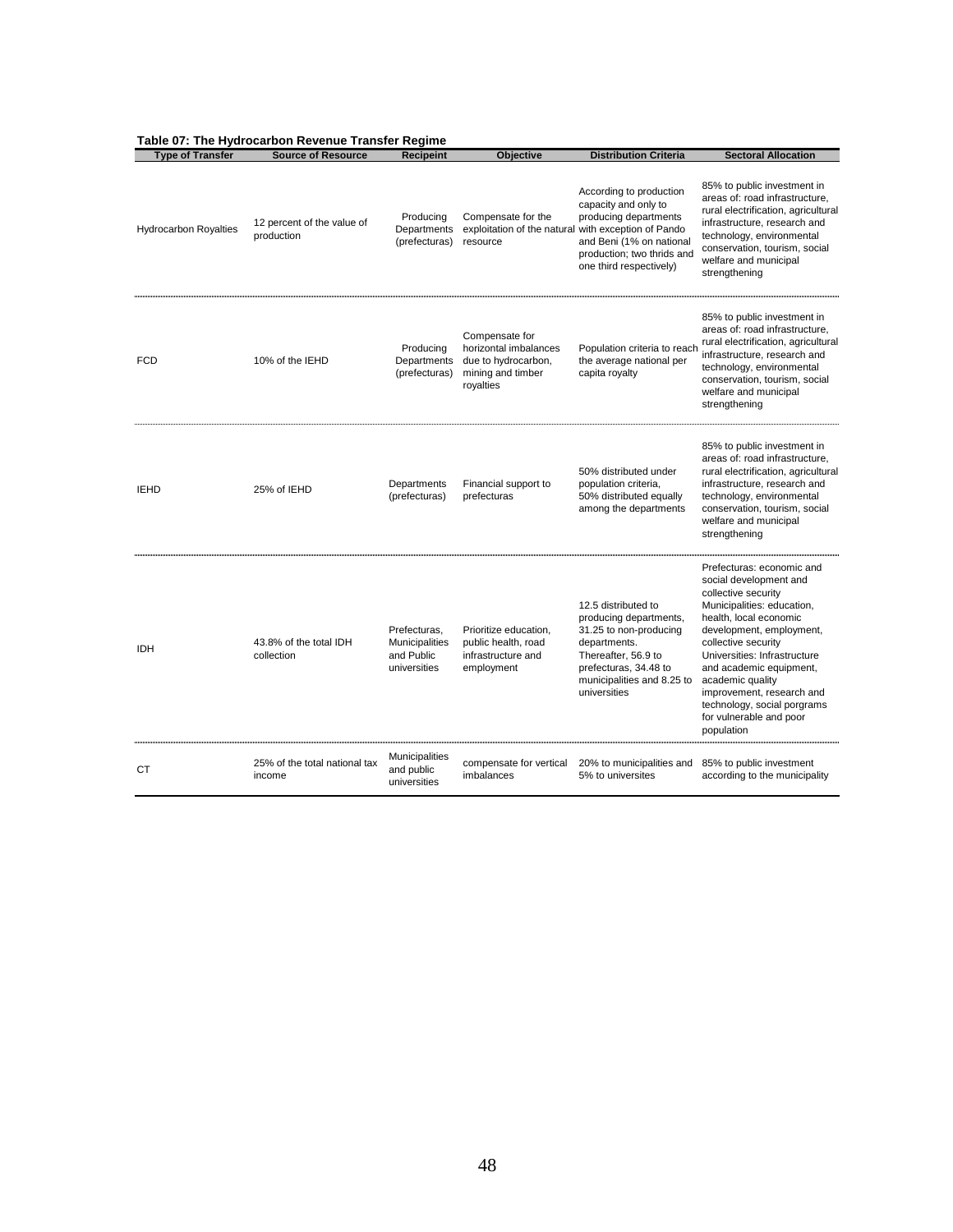**Table 07: The Hydrocarbon Revenue Transfer Regime**

| Type of Transfer | Source of Resource | Recipeint | Objective | Distribution Criteria | Sectoral Allocation |
|---|---|---|---|---|---|
| Hydrocarbon Royalties | 12 percent of the value of production | Producing Departments (prefecturas) | Compensate for the exploitation of the natural resource | According to production capacity and only to producing departments with exception of Pando and Beni (1% on national production; two thrids and one third respectively) | 85% to public investment in areas of: road infrastructure, rural electrification, agricultural infrastructure, research and technology, environmental conservation, tourism, social welfare and municipal strengthening |
| FCD | 10% of the IEHD | Producing Departments (prefecturas) | Compensate for horizontal imbalances due to hydrocarbon, mining and timber royalties | Population criteria to reach the average national per capita royalty | 85% to public investment in areas of: road infrastructure, rural electrification, agricultural infrastructure, research and technology, environmental conservation, tourism, social welfare and municipal strengthening |
| IEHD | 25% of IEHD | Departments (prefecturas) | Financial support to prefecturas | 50% distributed under population criteria, 50% distributed equally among the departments | 85% to public investment in areas of: road infrastructure, rural electrification, agricultural infrastructure, research and technology, environmental conservation, tourism, social welfare and municipal strengthening |
| IDH | 43.8% of the total IDH collection | Prefecturas, Municipalities and Public universities | Prioritize education, public health, road infrastructure and employment | 12.5 distributed to producing departments, 31.25 to non-producing departments. Thereafter, 56.9 to prefecturas, 34.48 to municipalities and 8.25 to universities | Prefecturas: economic and social development and collective security Municipalities: education, health, local economic development, employment, collective security Universities: Infrastructure and academic equipment, academic quality improvement, research and technology, social porgrams for vulnerable and poor population |
| CT | 25% of the total national tax income | Municipalities and public universities | compensate for vertical imbalances | 20% to municipalities and 5% to universites | 85% to public investment according to the municipality |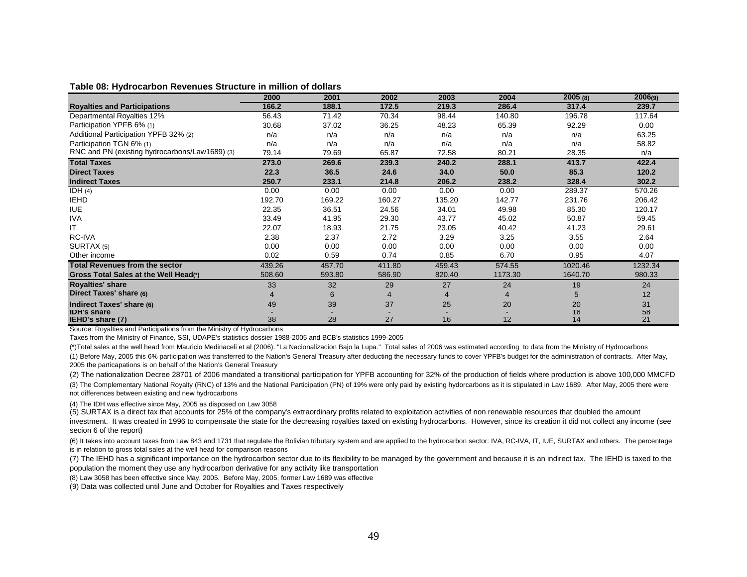**Table 08: Hydrocarbon Revenues Structure in million of dollars**

| | 2000 | 2001 | 2002 | 2003 | 2004 | 2005 (8) | 2006(9) |
|---|---|---|---|---|---|---|---|
| **Royalties and Participations** | **166.2** | **188.1** | **172.5** | **219.3** | **286.4** | **317.4** | **239.7** |
| Departmental Royalties 12% | 56.43 | 71.42 | 70.34 | 98.44 | 140.80 | 196.78 | 117.64 |
| Participation YPFB 6% (1) | 30.68 | 37.02 | 36.25 | 48.23 | 65.39 | 92.29 | 0.00 |
| Additional Participation YPFB 32% (2) | n/a | n/a | n/a | n/a | n/a | n/a | 63.25 |
| Participation TGN 6% (1) | n/a | n/a | n/a | n/a | n/a | n/a | 58.82 |
| RNC and PN (existing hydrocarbons/Law1689) (3) | 79.14 | 79.69 | 65.87 | 72.58 | 80.21 | 28.35 | n/a |
| **Total Taxes** | **273.0** | **269.6** | **239.3** | **240.2** | **288.1** | **413.7** | **422.4** |
| **Direct Taxes** | **22.3** | **36.5** | **24.6** | **34.0** | **50.0** | **85.3** | **120.2** |
| **Indirect Taxes** | **250.7** | **233.1** | **214.8** | **206.2** | **238.2** | **328.4** | **302.2** |
| IDH (4) | 0.00 | 0.00 | 0.00 | 0.00 | 0.00 | 289.37 | 570.26 |
| IEHD | 192.70 | 169.22 | 160.27 | 135.20 | 142.77 | 231.76 | 206.42 |
| IUE | 22.35 | 36.51 | 24.56 | 34.01 | 49.98 | 85.30 | 120.17 |
| IVA | 33.49 | 41.95 | 29.30 | 43.77 | 45.02 | 50.87 | 59.45 |
| IT | 22.07 | 18.93 | 21.75 | 23.05 | 40.42 | 41.23 | 29.61 |
| RC-IVA | 2.38 | 2.37 | 2.72 | 3.29 | 3.25 | 3.55 | 2.64 |
| SURTAX (5) | 0.00 | 0.00 | 0.00 | 0.00 | 0.00 | 0.00 | 0.00 |
| Other income | 0.02 | 0.59 | 0.74 | 0.85 | 6.70 | 0.95 | 4.07 |
| **Total Revenues from the sector** | 439.26 | 457.70 | 411.80 | 459.43 | 574.55 | 1020.46 | 1232.34 |
| **Gross Total Sales at the Well Head(\*)** | 508.60 | 593.80 | 586.90 | 820.40 | 1173.30 | 1640.70 | 980.33 |
| **Royalties' share** | 33 | 32 | 29 | 27 | 24 | 19 | 24 |
| **Direct Taxes' share (6)** | 4 | 6 | 4 | 4 | 4 | 5 | 12 |
| **Indirect Taxes' share (6)** | 49 | 39 | 37 | 25 | 20 | 20 | 31 |
| **IDH's share** | - | - | - | - | - | 18 | 58 |
| **IEHD's share (7)** | 38 | 28 | 27 | 16 | 12 | 14 | 21 |

Source: Royalties and Participations from the Ministry of Hydrocarbons

Taxes from the Ministry of Finance, SSI, UDAPE's statistics dossier 1988-2005 and BCB's statistics 1999-2005

(*)Total sales at the well head from Mauricio Medinaceli et al (2006). "La Nacionalizacion Bajo la Lupa." Total sales of 2006 was estimated according to data from the Ministry of Hydrocarbons

(1) Before May, 2005 this 6% participation was transferred to the Nation's General Treasury after deducting the necessary funds to cover YPFB's budget for the administration of contracts. After May, 2005 the particapations is on behalf of the Nation's General Treasury

(2) The nationalization Decree 28701 of 2006 mandated a transitional participation for YPFB accounting for 32% of the production of fields where production is above 100,000 MMCFD

(3) The Complementary National Royalty (RNC) of 13% and the National Participation (PN) of 19% were only paid by existing hydorcarbons as it is stipulated in Law 1689. After May, 2005 there were not differences between existing and new hydrocarbons

(4) The IDH was effective since May, 2005 as disposed on Law 3058

(5) SURTAX is a direct tax that accounts for 25% of the company's extraordinary profits related to exploitation activities of non renewable resources that doubled the amount investment. It was created in 1996 to compensate the state for the decreasing royalties taxed on existing hydrocarbons. However, since its creation it did not collect any income (see secion 6 of the report)

(6) It takes into account taxes from Law 843 and 1731 that regulate the Bolivian tributary system and are applied to the hydrocarbon sector: IVA, RC-IVA, IT, IUE, SURTAX and others. The percentage is in relation to gross total sales at the well head for comparison reasons

(7) The IEHD has a significant importance on the hydrocarbon sector due to its flexibility to be managed by the government and because it is an indirect tax. The IEHD is taxed to the population the moment they use any hydrocarbon derivative for any activity like transportation

(8) Law 3058 has been effective since May, 2005. Before May, 2005, former Law 1689 was effective

(9) Data was collected until June and October for Royalties and Taxes respectively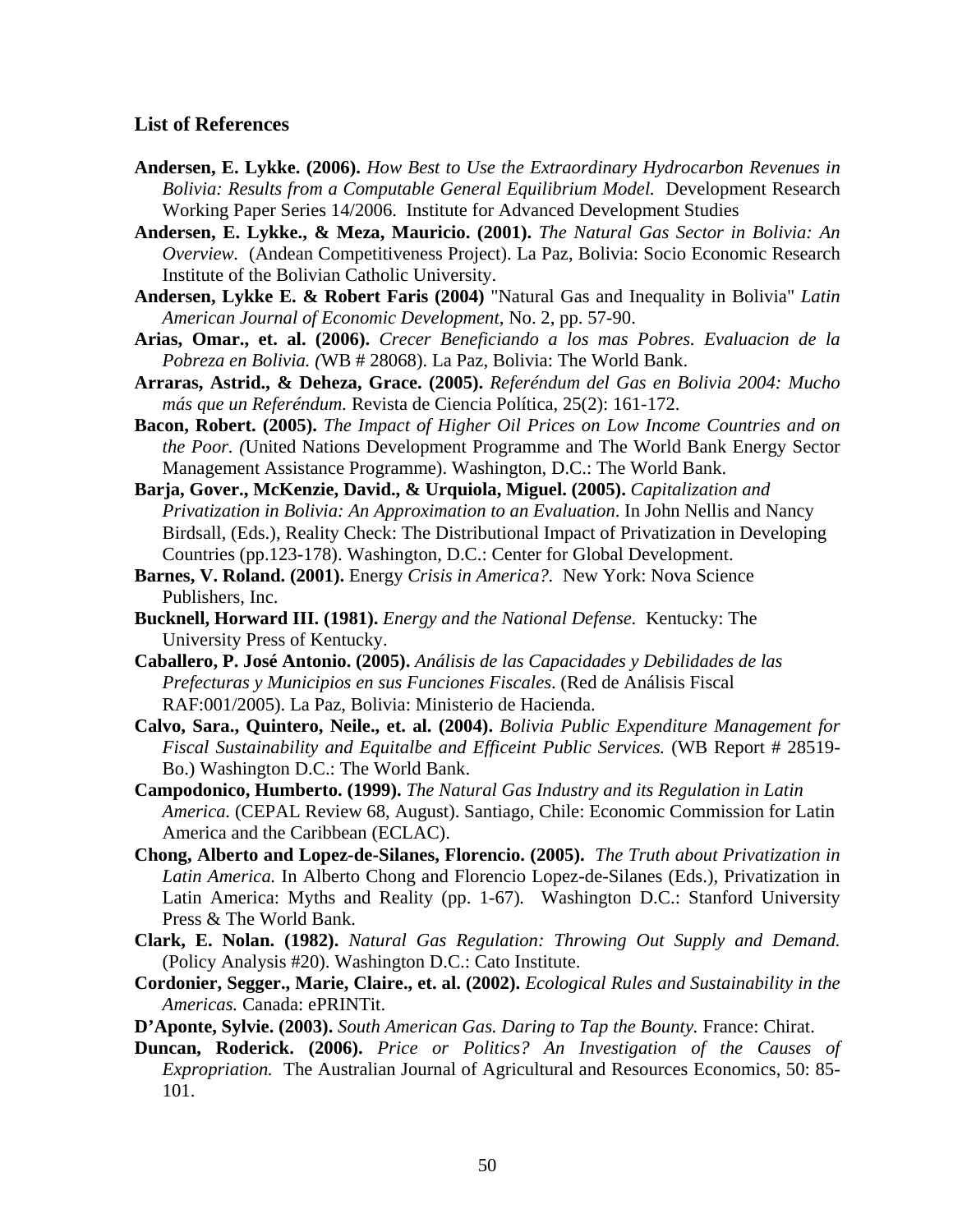## List of References

**Andersen, E. Lykke. (2006).** *How Best to Use the Extraordinary Hydrocarbon Revenues in Bolivia: Results from a Computable General Equilibrium Model.* Development Research Working Paper Series 14/2006. Institute for Advanced Development Studies

**Andersen, E. Lykke., & Meza, Mauricio. (2001).** *The Natural Gas Sector in Bolivia: An Overview.* (Andean Competitiveness Project). La Paz, Bolivia: Socio Economic Research Institute of the Bolivian Catholic University.

**Andersen, Lykke E. & Robert Faris (2004)** "Natural Gas and Inequality in Bolivia" *Latin American Journal of Economic Development*, No. 2, pp. 57-90.

**Arias, Omar., et. al. (2006).** *Crecer Beneficiando a los mas Pobres. Evaluacion de la Pobreza en Bolivia. (*WB # 28068). La Paz, Bolivia: The World Bank.

**Arraras, Astrid., & Deheza, Grace. (2005).** *Referéndum del Gas en Bolivia 2004: Mucho más que un Referéndum.* Revista de Ciencia Política, 25(2): 161-172.

**Bacon, Robert. (2005).** *The Impact of Higher Oil Prices on Low Income Countries and on the Poor. (*United Nations Development Programme and The World Bank Energy Sector Management Assistance Programme). Washington, D.C.: The World Bank.

**Barja, Gover., McKenzie, David., & Urquiola, Miguel. (2005).** *Capitalization and Privatization in Bolivia: An Approximation to an Evaluation*. In John Nellis and Nancy Birdsall, (Eds.), Reality Check: The Distributional Impact of Privatization in Developing Countries (pp.123-178). Washington, D.C.: Center for Global Development.

**Barnes, V. Roland. (2001).** Energy *Crisis in America?.* New York: Nova Science Publishers, Inc.

**Bucknell, Horward III. (1981).** *Energy and the National Defense.* Kentucky: The University Press of Kentucky.

**Caballero, P. José Antonio. (2005).** *Análisis de las Capacidades y Debilidades de las Prefecturas y Municipios en sus Funciones Fiscales*. (Red de Análisis Fiscal RAF:001/2005). La Paz, Bolivia: Ministerio de Hacienda.

**Calvo, Sara., Quintero, Neile., et. al. (2004).** *Bolivia Public Expenditure Management for Fiscal Sustainability and Equitalbe and Efficeint Public Services.* (WB Report # 28519-Bo.) Washington D.C.: The World Bank.

**Campodonico, Humberto. (1999).** *The Natural Gas Industry and its Regulation in Latin America.* (CEPAL Review 68, August). Santiago, Chile: Economic Commission for Latin America and the Caribbean (ECLAC).

**Chong, Alberto and Lopez-de-Silanes, Florencio. (2005).** *The Truth about Privatization in Latin America.* In Alberto Chong and Florencio Lopez-de-Silanes (Eds.), Privatization in Latin America: Myths and Reality (pp. 1-67). Washington D.C.: Stanford University Press & The World Bank.

**Clark, E. Nolan. (1982).** *Natural Gas Regulation: Throwing Out Supply and Demand.* (Policy Analysis #20). Washington D.C.: Cato Institute.

**Cordonier, Segger., Marie, Claire., et. al. (2002).** *Ecological Rules and Sustainability in the Americas.* Canada: ePRINTit.

**D'Aponte, Sylvie. (2003).** *South American Gas. Daring to Tap the Bounty.* France: Chirat.

**Duncan, Roderick. (2006).** *Price or Politics? An Investigation of the Causes of Expropriation.* The Australian Journal of Agricultural and Resources Economics, 50: 85-101.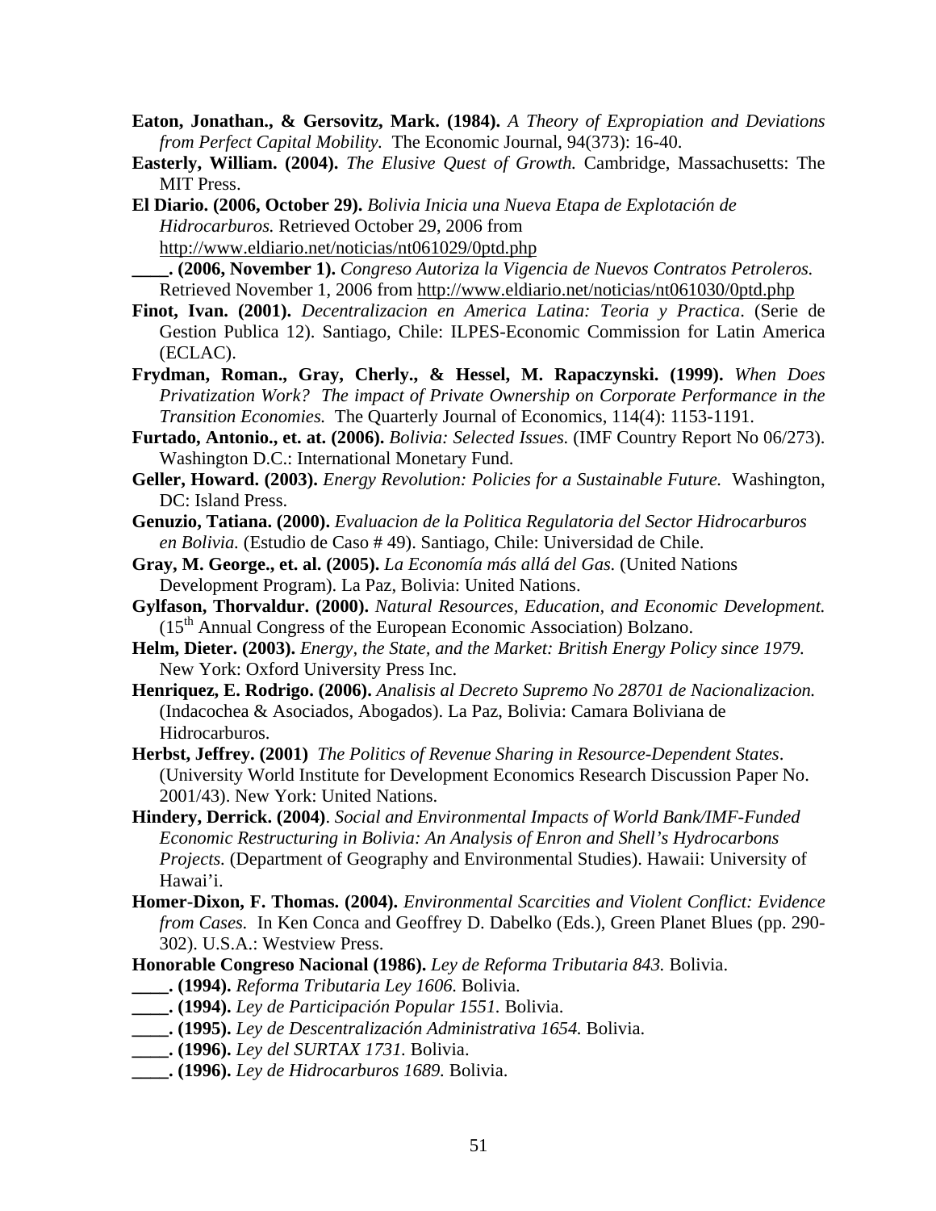**Eaton, Jonathan., & Gersovitz, Mark. (1984).** *A Theory of Expropiation and Deviations from Perfect Capital Mobility.* The Economic Journal, 94(373): 16-40.

**Easterly, William. (2004).** *The Elusive Quest of Growth.* Cambridge, Massachusetts: The MIT Press.

**El Diario. (2006, October 29).** *Bolivia Inicia una Nueva Etapa de Explotación de Hidrocarburos.* Retrieved October 29, 2006 from http://www.eldiario.net/noticias/nt061029/0ptd.php

**____. (2006, November 1).** *Congreso Autoriza la Vigencia de Nuevos Contratos Petroleros.* Retrieved November 1, 2006 from http://www.eldiario.net/noticias/nt061030/0ptd.php

**Finot, Ivan. (2001).** *Decentralizacion en America Latina: Teoria y Practica*. (Serie de Gestion Publica 12). Santiago, Chile: ILPES-Economic Commission for Latin America (ECLAC).

**Frydman, Roman., Gray, Cherly., & Hessel, M. Rapaczynski. (1999).** *When Does Privatization Work? The impact of Private Ownership on Corporate Performance in the Transition Economies.* The Quarterly Journal of Economics, 114(4): 1153-1191.

**Furtado, Antonio., et. at. (2006).** *Bolivia: Selected Issues.* (IMF Country Report No 06/273). Washington D.C.: International Monetary Fund.

**Geller, Howard. (2003).** *Energy Revolution: Policies for a Sustainable Future.* Washington, DC: Island Press.

**Genuzio, Tatiana. (2000).** *Evaluacion de la Politica Regulatoria del Sector Hidrocarburos en Bolivia.* (Estudio de Caso # 49). Santiago, Chile: Universidad de Chile.

**Gray, M. George., et. al. (2005).** *La Economía más allá del Gas.* (United Nations Development Program). La Paz, Bolivia: United Nations.

**Gylfason, Thorvaldur. (2000).** *Natural Resources, Education, and Economic Development.* (15th Annual Congress of the European Economic Association) Bolzano.

**Helm, Dieter. (2003).** *Energy, the State, and the Market: British Energy Policy since 1979.* New York: Oxford University Press Inc.

**Henriquez, E. Rodrigo. (2006).** *Analisis al Decreto Supremo No 28701 de Nacionalizacion.* (Indacochea & Asociados, Abogados). La Paz, Bolivia: Camara Boliviana de Hidrocarburos.

**Herbst, Jeffrey. (2001)** *The Politics of Revenue Sharing in Resource-Dependent States*. (University World Institute for Development Economics Research Discussion Paper No. 2001/43). New York: United Nations.

**Hindery, Derrick. (2004)**. *Social and Environmental Impacts of World Bank/IMF-Funded Economic Restructuring in Bolivia: An Analysis of Enron and Shell's Hydrocarbons Projects.* (Department of Geography and Environmental Studies). Hawaii: University of Hawai'i.

**Homer-Dixon, F. Thomas. (2004).** *Environmental Scarcities and Violent Conflict: Evidence from Cases.* In Ken Conca and Geoffrey D. Dabelko (Eds.), Green Planet Blues (pp. 290-302). U.S.A.: Westview Press.

**Honorable Congreso Nacional (1986).** *Ley de Reforma Tributaria 843.* Bolivia.

**____. (1994).** *Reforma Tributaria Ley 1606.* Bolivia.

**____. (1994).** *Ley de Participación Popular 1551.* Bolivia.

**____. (1995).** *Ley de Descentralización Administrativa 1654.* Bolivia.

**____. (1996).** *Ley del SURTAX 1731.* Bolivia.

**____. (1996).** *Ley de Hidrocarburos 1689.* Bolivia.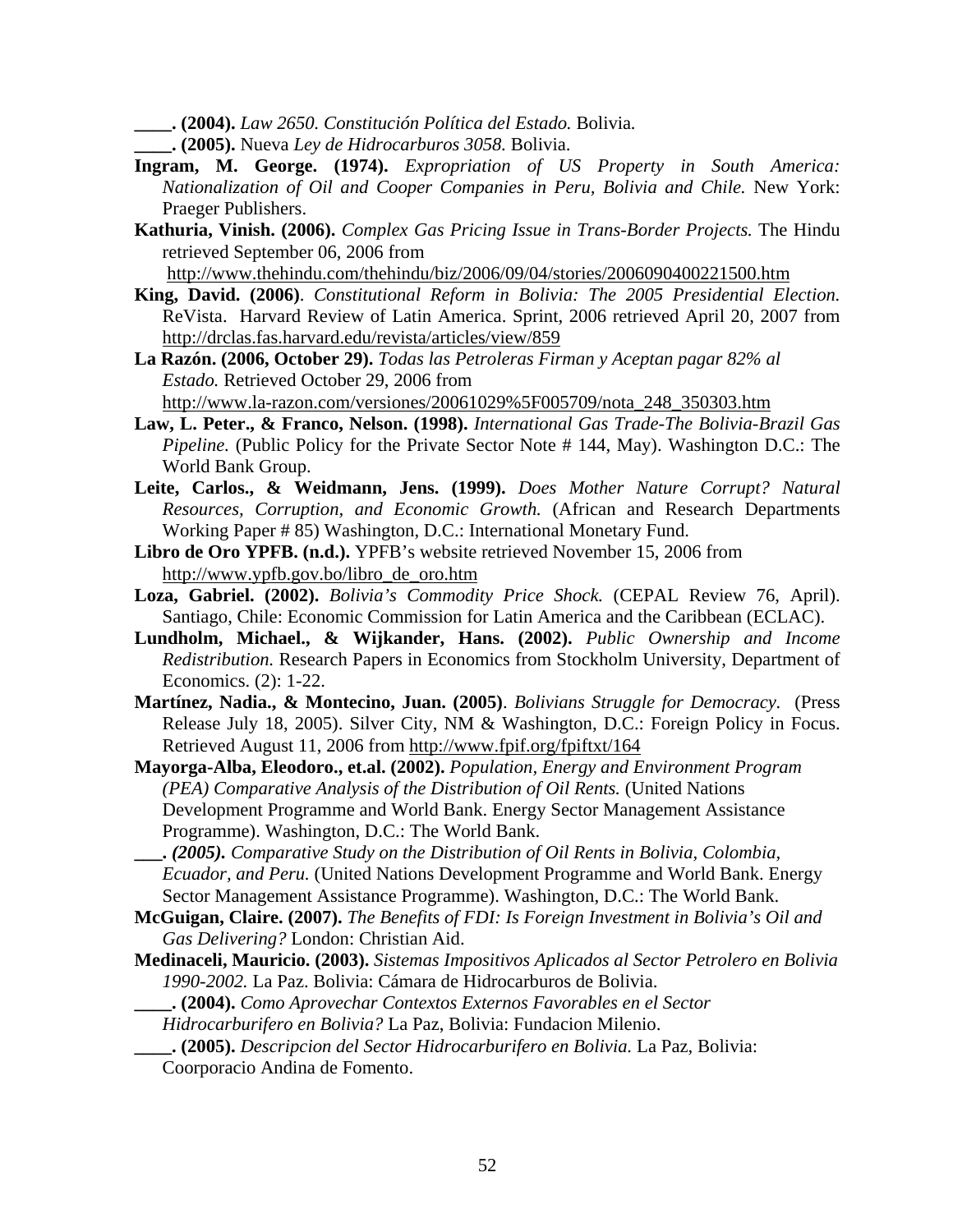**____. (2004).** *Law 2650. Constitución Política del Estado.* Bolivia.

**____. (2005).** Nueva *Ley de Hidrocarburos 3058.* Bolivia.

**Ingram, M. George. (1974).** *Expropriation of US Property in South America: Nationalization of Oil and Cooper Companies in Peru, Bolivia and Chile.* New York: Praeger Publishers.

**Kathuria, Vinish. (2006).** *Complex Gas Pricing Issue in Trans-Border Projects.* The Hindu retrieved September 06, 2006 from http://www.thehindu.com/thehindu/biz/2006/09/04/stories/2006090400221500.htm

**King, David. (2006)**. *Constitutional Reform in Bolivia: The 2005 Presidential Election.* ReVista. Harvard Review of Latin America. Sprint, 2006 retrieved April 20, 2007 from http://drclas.fas.harvard.edu/revista/articles/view/859

**La Razón. (2006, October 29).** *Todas las Petroleras Firman y Aceptan pagar 82% al Estado.* Retrieved October 29, 2006 from http://www.la-razon.com/versiones/20061029%5F005709/nota_248_350303.htm

**Law, L. Peter., & Franco, Nelson. (1998).** *International Gas Trade-The Bolivia-Brazil Gas Pipeline.* (Public Policy for the Private Sector Note # 144, May). Washington D.C.: The World Bank Group.

**Leite, Carlos., & Weidmann, Jens. (1999).** *Does Mother Nature Corrupt? Natural Resources, Corruption, and Economic Growth.* (African and Research Departments Working Paper # 85) Washington, D.C.: International Monetary Fund.

**Libro de Oro YPFB. (n.d.).** YPFB's website retrieved November 15, 2006 from http://www.ypfb.gov.bo/libro_de_oro.htm

**Loza, Gabriel. (2002).** *Bolivia's Commodity Price Shock.* (CEPAL Review 76, April). Santiago, Chile: Economic Commission for Latin America and the Caribbean (ECLAC).

**Lundholm, Michael., & Wijkander, Hans. (2002).** *Public Ownership and Income Redistribution.* Research Papers in Economics from Stockholm University, Department of Economics. (2): 1-22.

**Martínez, Nadia., & Montecino, Juan. (2005)**. *Bolivians Struggle for Democracy.* (Press Release July 18, 2005). Silver City, NM & Washington, D.C.: Foreign Policy in Focus. Retrieved August 11, 2006 from http://www.fpif.org/fpiftxt/164

**Mayorga-Alba, Eleodoro., et.al. (2002).** *Population, Energy and Environment Program (PEA) Comparative Analysis of the Distribution of Oil Rents.* (United Nations Development Programme and World Bank. Energy Sector Management Assistance Programme). Washington, D.C.: The World Bank.

**___. *(2005).*** *Comparative Study on the Distribution of Oil Rents in Bolivia, Colombia, Ecuador, and Peru.* (United Nations Development Programme and World Bank. Energy Sector Management Assistance Programme). Washington, D.C.: The World Bank.

**McGuigan, Claire. (2007).** *The Benefits of FDI: Is Foreign Investment in Bolivia's Oil and Gas Delivering?* London: Christian Aid.

**Medinaceli, Mauricio. (2003).** *Sistemas Impositivos Aplicados al Sector Petrolero en Bolivia 1990-2002.* La Paz. Bolivia: Cámara de Hidrocarburos de Bolivia.

**____. (2004).** *Como Aprovechar Contextos Externos Favorables en el Sector Hidrocarburifero en Bolivia?* La Paz, Bolivia: Fundacion Milenio.

**____. (2005).** *Descripcion del Sector Hidrocarburifero en Bolivia.* La Paz, Bolivia: Coorporacio Andina de Fomento.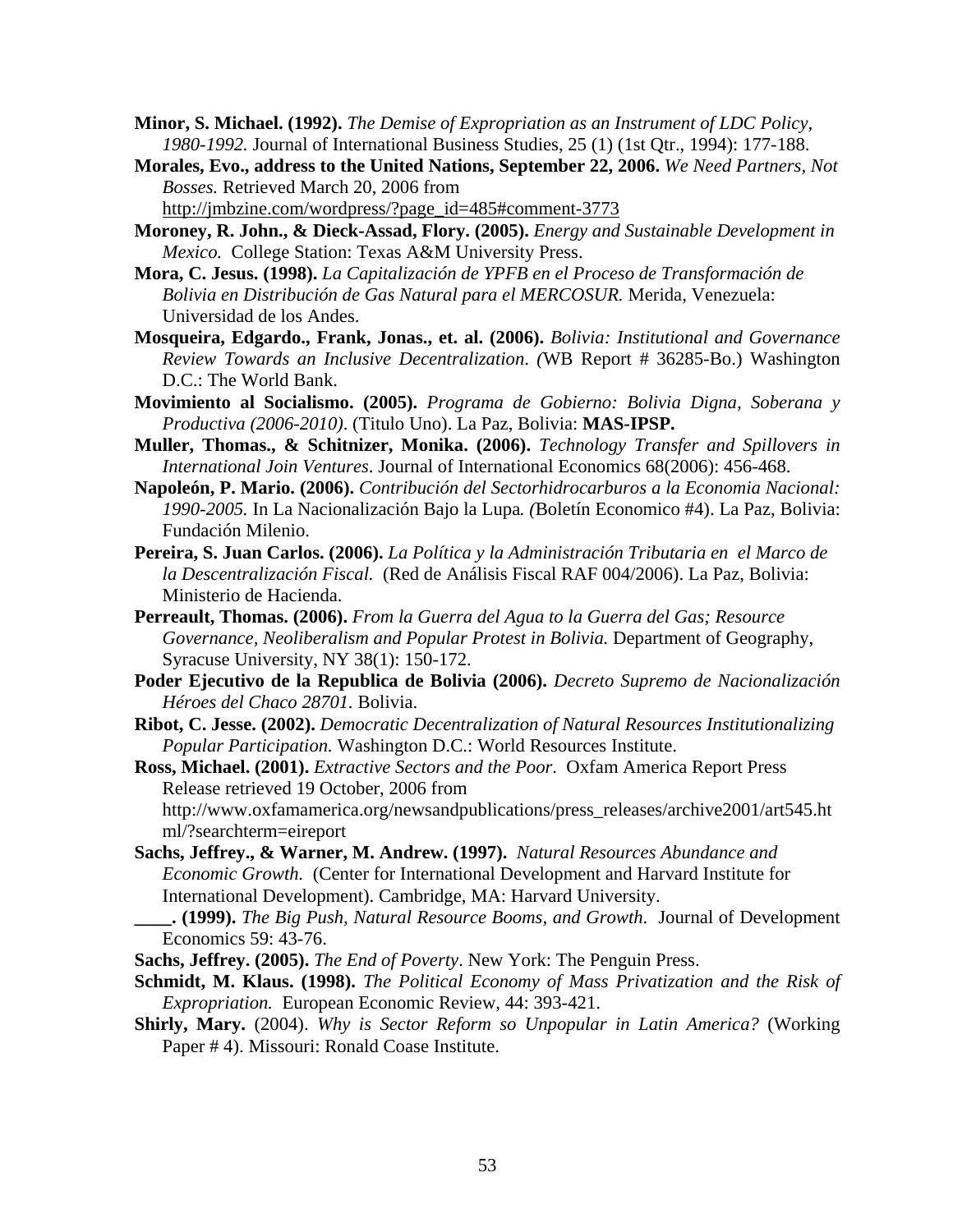**Minor, S. Michael. (1992).** *The Demise of Expropriation as an Instrument of LDC Policy, 1980-1992.* Journal of International Business Studies, 25 (1) (1st Qtr., 1994): 177-188.

**Morales, Evo., address to the United Nations, September 22, 2006.** *We Need Partners, Not Bosses.* Retrieved March 20, 2006 from http://jmbzine.com/wordpress/?page_id=485#comment-3773

**Moroney, R. John., & Dieck-Assad, Flory. (2005).** *Energy and Sustainable Development in Mexico.* College Station: Texas A&M University Press.

**Mora, C. Jesus. (1998).** *La Capitalización de YPFB en el Proceso de Transformación de Bolivia en Distribución de Gas Natural para el MERCOSUR.* Merida, Venezuela: Universidad de los Andes.

**Mosqueira, Edgardo., Frank, Jonas., et. al. (2006).** *Bolivia: Institutional and Governance Review Towards an Inclusive Decentralization. (*WB Report # 36285-Bo.) Washington D.C.: The World Bank.

**Movimiento al Socialismo. (2005).** *Programa de Gobierno: Bolivia Digna, Soberana y Productiva (2006-2010)*. (Titulo Uno). La Paz, Bolivia: **MAS-IPSP.**

**Muller, Thomas., & Schitnizer, Monika. (2006).** *Technology Transfer and Spillovers in International Join Ventures*. Journal of International Economics 68(2006): 456-468.

**Napoleón, P. Mario. (2006).** *Contribución del Sectorhidrocarburos a la Economia Nacional: 1990-2005.* In La Nacionalización Bajo la Lupa*. (*Boletín Economico #4). La Paz, Bolivia: Fundación Milenio.

**Pereira, S. Juan Carlos. (2006).** *La Política y la Administración Tributaria en el Marco de la Descentralización Fiscal.* (Red de Análisis Fiscal RAF 004/2006). La Paz, Bolivia: Ministerio de Hacienda.

**Perreault, Thomas. (2006).** *From la Guerra del Agua to la Guerra del Gas; Resource Governance, Neoliberalism and Popular Protest in Bolivia.* Department of Geography, Syracuse University, NY 38(1): 150-172.

**Poder Ejecutivo de la Republica de Bolivia (2006).** *Decreto Supremo de Nacionalización Héroes del Chaco 28701.* Bolivia.

**Ribot, C. Jesse. (2002).** *Democratic Decentralization of Natural Resources Institutionalizing Popular Participation.* Washington D.C.: World Resources Institute.

**Ross, Michael. (2001).** *Extractive Sectors and the Poor.* Oxfam America Report Press Release retrieved 19 October, 2006 from http://www.oxfamamerica.org/newsandpublications/press_releases/archive2001/art545.html/?searchterm=eireport

**Sachs, Jeffrey., & Warner, M. Andrew. (1997).** *Natural Resources Abundance and Economic Growth.* (Center for International Development and Harvard Institute for International Development). Cambridge, MA: Harvard University.

**____. (1999).** *The Big Push, Natural Resource Booms, and Growth*. Journal of Development Economics 59: 43-76.

**Sachs, Jeffrey. (2005).** *The End of Poverty*. New York: The Penguin Press.

**Schmidt, M. Klaus. (1998).** *The Political Economy of Mass Privatization and the Risk of Expropriation.* European Economic Review, 44: 393-421.

**Shirly, Mary.** (2004). *Why is Sector Reform so Unpopular in Latin America?* (Working Paper # 4). Missouri: Ronald Coase Institute.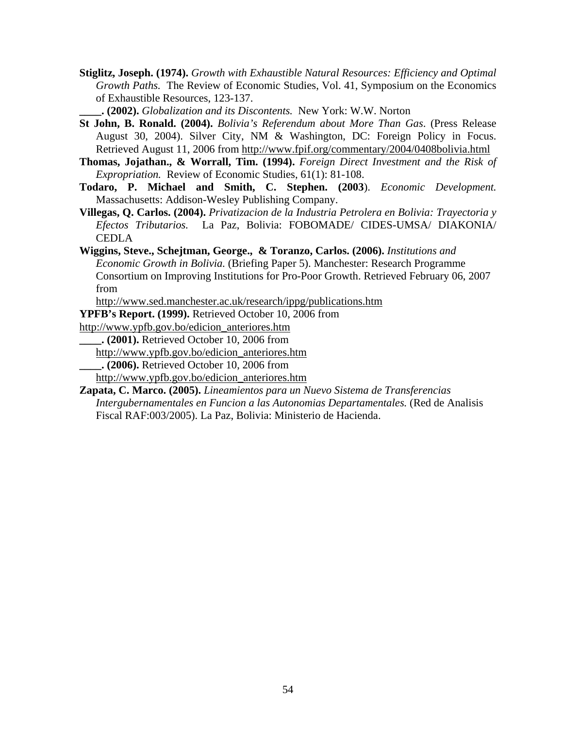**Stiglitz, Joseph. (1974).** *Growth with Exhaustible Natural Resources: Efficiency and Optimal Growth Paths.* The Review of Economic Studies, Vol. 41, Symposium on the Economics of Exhaustible Resources, 123-137.

**\_\_\_\_. (2002).** *Globalization and its Discontents.* New York: W.W. Norton

**St John, B. Ronald. (2004).** *Bolivia's Referendum about More Than Gas*. (Press Release August 30, 2004). Silver City, NM & Washington, DC: Foreign Policy in Focus. Retrieved August 11, 2006 from http://www.fpif.org/commentary/2004/0408bolivia.html

**Thomas, Jojathan., & Worrall, Tim. (1994).** *Foreign Direct Investment and the Risk of Expropriation.* Review of Economic Studies, 61(1): 81-108.

**Todaro, P. Michael and Smith, C. Stephen. (2003**). *Economic Development.* Massachusetts: Addison-Wesley Publishing Company.

**Villegas, Q. Carlos. (2004).** *Privatizacion de la Industria Petrolera en Bolivia: Trayectoria y Efectos Tributarios.* La Paz, Bolivia: FOBOMADE/ CIDES-UMSA/ DIAKONIA/ CEDLA

**Wiggins, Steve., Schejtman, George., & Toranzo, Carlos. (2006).** *Institutions and Economic Growth in Bolivia.* (Briefing Paper 5). Manchester: Research Programme Consortium on Improving Institutions for Pro-Poor Growth. Retrieved February 06, 2007 from http://www.sed.manchester.ac.uk/research/ippg/publications.htm

**YPFB's Report. (1999).** Retrieved October 10, 2006 from http://www.ypfb.gov.bo/edicion_anteriores.htm

**\_\_\_\_. (2001).** Retrieved October 10, 2006 from http://www.ypfb.gov.bo/edicion_anteriores.htm

**\_\_\_\_. (2006).** Retrieved October 10, 2006 from http://www.ypfb.gov.bo/edicion_anteriores.htm

**Zapata, C. Marco. (2005).** *Lineamientos para un Nuevo Sistema de Transferencias Intergubernamentales en Funcion a las Autonomias Departamentales.* (Red de Analisis Fiscal RAF:003/2005). La Paz, Bolivia: Ministerio de Hacienda.